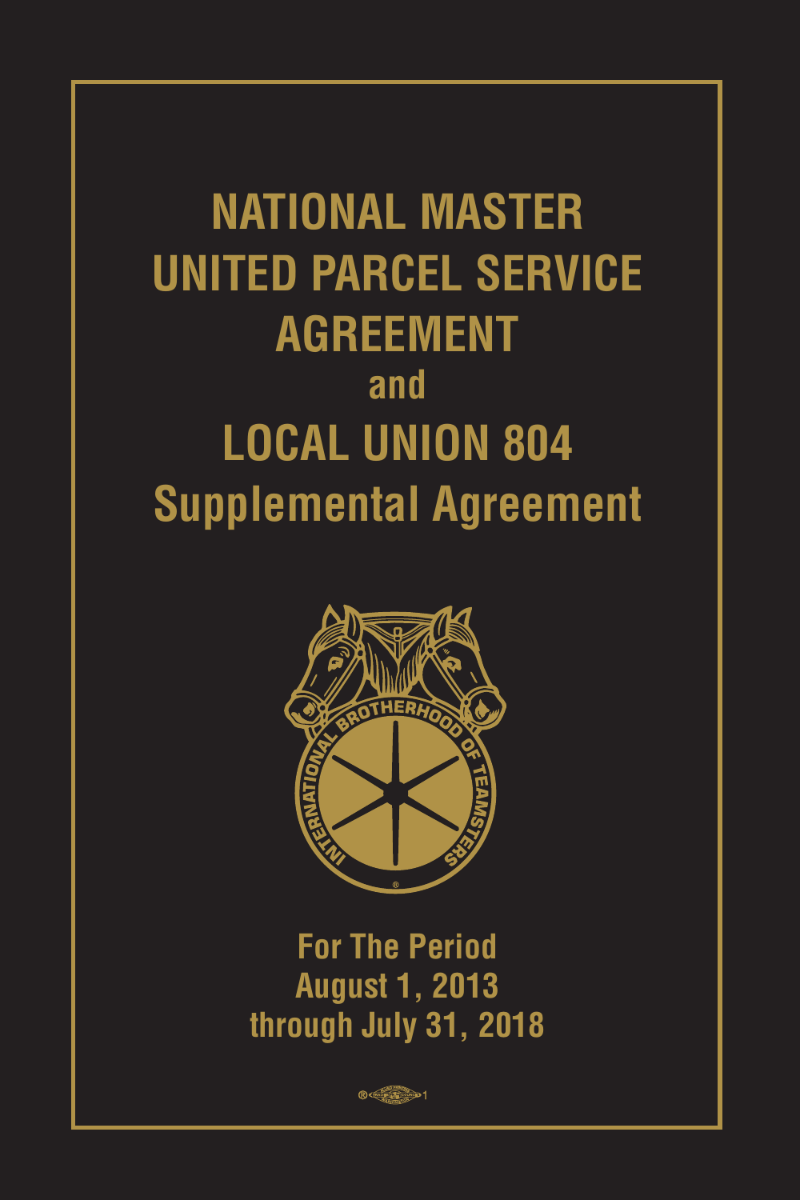# NATIONAL MASTER UNITED PARCEL SERVICE AGREEMENT

## and

# LOCAL UNION 804 Supplemental Agreement

**For The Period**
**August 1, 2013**
**through July 31, 2018**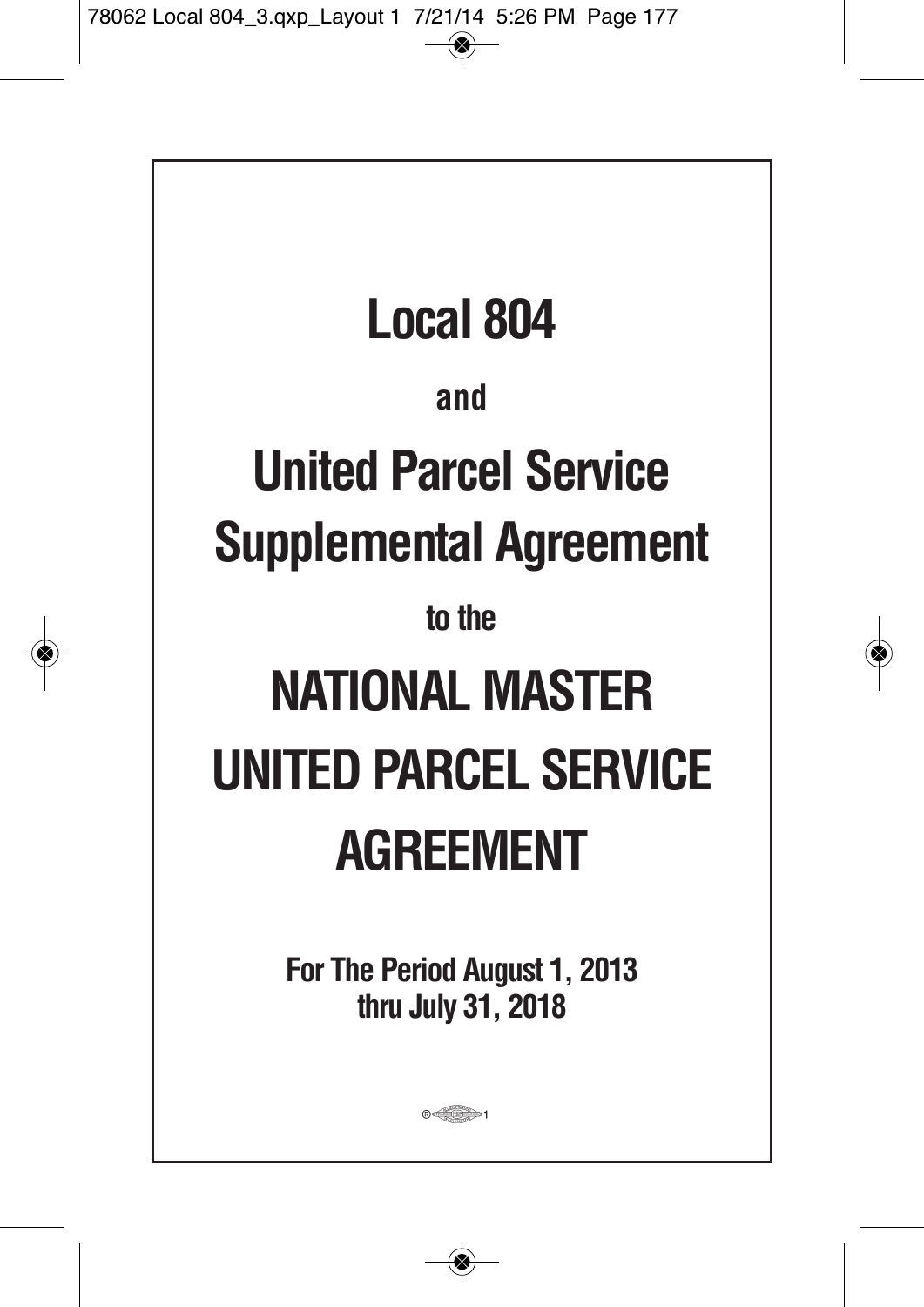# Local 804

**and**

# United Parcel Service Supplemental Agreement

**to the**

# NATIONAL MASTER UNITED PARCEL SERVICE AGREEMENT

**For The Period August 1, 2013 thru July 31, 2018**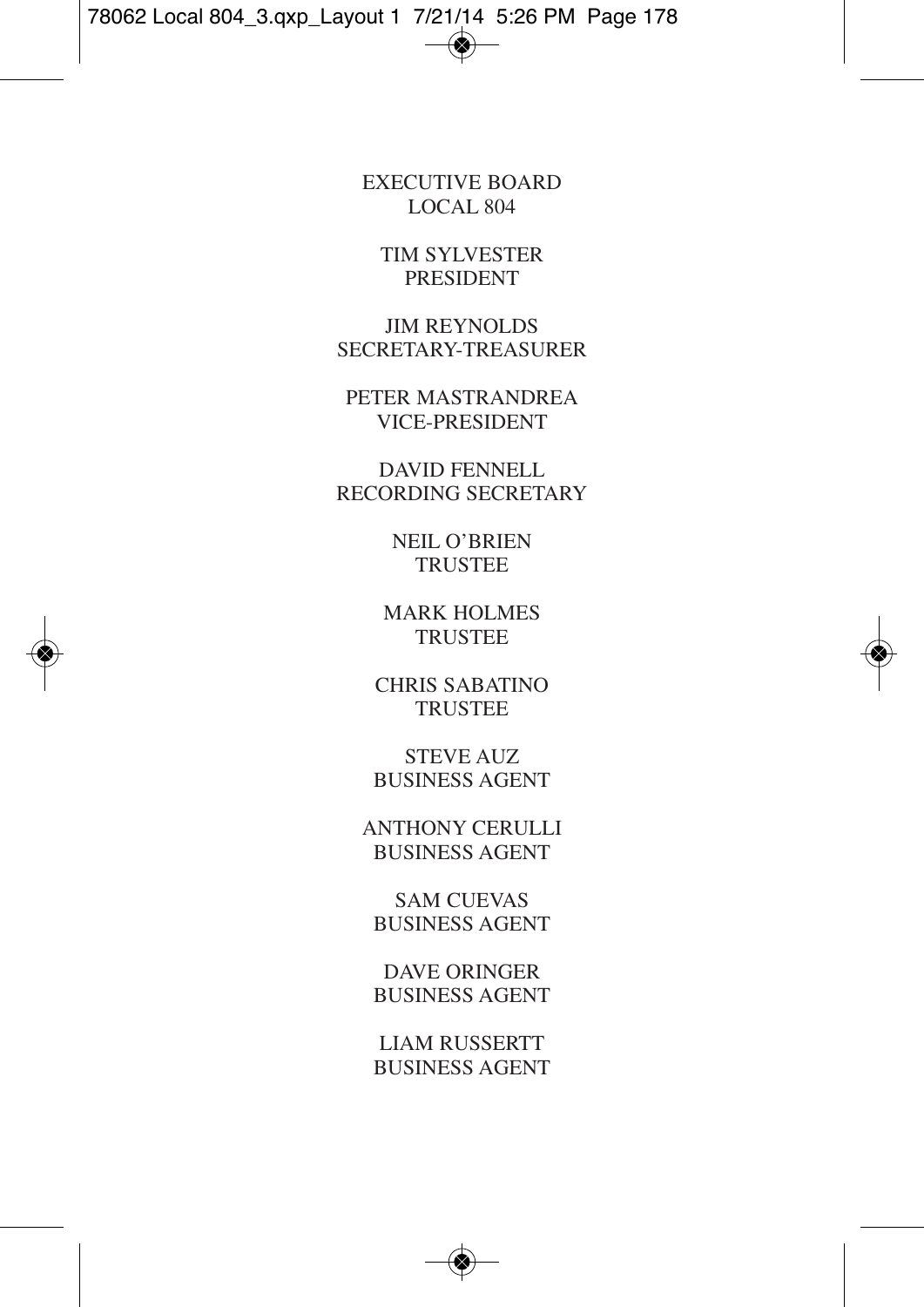# EXECUTIVE BOARD
# LOCAL 804

TIM SYLVESTER
PRESIDENT

JIM REYNOLDS
SECRETARY-TREASURER

PETER MASTRANDREA
VICE-PRESIDENT

DAVID FENNELL
RECORDING SECRETARY

NEIL O'BRIEN
TRUSTEE

MARK HOLMES
TRUSTEE

CHRIS SABATINO
TRUSTEE

STEVE AUZ
BUSINESS AGENT

ANTHONY CERULLI
BUSINESS AGENT

SAM CUEVAS
BUSINESS AGENT

DAVE ORINGER
BUSINESS AGENT

LIAM RUSSERTT
BUSINESS AGENT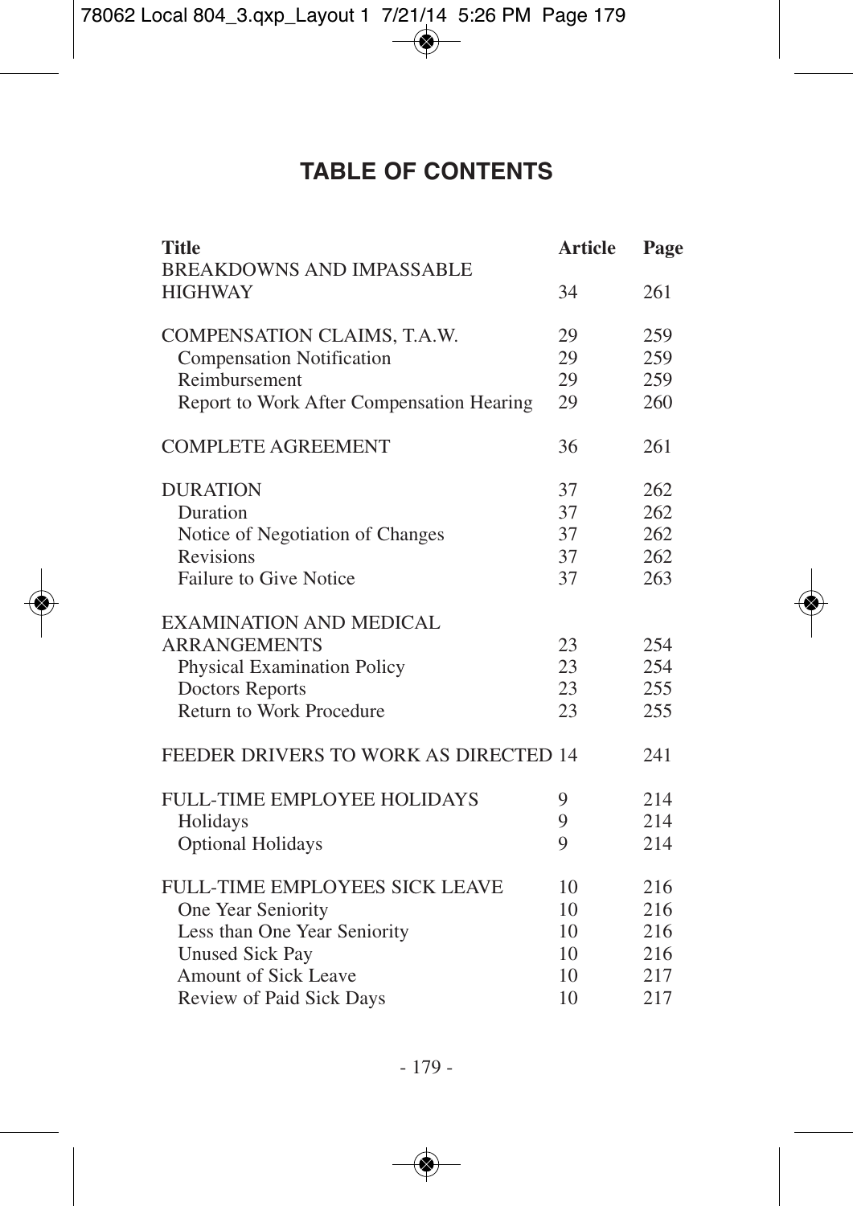## TABLE OF CONTENTS

| Title | Article | Page |
|---|---|---|
| BREAKDOWNS AND IMPASSABLE HIGHWAY | 34 | 261 |
| | | |
| COMPENSATION CLAIMS, T.A.W. | 29 | 259 |
| Compensation Notification | 29 | 259 |
| Reimbursement | 29 | 259 |
| Report to Work After Compensation Hearing | 29 | 260 |
| | | |
| COMPLETE AGREEMENT | 36 | 261 |
| | | |
| DURATION | 37 | 262 |
| Duration | 37 | 262 |
| Notice of Negotiation of Changes | 37 | 262 |
| Revisions | 37 | 262 |
| Failure to Give Notice | 37 | 263 |
| | | |
| EXAMINATION AND MEDICAL ARRANGEMENTS | 23 | 254 |
| Physical Examination Policy | 23 | 254 |
| Doctors Reports | 23 | 255 |
| Return to Work Procedure | 23 | 255 |
| | | |
| FEEDER DRIVERS TO WORK AS DIRECTED | 14 | 241 |
| | | |
| FULL-TIME EMPLOYEE HOLIDAYS | 9 | 214 |
| Holidays | 9 | 214 |
| Optional Holidays | 9 | 214 |
| | | |
| FULL-TIME EMPLOYEES SICK LEAVE | 10 | 216 |
| One Year Seniority | 10 | 216 |
| Less than One Year Seniority | 10 | 216 |
| Unused Sick Pay | 10 | 216 |
| Amount of Sick Leave | 10 | 217 |
| Review of Paid Sick Days | 10 | 217 |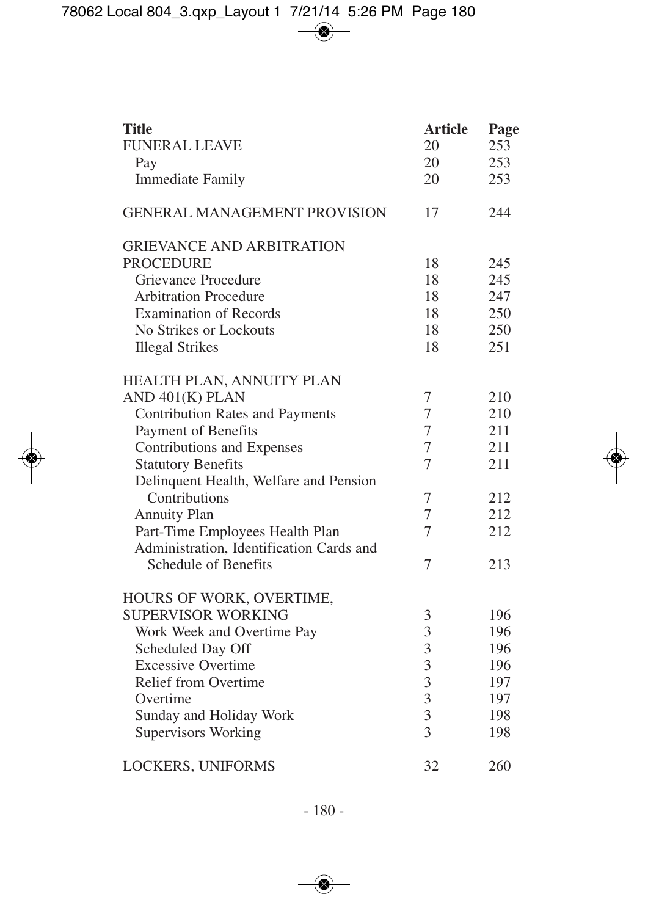| Title | Article | Page |
|---|---|---|
| FUNERAL LEAVE | 20 | 253 |
| Pay | 20 | 253 |
| Immediate Family | 20 | 253 |
| | | |
| GENERAL MANAGEMENT PROVISION | 17 | 244 |
| | | |
| GRIEVANCE AND ARBITRATION PROCEDURE | 18 | 245 |
| Grievance Procedure | 18 | 245 |
| Arbitration Procedure | 18 | 247 |
| Examination of Records | 18 | 250 |
| No Strikes or Lockouts | 18 | 250 |
| Illegal Strikes | 18 | 251 |
| | | |
| HEALTH PLAN, ANNUITY PLAN AND 401(K) PLAN | 7 | 210 |
| Contribution Rates and Payments | 7 | 210 |
| Payment of Benefits | 7 | 211 |
| Contributions and Expenses | 7 | 211 |
| Statutory Benefits | 7 | 211 |
| Delinquent Health, Welfare and Pension Contributions | 7 | 212 |
| Annuity Plan | 7 | 212 |
| Part-Time Employees Health Plan | 7 | 212 |
| Administration, Identification Cards and Schedule of Benefits | 7 | 213 |
| | | |
| HOURS OF WORK, OVERTIME, SUPERVISOR WORKING | 3 | 196 |
| Work Week and Overtime Pay | 3 | 196 |
| Scheduled Day Off | 3 | 196 |
| Excessive Overtime | 3 | 196 |
| Relief from Overtime | 3 | 197 |
| Overtime | 3 | 197 |
| Sunday and Holiday Work | 3 | 198 |
| Supervisors Working | 3 | 198 |
| | | |
| LOCKERS, UNIFORMS | 32 | 260 |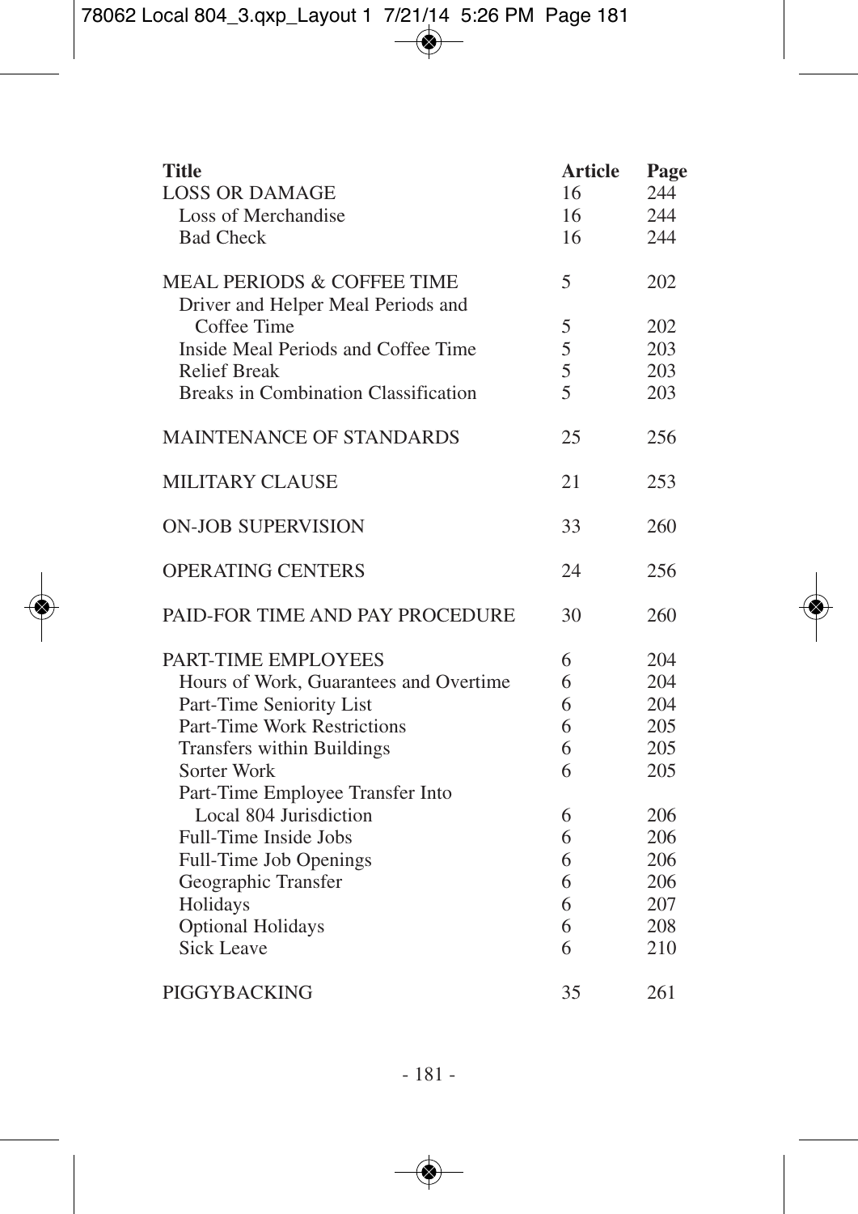| Title | Article | Page |
|---|---|---|
| LOSS OR DAMAGE | 16 | 244 |
| Loss of Merchandise | 16 | 244 |
| Bad Check | 16 | 244 |
| | | |
| MEAL PERIODS & COFFEE TIME | 5 | 202 |
| Driver and Helper Meal Periods and Coffee Time | 5 | 202 |
| Inside Meal Periods and Coffee Time | 5 | 203 |
| Relief Break | 5 | 203 |
| Breaks in Combination Classification | 5 | 203 |
| | | |
| MAINTENANCE OF STANDARDS | 25 | 256 |
| | | |
| MILITARY CLAUSE | 21 | 253 |
| | | |
| ON-JOB SUPERVISION | 33 | 260 |
| | | |
| OPERATING CENTERS | 24 | 256 |
| | | |
| PAID-FOR TIME AND PAY PROCEDURE | 30 | 260 |
| | | |
| PART-TIME EMPLOYEES | 6 | 204 |
| Hours of Work, Guarantees and Overtime | 6 | 204 |
| Part-Time Seniority List | 6 | 204 |
| Part-Time Work Restrictions | 6 | 205 |
| Transfers within Buildings | 6 | 205 |
| Sorter Work | 6 | 205 |
| Part-Time Employee Transfer Into Local 804 Jurisdiction | 6 | 206 |
| Full-Time Inside Jobs | 6 | 206 |
| Full-Time Job Openings | 6 | 206 |
| Geographic Transfer | 6 | 206 |
| Holidays | 6 | 207 |
| Optional Holidays | 6 | 208 |
| Sick Leave | 6 | 210 |
| | | |
| PIGGYBACKING | 35 | 261 |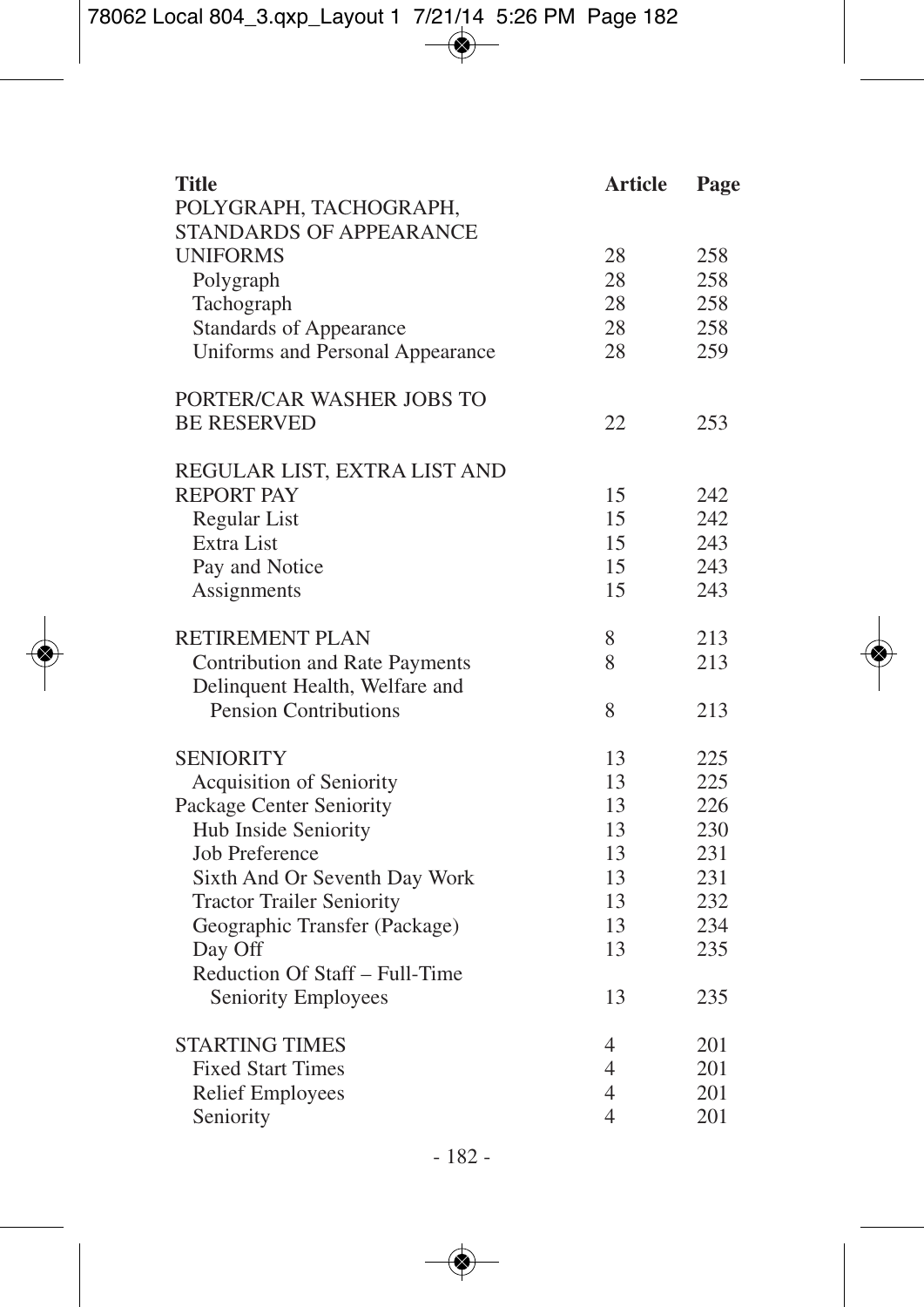| Title | Article | Page |
|---|---|---|
| POLYGRAPH, TACHOGRAPH, STANDARDS OF APPEARANCE UNIFORMS | 28 | 258 |
| Polygraph | 28 | 258 |
| Tachograph | 28 | 258 |
| Standards of Appearance | 28 | 258 |
| Uniforms and Personal Appearance | 28 | 259 |
| | | |
| PORTER/CAR WASHER JOBS TO BE RESERVED | 22 | 253 |
| | | |
| REGULAR LIST, EXTRA LIST AND REPORT PAY | 15 | 242 |
| Regular List | 15 | 242 |
| Extra List | 15 | 243 |
| Pay and Notice | 15 | 243 |
| Assignments | 15 | 243 |
| | | |
| RETIREMENT PLAN | 8 | 213 |
| Contribution and Rate Payments | 8 | 213 |
| Delinquent Health, Welfare and Pension Contributions | 8 | 213 |
| | | |
| SENIORITY | 13 | 225 |
| Acquisition of Seniority | 13 | 225 |
| Package Center Seniority | 13 | 226 |
| Hub Inside Seniority | 13 | 230 |
| Job Preference | 13 | 231 |
| Sixth And Or Seventh Day Work | 13 | 231 |
| Tractor Trailer Seniority | 13 | 232 |
| Geographic Transfer (Package) | 13 | 234 |
| Day Off | 13 | 235 |
| Reduction Of Staff – Full-Time Seniority Employees | 13 | 235 |
| | | |
| STARTING TIMES | 4 | 201 |
| Fixed Start Times | 4 | 201 |
| Relief Employees | 4 | 201 |
| Seniority | 4 | 201 |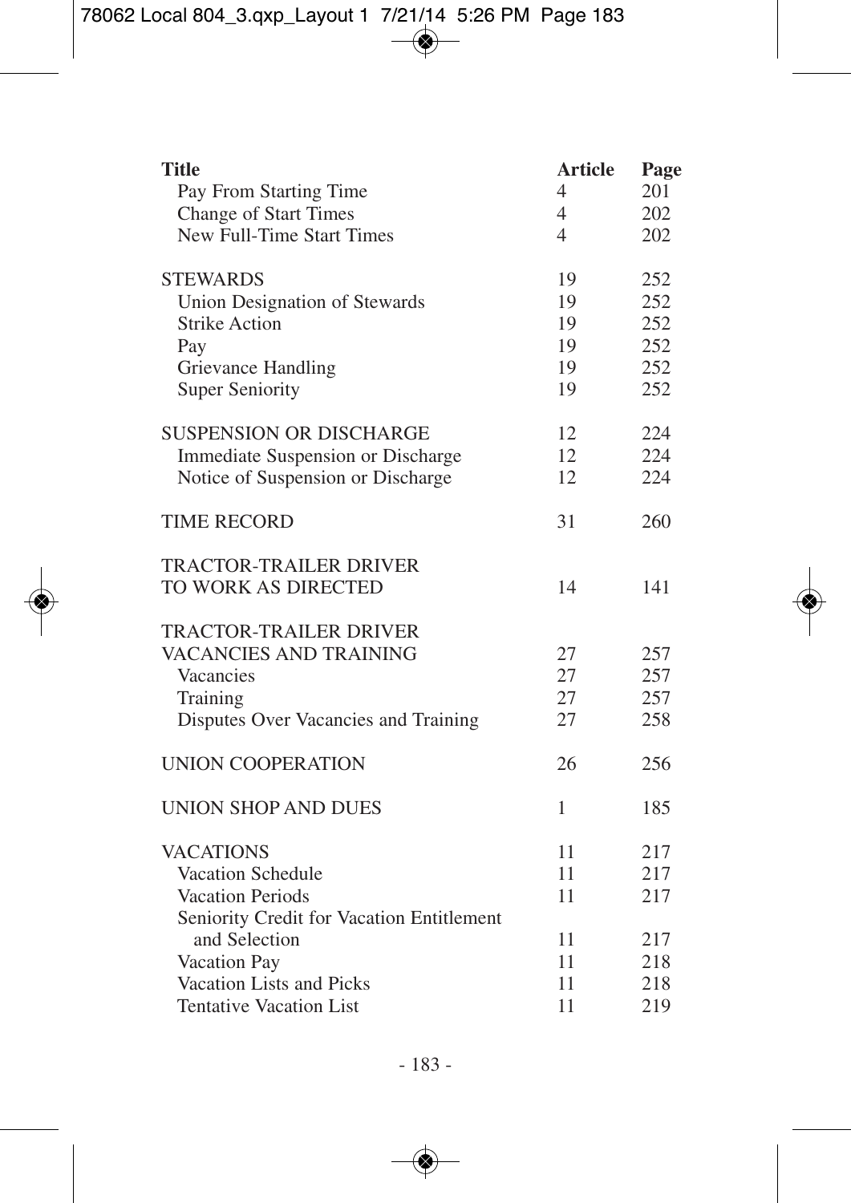| Title | Article | Page |
|---|---|---|
| Pay From Starting Time | 4 | 201 |
| Change of Start Times | 4 | 202 |
| New Full-Time Start Times | 4 | 202 |
| | | |
| STEWARDS | 19 | 252 |
| Union Designation of Stewards | 19 | 252 |
| Strike Action | 19 | 252 |
| Pay | 19 | 252 |
| Grievance Handling | 19 | 252 |
| Super Seniority | 19 | 252 |
| | | |
| SUSPENSION OR DISCHARGE | 12 | 224 |
| Immediate Suspension or Discharge | 12 | 224 |
| Notice of Suspension or Discharge | 12 | 224 |
| | | |
| TIME RECORD | 31 | 260 |
| | | |
| TRACTOR-TRAILER DRIVER TO WORK AS DIRECTED | 14 | 141 |
| | | |
| TRACTOR-TRAILER DRIVER VACANCIES AND TRAINING | 27 | 257 |
| Vacancies | 27 | 257 |
| Training | 27 | 257 |
| Disputes Over Vacancies and Training | 27 | 258 |
| | | |
| UNION COOPERATION | 26 | 256 |
| | | |
| UNION SHOP AND DUES | 1 | 185 |
| | | |
| VACATIONS | 11 | 217 |
| Vacation Schedule | 11 | 217 |
| Vacation Periods | 11 | 217 |
| Seniority Credit for Vacation Entitlement and Selection | 11 | 217 |
| Vacation Pay | 11 | 218 |
| Vacation Lists and Picks | 11 | 218 |
| Tentative Vacation List | 11 | 219 |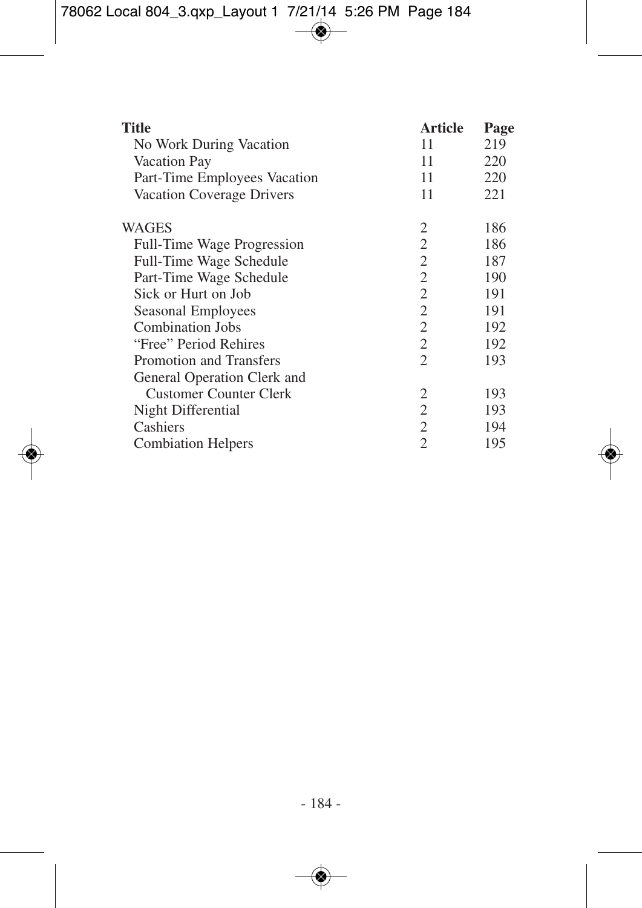| Title | Article | Page |
|---|---|---|
| No Work During Vacation | 11 | 219 |
| Vacation Pay | 11 | 220 |
| Part-Time Employees Vacation | 11 | 220 |
| Vacation Coverage Drivers | 11 | 221 |
| | | |
| WAGES | 2 | 186 |
| Full-Time Wage Progression | 2 | 186 |
| Full-Time Wage Schedule | 2 | 187 |
| Part-Time Wage Schedule | 2 | 190 |
| Sick or Hurt on Job | 2 | 191 |
| Seasonal Employees | 2 | 191 |
| Combination Jobs | 2 | 192 |
| "Free" Period Rehires | 2 | 192 |
| Promotion and Transfers | 2 | 193 |
| General Operation Clerk and Customer Counter Clerk | 2 | 193 |
| Night Differential | 2 | 193 |
| Cashiers | 2 | 194 |
| Combiation Helpers | 2 | 195 |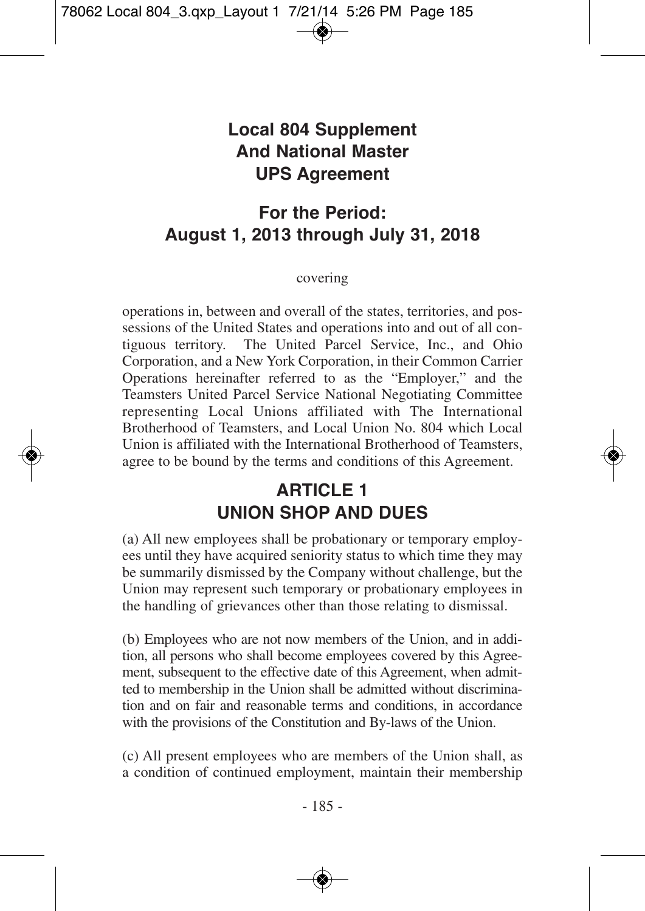# Local 804 Supplement And National Master UPS Agreement

## For the Period: August 1, 2013 through July 31, 2018

covering

operations in, between and overall of the states, territories, and possessions of the United States and operations into and out of all contiguous territory. The United Parcel Service, Inc., and Ohio Corporation, and a New York Corporation, in their Common Carrier Operations hereinafter referred to as the "Employer," and the Teamsters United Parcel Service National Negotiating Committee representing Local Unions affiliated with The International Brotherhood of Teamsters, and Local Union No. 804 which Local Union is affiliated with the International Brotherhood of Teamsters, agree to be bound by the terms and conditions of this Agreement.

## ARTICLE 1
## UNION SHOP AND DUES

(a) All new employees shall be probationary or temporary employees until they have acquired seniority status to which time they may be summarily dismissed by the Company without challenge, but the Union may represent such temporary or probationary employees in the handling of grievances other than those relating to dismissal.

(b) Employees who are not now members of the Union, and in addition, all persons who shall become employees covered by this Agreement, subsequent to the effective date of this Agreement, when admitted to membership in the Union shall be admitted without discrimination and on fair and reasonable terms and conditions, in accordance with the provisions of the Constitution and By-laws of the Union.

(c) All present employees who are members of the Union shall, as a condition of continued employment, maintain their membership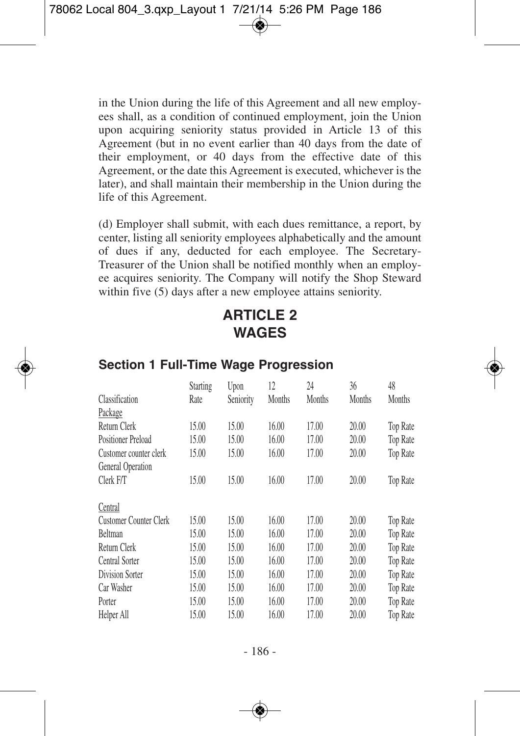in the Union during the life of this Agreement and all new employees shall, as a condition of continued employment, join the Union upon acquiring seniority status provided in Article 13 of this Agreement (but in no event earlier than 40 days from the date of their employment, or 40 days from the effective date of this Agreement, or the date this Agreement is executed, whichever is the later), and shall maintain their membership in the Union during the life of this Agreement.

(d) Employer shall submit, with each dues remittance, a report, by center, listing all seniority employees alphabetically and the amount of dues if any, deducted for each employee. The Secretary-Treasurer of the Union shall be notified monthly when an employee acquires seniority. The Company will notify the Shop Steward within five (5) days after a new employee attains seniority.

# ARTICLE 2
# WAGES

## Section 1 Full-Time Wage Progression

| Classification | Starting Rate | Upon Seniority | 12 Months | 24 Months | 36 Months | 48 Months |
|---|---|---|---|---|---|---|
| Package | | | | | | |
| Return Clerk | 15.00 | 15.00 | 16.00 | 17.00 | 20.00 | Top Rate |
| Positioner Preload | 15.00 | 15.00 | 16.00 | 17.00 | 20.00 | Top Rate |
| Customer counter clerk | 15.00 | 15.00 | 16.00 | 17.00 | 20.00 | Top Rate |
| General Operation Clerk F/T | 15.00 | 15.00 | 16.00 | 17.00 | 20.00 | Top Rate |
| | | | | | | |
| Central | | | | | | |
| Customer Counter Clerk | 15.00 | 15.00 | 16.00 | 17.00 | 20.00 | Top Rate |
| Beltman | 15.00 | 15.00 | 16.00 | 17.00 | 20.00 | Top Rate |
| Return Clerk | 15.00 | 15.00 | 16.00 | 17.00 | 20.00 | Top Rate |
| Central Sorter | 15.00 | 15.00 | 16.00 | 17.00 | 20.00 | Top Rate |
| Division Sorter | 15.00 | 15.00 | 16.00 | 17.00 | 20.00 | Top Rate |
| Car Washer | 15.00 | 15.00 | 16.00 | 17.00 | 20.00 | Top Rate |
| Porter | 15.00 | 15.00 | 16.00 | 17.00 | 20.00 | Top Rate |
| Helper All | 15.00 | 15.00 | 16.00 | 17.00 | 20.00 | Top Rate |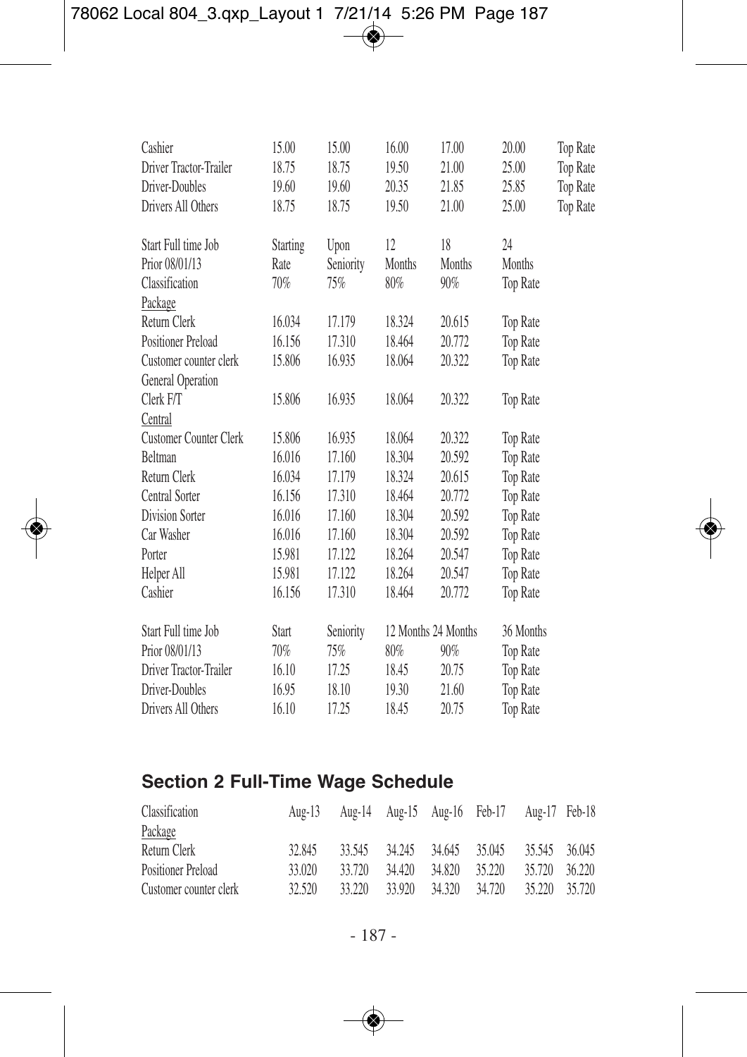| | | | | | | |
|---|---|---|---|---|---|---|
| Cashier | 15.00 | 15.00 | 16.00 | 17.00 | 20.00 | Top Rate |
| Driver Tractor-Trailer | 18.75 | 18.75 | 19.50 | 21.00 | 25.00 | Top Rate |
| Driver-Doubles | 19.60 | 19.60 | 20.35 | 21.85 | 25.85 | Top Rate |
| Drivers All Others | 18.75 | 18.75 | 19.50 | 21.00 | 25.00 | Top Rate |

| Start Full time Job Prior 08/01/13 Classification | Starting Rate 70% | Upon Seniority 75% | 12 Months 80% | 18 Months 90% | 24 Months Top Rate |
|---|---|---|---|---|---|
| Package | | | | | |
| Return Clerk | 16.034 | 17.179 | 18.324 | 20.615 | Top Rate |
| Positioner Preload | 16.156 | 17.310 | 18.464 | 20.772 | Top Rate |
| Customer counter clerk | 15.806 | 16.935 | 18.064 | 20.322 | Top Rate |
| General Operation Clerk F/T | 15.806 | 16.935 | 18.064 | 20.322 | Top Rate |
| Central | | | | | |
| Customer Counter Clerk | 15.806 | 16.935 | 18.064 | 20.322 | Top Rate |
| Beltman | 16.016 | 17.160 | 18.304 | 20.592 | Top Rate |
| Return Clerk | 16.034 | 17.179 | 18.324 | 20.615 | Top Rate |
| Central Sorter | 16.156 | 17.310 | 18.464 | 20.772 | Top Rate |
| Division Sorter | 16.016 | 17.160 | 18.304 | 20.592 | Top Rate |
| Car Washer | 16.016 | 17.160 | 18.304 | 20.592 | Top Rate |
| Porter | 15.981 | 17.122 | 18.264 | 20.547 | Top Rate |
| Helper All | 15.981 | 17.122 | 18.264 | 20.547 | Top Rate |
| Cashier | 16.156 | 17.310 | 18.464 | 20.772 | Top Rate |

| Start Full time Job Prior 08/01/13 | Start 70% | Seniority 75% | 12 Months 80% | 24 Months 90% | 36 Months Top Rate |
|---|---|---|---|---|---|
| Driver Tractor-Trailer | 16.10 | 17.25 | 18.45 | 20.75 | Top Rate |
| Driver-Doubles | 16.95 | 18.10 | 19.30 | 21.60 | Top Rate |
| Drivers All Others | 16.10 | 17.25 | 18.45 | 20.75 | Top Rate |

## Section 2 Full-Time Wage Schedule

| Classification | Aug-13 | Aug-14 | Aug-15 | Aug-16 | Feb-17 | Aug-17 | Feb-18 |
|---|---|---|---|---|---|---|---|
| Package | | | | | | | |
| Return Clerk | 32.845 | 33.545 | 34.245 | 34.645 | 35.045 | 35.545 | 36.045 |
| Positioner Preload | 33.020 | 33.720 | 34.420 | 34.820 | 35.220 | 35.720 | 36.220 |
| Customer counter clerk | 32.520 | 33.220 | 33.920 | 34.320 | 34.720 | 35.220 | 35.720 |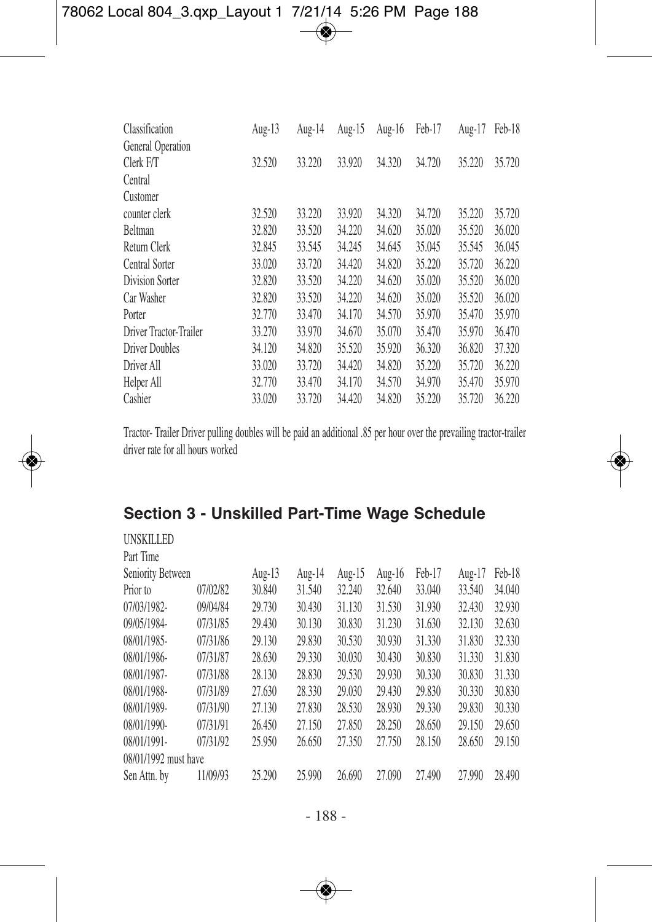| Classification | Aug-13 | Aug-14 | Aug-15 | Aug-16 | Feb-17 | Aug-17 | Feb-18 |
|---|---|---|---|---|---|---|---|
| General Operation | | | | | | | |
| Clerk F/T | 32.520 | 33.220 | 33.920 | 34.320 | 34.720 | 35.220 | 35.720 |
| Central | | | | | | | |
| Customer | | | | | | | |
| counter clerk | 32.520 | 33.220 | 33.920 | 34.320 | 34.720 | 35.220 | 35.720 |
| Beltman | 32.820 | 33.520 | 34.220 | 34.620 | 35.020 | 35.520 | 36.020 |
| Return Clerk | 32.845 | 33.545 | 34.245 | 34.645 | 35.045 | 35.545 | 36.045 |
| Central Sorter | 33.020 | 33.720 | 34.420 | 34.820 | 35.220 | 35.720 | 36.220 |
| Division Sorter | 32.820 | 33.520 | 34.220 | 34.620 | 35.020 | 35.520 | 36.020 |
| Car Washer | 32.820 | 33.520 | 34.220 | 34.620 | 35.020 | 35.520 | 36.020 |
| Porter | 32.770 | 33.470 | 34.170 | 34.570 | 35.970 | 35.470 | 35.970 |
| Driver Tractor-Trailer | 33.270 | 33.970 | 34.670 | 35.070 | 35.470 | 35.970 | 36.470 |
| Driver Doubles | 34.120 | 34.820 | 35.520 | 35.920 | 36.320 | 36.820 | 37.320 |
| Driver All | 33.020 | 33.720 | 34.420 | 34.820 | 35.220 | 35.720 | 36.220 |
| Helper All | 32.770 | 33.470 | 34.170 | 34.570 | 34.970 | 35.470 | 35.970 |
| Cashier | 33.020 | 33.720 | 34.420 | 34.820 | 35.220 | 35.720 | 36.220 |

Tractor- Trailer Driver pulling doubles will be paid an additional .85 per hour over the prevailing tractor-trailer driver rate for all hours worked

## Section 3 - Unskilled Part-Time Wage Schedule

UNSKILLED

Part Time

| Seniority Between | | Aug-13 | Aug-14 | Aug-15 | Aug-16 | Feb-17 | Aug-17 | Feb-18 |
|---|---|---|---|---|---|---|---|---|
| Prior to | 07/02/82 | 30.840 | 31.540 | 32.240 | 32.640 | 33.040 | 33.540 | 34.040 |
| 07/03/1982- | 09/04/84 | 29.730 | 30.430 | 31.130 | 31.530 | 31.930 | 32.430 | 32.930 |
| 09/05/1984- | 07/31/85 | 29.430 | 30.130 | 30.830 | 31.230 | 31.630 | 32.130 | 32.630 |
| 08/01/1985- | 07/31/86 | 29.130 | 29.830 | 30.530 | 30.930 | 31.330 | 31.830 | 32.330 |
| 08/01/1986- | 07/31/87 | 28.630 | 29.330 | 30.030 | 30.430 | 30.830 | 31.330 | 31.830 |
| 08/01/1987- | 07/31/88 | 28.130 | 28.830 | 29.530 | 29.930 | 30.330 | 30.830 | 31.330 |
| 08/01/1988- | 07/31/89 | 27.630 | 28.330 | 29.030 | 29.430 | 29.830 | 30.330 | 30.830 |
| 08/01/1989- | 07/31/90 | 27.130 | 27.830 | 28.530 | 28.930 | 29.330 | 29.830 | 30.330 |
| 08/01/1990- | 07/31/91 | 26.450 | 27.150 | 27.850 | 28.250 | 28.650 | 29.150 | 29.650 |
| 08/01/1991- | 07/31/92 | 25.950 | 26.650 | 27.350 | 27.750 | 28.150 | 28.650 | 29.150 |
| 08/01/1992 must have | | | | | | | | |
| Sen Attn. by | 11/09/93 | 25.290 | 25.990 | 26.690 | 27.090 | 27.490 | 27.990 | 28.490 |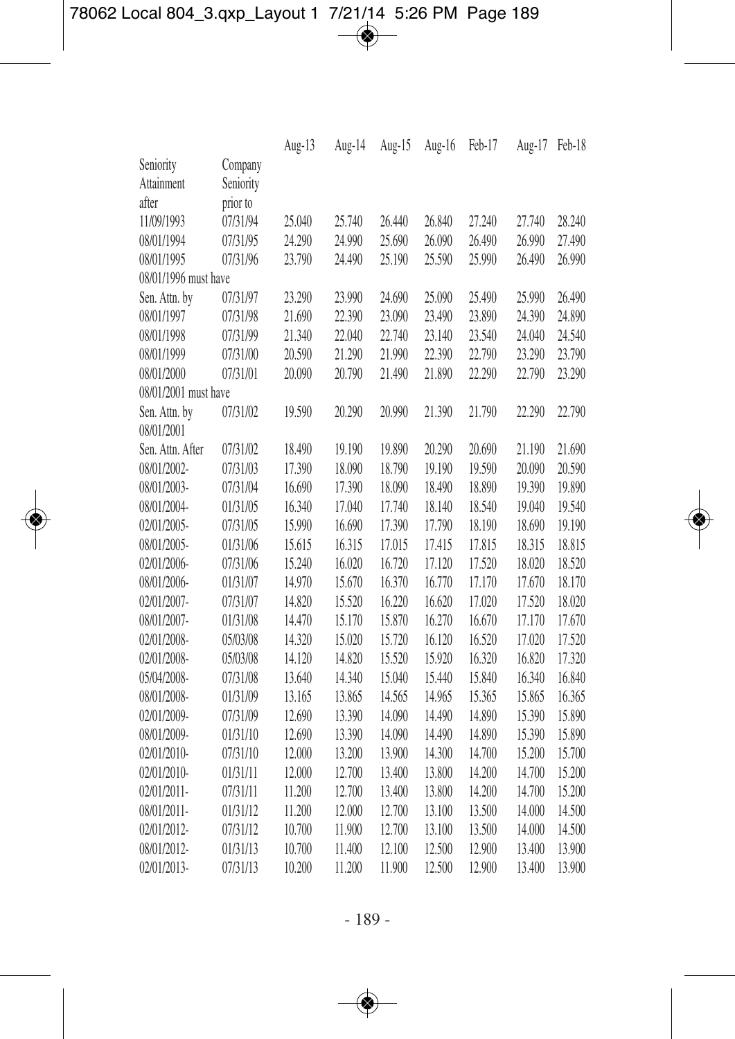| Seniority Attainment after | Company Seniority prior to | Aug-13 | Aug-14 | Aug-15 | Aug-16 | Feb-17 | Aug-17 | Feb-18 |
|---|---|---|---|---|---|---|---|---|
| 11/09/1993 | 07/31/94 | 25.040 | 25.740 | 26.440 | 26.840 | 27.240 | 27.740 | 28.240 |
| 08/01/1994 | 07/31/95 | 24.290 | 24.990 | 25.690 | 26.090 | 26.490 | 26.990 | 27.490 |
| 08/01/1995 | 07/31/96 | 23.790 | 24.490 | 25.190 | 25.590 | 25.990 | 26.490 | 26.990 |
| 08/01/1996 must have | | | | | | | | |
| Sen. Attn. by | 07/31/97 | 23.290 | 23.990 | 24.690 | 25.090 | 25.490 | 25.990 | 26.490 |
| 08/01/1997 | 07/31/98 | 21.690 | 22.390 | 23.090 | 23.490 | 23.890 | 24.390 | 24.890 |
| 08/01/1998 | 07/31/99 | 21.340 | 22.040 | 22.740 | 23.140 | 23.540 | 24.040 | 24.540 |
| 08/01/1999 | 07/31/00 | 20.590 | 21.290 | 21.990 | 22.390 | 22.790 | 23.290 | 23.790 |
| 08/01/2000 | 07/31/01 | 20.090 | 20.790 | 21.490 | 21.890 | 22.290 | 22.790 | 23.290 |
| 08/01/2001 must have | | | | | | | | |
| Sen. Attn. by 08/01/2001 | 07/31/02 | 19.590 | 20.290 | 20.990 | 21.390 | 21.790 | 22.290 | 22.790 |
| Sen. Attn. After | 07/31/02 | 18.490 | 19.190 | 19.890 | 20.290 | 20.690 | 21.190 | 21.690 |
| 08/01/2002- | 07/31/03 | 17.390 | 18.090 | 18.790 | 19.190 | 19.590 | 20.090 | 20.590 |
| 08/01/2003- | 07/31/04 | 16.690 | 17.390 | 18.090 | 18.490 | 18.890 | 19.390 | 19.890 |
| 08/01/2004- | 01/31/05 | 16.340 | 17.040 | 17.740 | 18.140 | 18.540 | 19.040 | 19.540 |
| 02/01/2005- | 07/31/05 | 15.990 | 16.690 | 17.390 | 17.790 | 18.190 | 18.690 | 19.190 |
| 08/01/2005- | 01/31/06 | 15.615 | 16.315 | 17.015 | 17.415 | 17.815 | 18.315 | 18.815 |
| 02/01/2006- | 07/31/06 | 15.240 | 16.020 | 16.720 | 17.120 | 17.520 | 18.020 | 18.520 |
| 08/01/2006- | 01/31/07 | 14.970 | 15.670 | 16.370 | 16.770 | 17.170 | 17.670 | 18.170 |
| 02/01/2007- | 07/31/07 | 14.820 | 15.520 | 16.220 | 16.620 | 17.020 | 17.520 | 18.020 |
| 08/01/2007- | 01/31/08 | 14.470 | 15.170 | 15.870 | 16.270 | 16.670 | 17.170 | 17.670 |
| 02/01/2008- | 05/03/08 | 14.320 | 15.020 | 15.720 | 16.120 | 16.520 | 17.020 | 17.520 |
| 02/01/2008- | 05/03/08 | 14.120 | 14.820 | 15.520 | 15.920 | 16.320 | 16.820 | 17.320 |
| 05/04/2008- | 07/31/08 | 13.640 | 14.340 | 15.040 | 15.440 | 15.840 | 16.340 | 16.840 |
| 08/01/2008- | 01/31/09 | 13.165 | 13.865 | 14.565 | 14.965 | 15.365 | 15.865 | 16.365 |
| 02/01/2009- | 07/31/09 | 12.690 | 13.390 | 14.090 | 14.490 | 14.890 | 15.390 | 15.890 |
| 08/01/2009- | 01/31/10 | 12.690 | 13.390 | 14.090 | 14.490 | 14.890 | 15.390 | 15.890 |
| 02/01/2010- | 07/31/10 | 12.000 | 13.200 | 13.900 | 14.300 | 14.700 | 15.200 | 15.700 |
| 02/01/2010- | 01/31/11 | 12.000 | 12.700 | 13.400 | 13.800 | 14.200 | 14.700 | 15.200 |
| 02/01/2011- | 07/31/11 | 11.200 | 12.700 | 13.400 | 13.800 | 14.200 | 14.700 | 15.200 |
| 08/01/2011- | 01/31/12 | 11.200 | 12.000 | 12.700 | 13.100 | 13.500 | 14.000 | 14.500 |
| 02/01/2012- | 07/31/12 | 10.700 | 11.900 | 12.700 | 13.100 | 13.500 | 14.000 | 14.500 |
| 08/01/2012- | 01/31/13 | 10.700 | 11.400 | 12.100 | 12.500 | 12.900 | 13.400 | 13.900 |
| 02/01/2013- | 07/31/13 | 10.200 | 11.200 | 11.900 | 12.500 | 12.900 | 13.400 | 13.900 |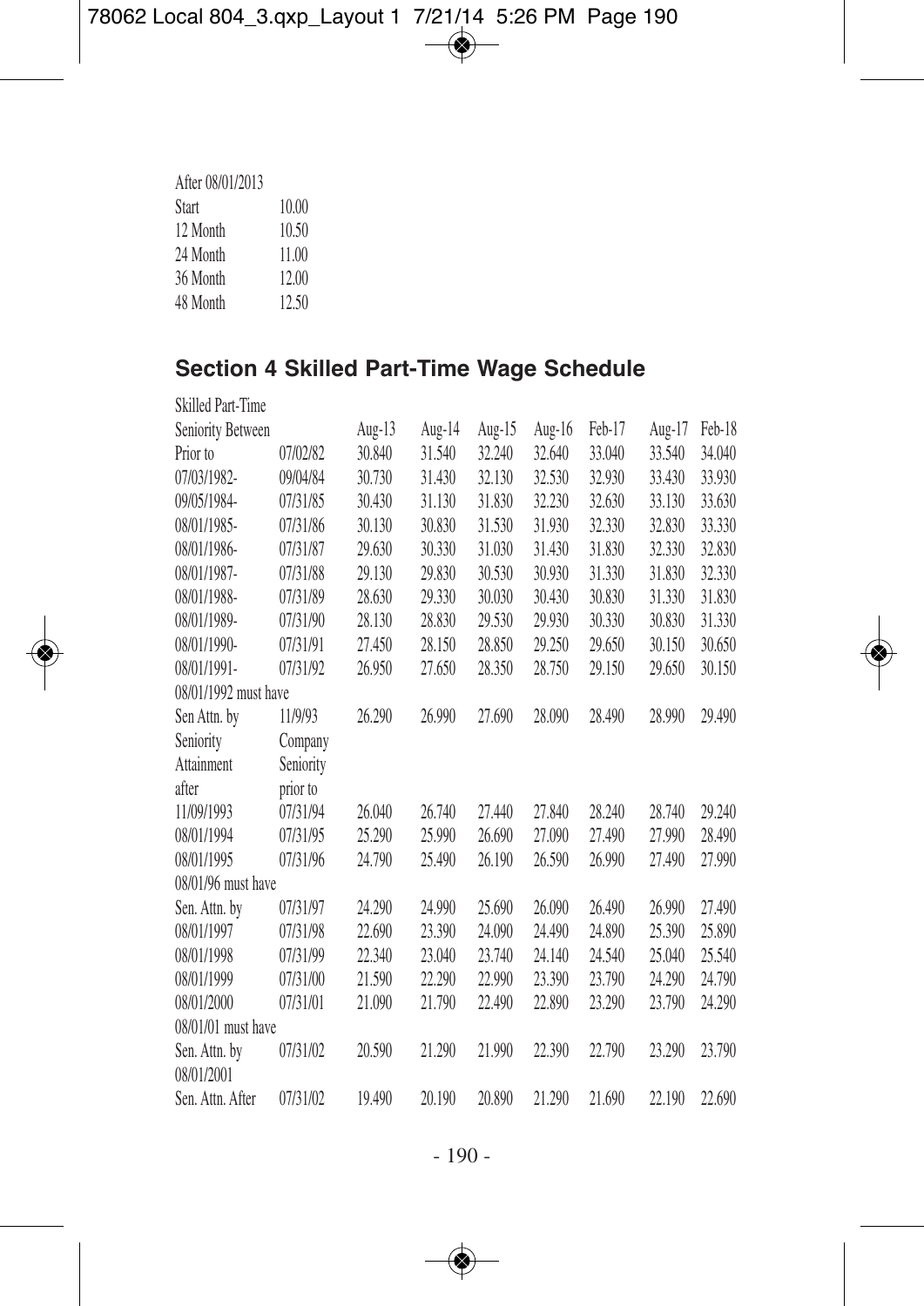| After 08/01/2013 | |
|---|---|
| Start | 10.00 |
| 12 Month | 10.50 |
| 24 Month | 11.00 |
| 36 Month | 12.00 |
| 48 Month | 12.50 |

## Section 4 Skilled Part-Time Wage Schedule

| Skilled Part-Time | | | | | | | | |
|---|---|---|---|---|---|---|---|---|
| Seniority Between | | Aug-13 | Aug-14 | Aug-15 | Aug-16 | Feb-17 | Aug-17 | Feb-18 |
| Prior to | 07/02/82 | 30.840 | 31.540 | 32.240 | 32.640 | 33.040 | 33.540 | 34.040 |
| 07/03/1982- | 09/04/84 | 30.730 | 31.430 | 32.130 | 32.530 | 32.930 | 33.430 | 33.930 |
| 09/05/1984- | 07/31/85 | 30.430 | 31.130 | 31.830 | 32.230 | 32.630 | 33.130 | 33.630 |
| 08/01/1985- | 07/31/86 | 30.130 | 30.830 | 31.530 | 31.930 | 32.330 | 32.830 | 33.330 |
| 08/01/1986- | 07/31/87 | 29.630 | 30.330 | 31.030 | 31.430 | 31.830 | 32.330 | 32.830 |
| 08/01/1987- | 07/31/88 | 29.130 | 29.830 | 30.530 | 30.930 | 31.330 | 31.830 | 32.330 |
| 08/01/1988- | 07/31/89 | 28.630 | 29.330 | 30.030 | 30.430 | 30.830 | 31.330 | 31.830 |
| 08/01/1989- | 07/31/90 | 28.130 | 28.830 | 29.530 | 29.930 | 30.330 | 30.830 | 31.330 |
| 08/01/1990- | 07/31/91 | 27.450 | 28.150 | 28.850 | 29.250 | 29.650 | 30.150 | 30.650 |
| 08/01/1991- | 07/31/92 | 26.950 | 27.650 | 28.350 | 28.750 | 29.150 | 29.650 | 30.150 |
| 08/01/1992 must have | | | | | | | | |
| Sen Attn. by | 11/9/93 | 26.290 | 26.990 | 27.690 | 28.090 | 28.490 | 28.990 | 29.490 |
| Seniority Attainment after | Company Seniority prior to | | | | | | | |
| 11/09/1993 | 07/31/94 | 26.040 | 26.740 | 27.440 | 27.840 | 28.240 | 28.740 | 29.240 |
| 08/01/1994 | 07/31/95 | 25.290 | 25.990 | 26.690 | 27.090 | 27.490 | 27.990 | 28.490 |
| 08/01/1995 | 07/31/96 | 24.790 | 25.490 | 26.190 | 26.590 | 26.990 | 27.490 | 27.990 |
| 08/01/96 must have | | | | | | | | |
| Sen. Attn. by | 07/31/97 | 24.290 | 24.990 | 25.690 | 26.090 | 26.490 | 26.990 | 27.490 |
| 08/01/1997 | 07/31/98 | 22.690 | 23.390 | 24.090 | 24.490 | 24.890 | 25.390 | 25.890 |
| 08/01/1998 | 07/31/99 | 22.340 | 23.040 | 23.740 | 24.140 | 24.540 | 25.040 | 25.540 |
| 08/01/1999 | 07/31/00 | 21.590 | 22.290 | 22.990 | 23.390 | 23.790 | 24.290 | 24.790 |
| 08/01/2000 | 07/31/01 | 21.090 | 21.790 | 22.490 | 22.890 | 23.290 | 23.790 | 24.290 |
| 08/01/01 must have | | | | | | | | |
| Sen. Attn. by 08/01/2001 | 07/31/02 | 20.590 | 21.290 | 21.990 | 22.390 | 22.790 | 23.290 | 23.790 |
| Sen. Attn. After | 07/31/02 | 19.490 | 20.190 | 20.890 | 21.290 | 21.690 | 22.190 | 22.690 |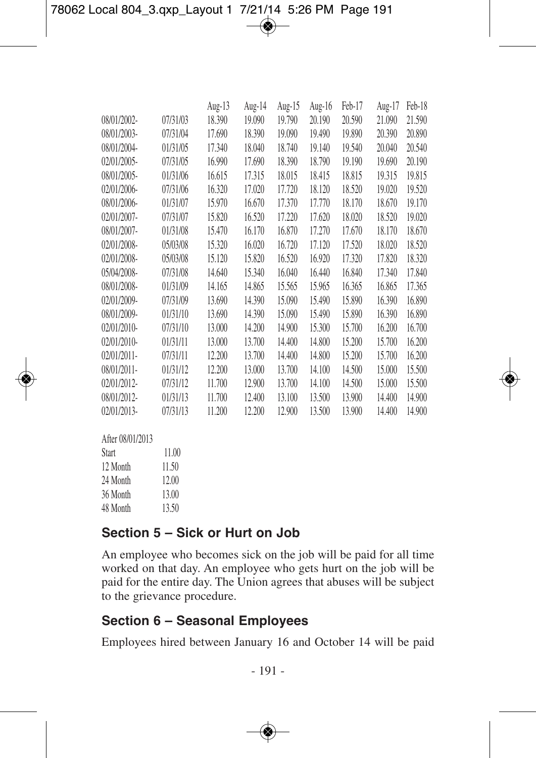| | | Aug-13 | Aug-14 | Aug-15 | Aug-16 | Feb-17 | Aug-17 | Feb-18 |
|---|---|---|---|---|---|---|---|---|
| 08/01/2002- | 07/31/03 | 18.390 | 19.090 | 19.790 | 20.190 | 20.590 | 21.090 | 21.590 |
| 08/01/2003- | 07/31/04 | 17.690 | 18.390 | 19.090 | 19.490 | 19.890 | 20.390 | 20.890 |
| 08/01/2004- | 01/31/05 | 17.340 | 18.040 | 18.740 | 19.140 | 19.540 | 20.040 | 20.540 |
| 02/01/2005- | 07/31/05 | 16.990 | 17.690 | 18.390 | 18.790 | 19.190 | 19.690 | 20.190 |
| 08/01/2005- | 01/31/06 | 16.615 | 17.315 | 18.015 | 18.415 | 18.815 | 19.315 | 19.815 |
| 02/01/2006- | 07/31/06 | 16.320 | 17.020 | 17.720 | 18.120 | 18.520 | 19.020 | 19.520 |
| 08/01/2006- | 01/31/07 | 15.970 | 16.670 | 17.370 | 17.770 | 18.170 | 18.670 | 19.170 |
| 02/01/2007- | 07/31/07 | 15.820 | 16.520 | 17.220 | 17.620 | 18.020 | 18.520 | 19.020 |
| 08/01/2007- | 01/31/08 | 15.470 | 16.170 | 16.870 | 17.270 | 17.670 | 18.170 | 18.670 |
| 02/01/2008- | 05/03/08 | 15.320 | 16.020 | 16.720 | 17.120 | 17.520 | 18.020 | 18.520 |
| 02/01/2008- | 05/03/08 | 15.120 | 15.820 | 16.520 | 16.920 | 17.320 | 17.820 | 18.320 |
| 05/04/2008- | 07/31/08 | 14.640 | 15.340 | 16.040 | 16.440 | 16.840 | 17.340 | 17.840 |
| 08/01/2008- | 01/31/09 | 14.165 | 14.865 | 15.565 | 15.965 | 16.365 | 16.865 | 17.365 |
| 02/01/2009- | 07/31/09 | 13.690 | 14.390 | 15.090 | 15.490 | 15.890 | 16.390 | 16.890 |
| 08/01/2009- | 01/31/10 | 13.690 | 14.390 | 15.090 | 15.490 | 15.890 | 16.390 | 16.890 |
| 02/01/2010- | 07/31/10 | 13.000 | 14.200 | 14.900 | 15.300 | 15.700 | 16.200 | 16.700 |
| 02/01/2010- | 01/31/11 | 13.000 | 13.700 | 14.400 | 14.800 | 15.200 | 15.700 | 16.200 |
| 02/01/2011- | 07/31/11 | 12.200 | 13.700 | 14.400 | 14.800 | 15.200 | 15.700 | 16.200 |
| 08/01/2011- | 01/31/12 | 12.200 | 13.000 | 13.700 | 14.100 | 14.500 | 15.000 | 15.500 |
| 02/01/2012- | 07/31/12 | 11.700 | 12.900 | 13.700 | 14.100 | 14.500 | 15.000 | 15.500 |
| 08/01/2012- | 01/31/13 | 11.700 | 12.400 | 13.100 | 13.500 | 13.900 | 14.400 | 14.900 |
| 02/01/2013- | 07/31/13 | 11.200 | 12.200 | 12.900 | 13.500 | 13.900 | 14.400 | 14.900 |

After 08/01/2013

| | |
|---|---|
| Start | 11.00 |
| 12 Month | 11.50 |
| 24 Month | 12.00 |
| 36 Month | 13.00 |
| 48 Month | 13.50 |

## Section 5 – Sick or Hurt on Job

An employee who becomes sick on the job will be paid for all time worked on that day. An employee who gets hurt on the job will be paid for the entire day. The Union agrees that abuses will be subject to the grievance procedure.

## Section 6 – Seasonal Employees

Employees hired between January 16 and October 14 will be paid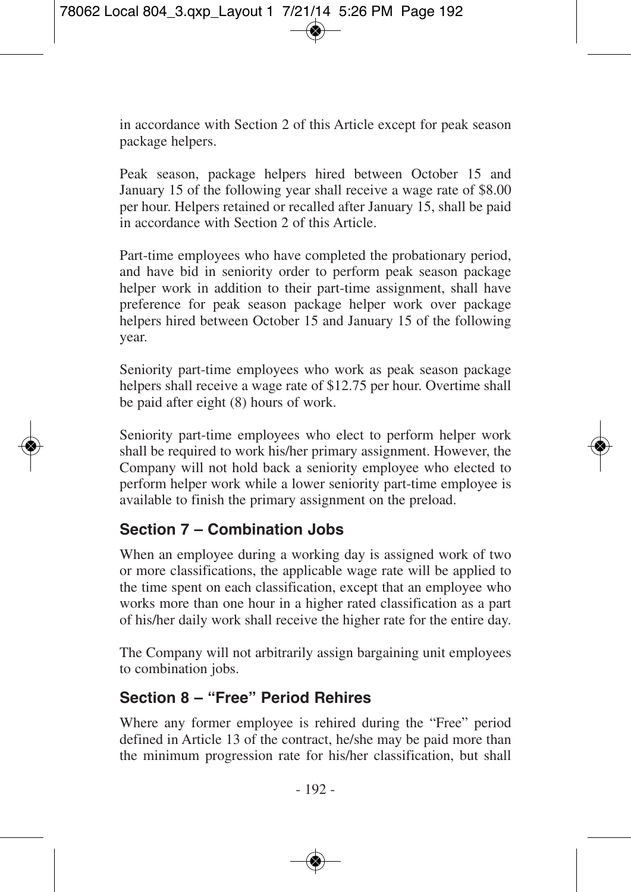in accordance with Section 2 of this Article except for peak season package helpers.

Peak season, package helpers hired between October 15 and January 15 of the following year shall receive a wage rate of $8.00 per hour. Helpers retained or recalled after January 15, shall be paid in accordance with Section 2 of this Article.

Part-time employees who have completed the probationary period, and have bid in seniority order to perform peak season package helper work in addition to their part-time assignment, shall have preference for peak season package helper work over package helpers hired between October 15 and January 15 of the following year.

Seniority part-time employees who work as peak season package helpers shall receive a wage rate of $12.75 per hour. Overtime shall be paid after eight (8) hours of work.

Seniority part-time employees who elect to perform helper work shall be required to work his/her primary assignment. However, the Company will not hold back a seniority employee who elected to perform helper work while a lower seniority part-time employee is available to finish the primary assignment on the preload.

## Section 7 – Combination Jobs

When an employee during a working day is assigned work of two or more classifications, the applicable wage rate will be applied to the time spent on each classification, except that an employee who works more than one hour in a higher rated classification as a part of his/her daily work shall receive the higher rate for the entire day.

The Company will not arbitrarily assign bargaining unit employees to combination jobs.

## Section 8 – "Free" Period Rehires

Where any former employee is rehired during the "Free" period defined in Article 13 of the contract, he/she may be paid more than the minimum progression rate for his/her classification, but shall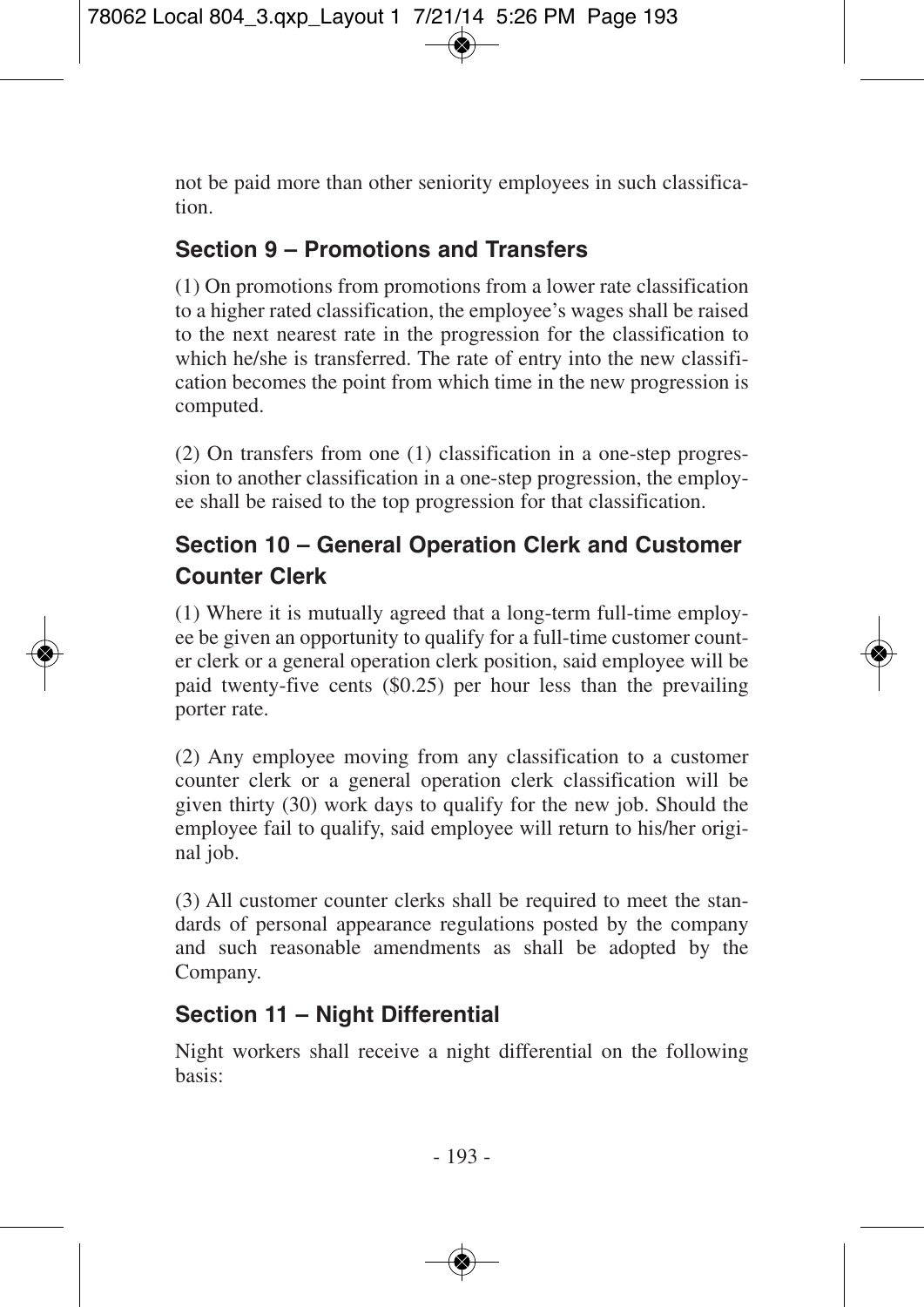not be paid more than other seniority employees in such classification.

## Section 9 – Promotions and Transfers

(1) On promotions from promotions from a lower rate classification to a higher rated classification, the employee's wages shall be raised to the next nearest rate in the progression for the classification to which he/she is transferred. The rate of entry into the new classification becomes the point from which time in the new progression is computed.

(2) On transfers from one (1) classification in a one-step progression to another classification in a one-step progression, the employee shall be raised to the top progression for that classification.

## Section 10 – General Operation Clerk and Customer Counter Clerk

(1) Where it is mutually agreed that a long-term full-time employee be given an opportunity to qualify for a full-time customer counter clerk or a general operation clerk position, said employee will be paid twenty-five cents ($0.25) per hour less than the prevailing porter rate.

(2) Any employee moving from any classification to a customer counter clerk or a general operation clerk classification will be given thirty (30) work days to qualify for the new job. Should the employee fail to qualify, said employee will return to his/her original job.

(3) All customer counter clerks shall be required to meet the standards of personal appearance regulations posted by the company and such reasonable amendments as shall be adopted by the Company.

## Section 11 – Night Differential

Night workers shall receive a night differential on the following basis: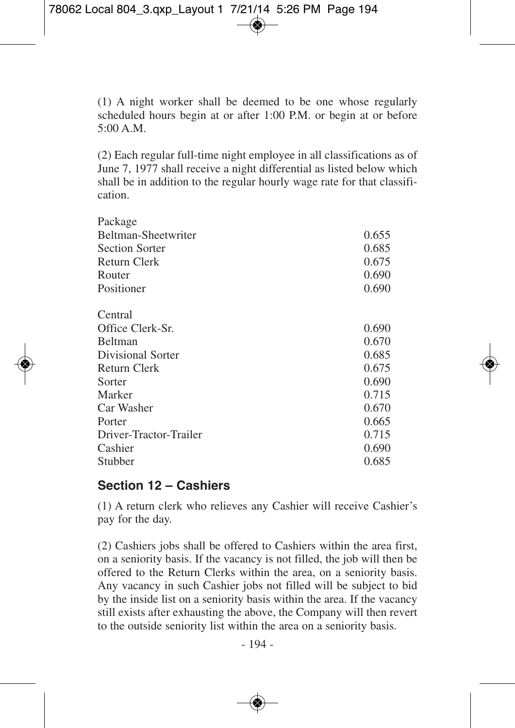(1) A night worker shall be deemed to be one whose regularly scheduled hours begin at or after 1:00 P.M. or begin at or before 5:00 A.M.

(2) Each regular full-time night employee in all classifications as of June 7, 1977 shall receive a night differential as listed below which shall be in addition to the regular hourly wage rate for that classification.

| | |
|---|---|
| Package | |
| Beltman-Sheetwriter | 0.655 |
| Section Sorter | 0.685 |
| Return Clerk | 0.675 |
| Router | 0.690 |
| Positioner | 0.690 |
| | |
| Central | |
| Office Clerk-Sr. | 0.690 |
| Beltman | 0.670 |
| Divisional Sorter | 0.685 |
| Return Clerk | 0.675 |
| Sorter | 0.690 |
| Marker | 0.715 |
| Car Washer | 0.670 |
| Porter | 0.665 |
| Driver-Tractor-Trailer | 0.715 |
| Cashier | 0.690 |
| Stubber | 0.685 |

## Section 12 – Cashiers

(1) A return clerk who relieves any Cashier will receive Cashier's pay for the day.

(2) Cashiers jobs shall be offered to Cashiers within the area first, on a seniority basis. If the vacancy is not filled, the job will then be offered to the Return Clerks within the area, on a seniority basis. Any vacancy in such Cashier jobs not filled will be subject to bid by the inside list on a seniority basis within the area. If the vacancy still exists after exhausting the above, the Company will then revert to the outside seniority list within the area on a seniority basis.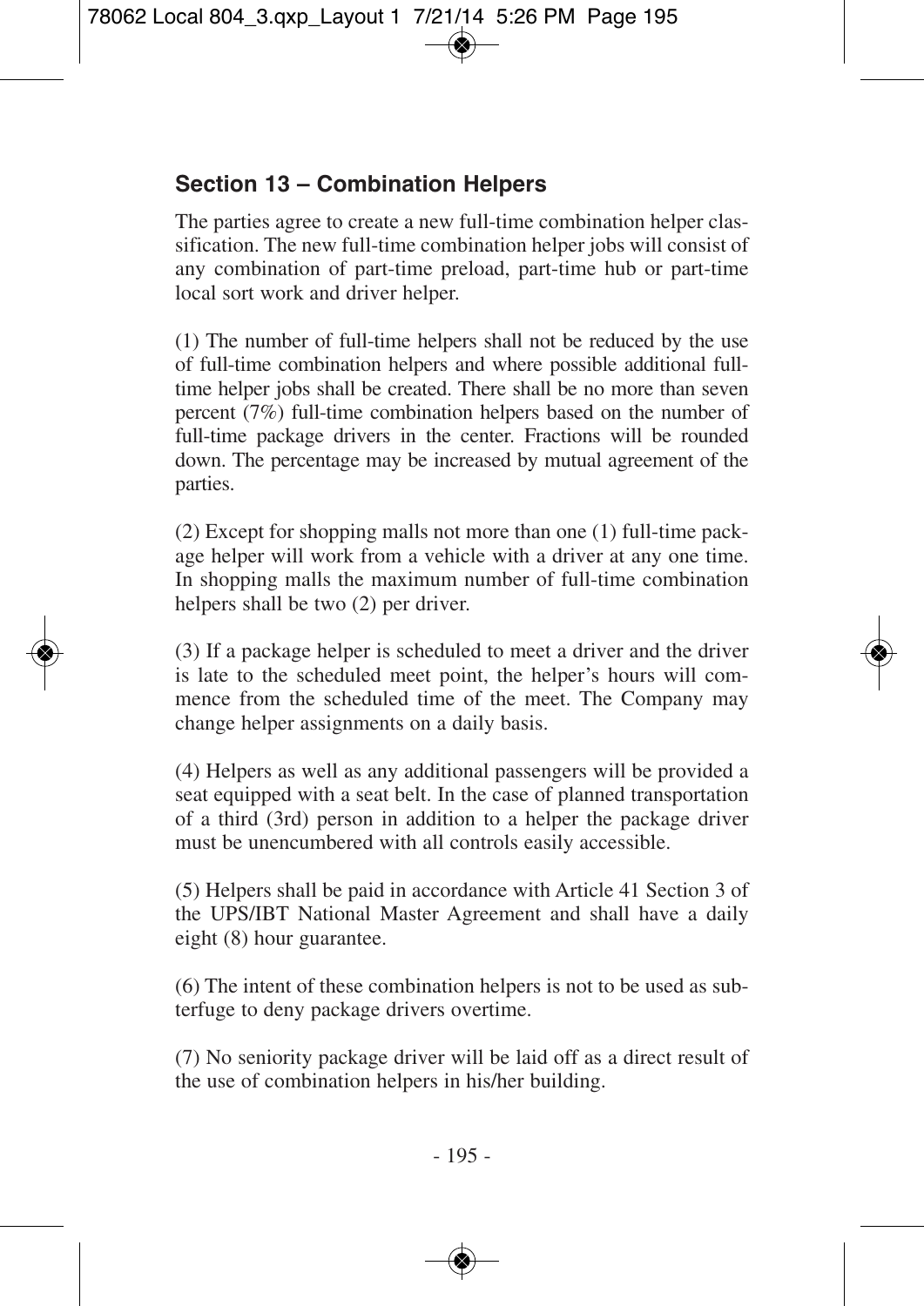## Section 13 – Combination Helpers

The parties agree to create a new full-time combination helper classification. The new full-time combination helper jobs will consist of any combination of part-time preload, part-time hub or part-time local sort work and driver helper.

(1) The number of full-time helpers shall not be reduced by the use of full-time combination helpers and where possible additional full-time helper jobs shall be created. There shall be no more than seven percent (7%) full-time combination helpers based on the number of full-time package drivers in the center. Fractions will be rounded down. The percentage may be increased by mutual agreement of the parties.

(2) Except for shopping malls not more than one (1) full-time package helper will work from a vehicle with a driver at any one time. In shopping malls the maximum number of full-time combination helpers shall be two (2) per driver.

(3) If a package helper is scheduled to meet a driver and the driver is late to the scheduled meet point, the helper's hours will commence from the scheduled time of the meet. The Company may change helper assignments on a daily basis.

(4) Helpers as well as any additional passengers will be provided a seat equipped with a seat belt. In the case of planned transportation of a third (3rd) person in addition to a helper the package driver must be unencumbered with all controls easily accessible.

(5) Helpers shall be paid in accordance with Article 41 Section 3 of the UPS/IBT National Master Agreement and shall have a daily eight (8) hour guarantee.

(6) The intent of these combination helpers is not to be used as subterfuge to deny package drivers overtime.

(7) No seniority package driver will be laid off as a direct result of the use of combination helpers in his/her building.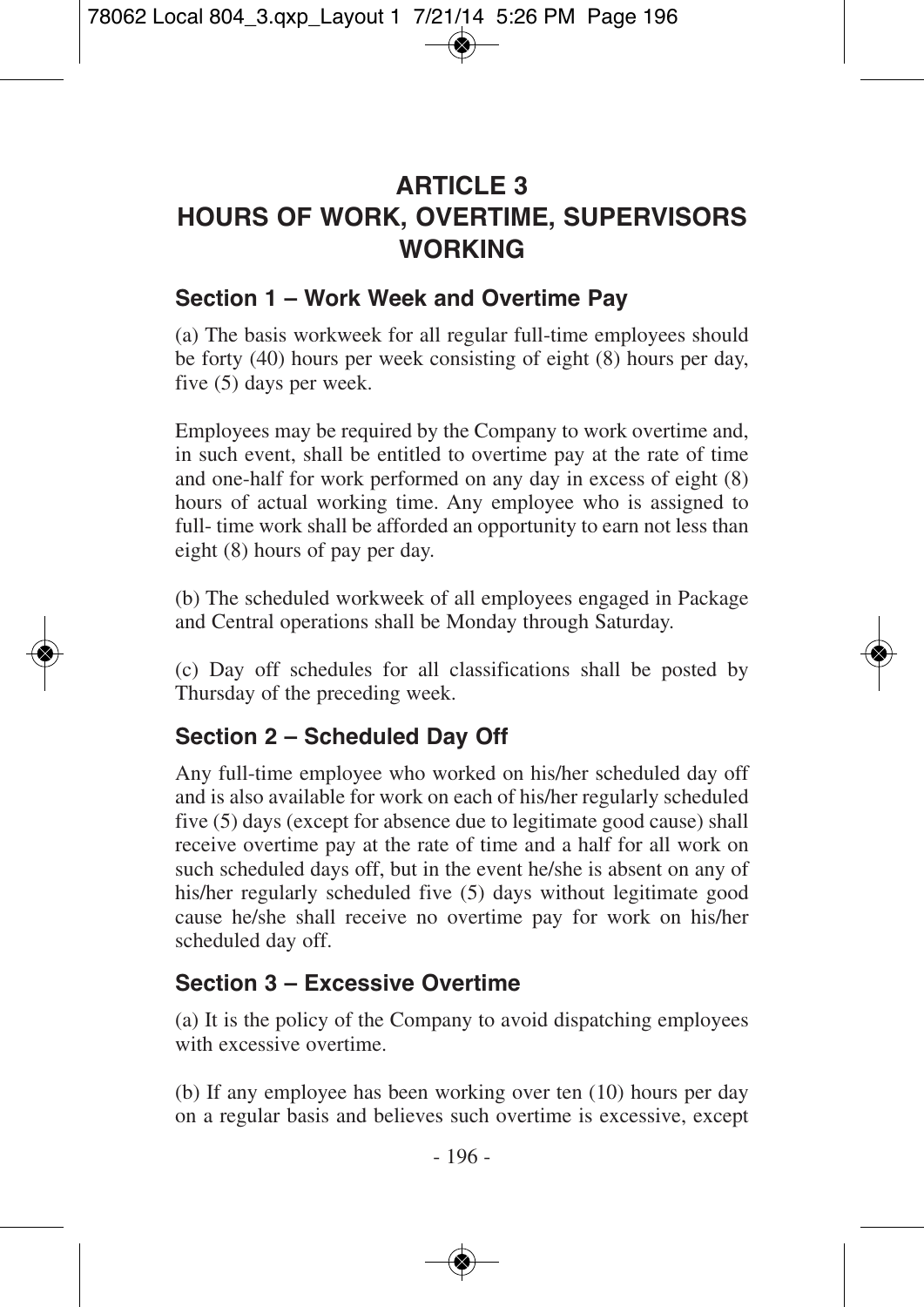# ARTICLE 3
# HOURS OF WORK, OVERTIME, SUPERVISORS WORKING

## Section 1 – Work Week and Overtime Pay

(a) The basis workweek for all regular full-time employees should be forty (40) hours per week consisting of eight (8) hours per day, five (5) days per week.

Employees may be required by the Company to work overtime and, in such event, shall be entitled to overtime pay at the rate of time and one-half for work performed on any day in excess of eight (8) hours of actual working time. Any employee who is assigned to full- time work shall be afforded an opportunity to earn not less than eight (8) hours of pay per day.

(b) The scheduled workweek of all employees engaged in Package and Central operations shall be Monday through Saturday.

(c) Day off schedules for all classifications shall be posted by Thursday of the preceding week.

## Section 2 – Scheduled Day Off

Any full-time employee who worked on his/her scheduled day off and is also available for work on each of his/her regularly scheduled five (5) days (except for absence due to legitimate good cause) shall receive overtime pay at the rate of time and a half for all work on such scheduled days off, but in the event he/she is absent on any of his/her regularly scheduled five (5) days without legitimate good cause he/she shall receive no overtime pay for work on his/her scheduled day off.

## Section 3 – Excessive Overtime

(a) It is the policy of the Company to avoid dispatching employees with excessive overtime.

(b) If any employee has been working over ten (10) hours per day on a regular basis and believes such overtime is excessive, except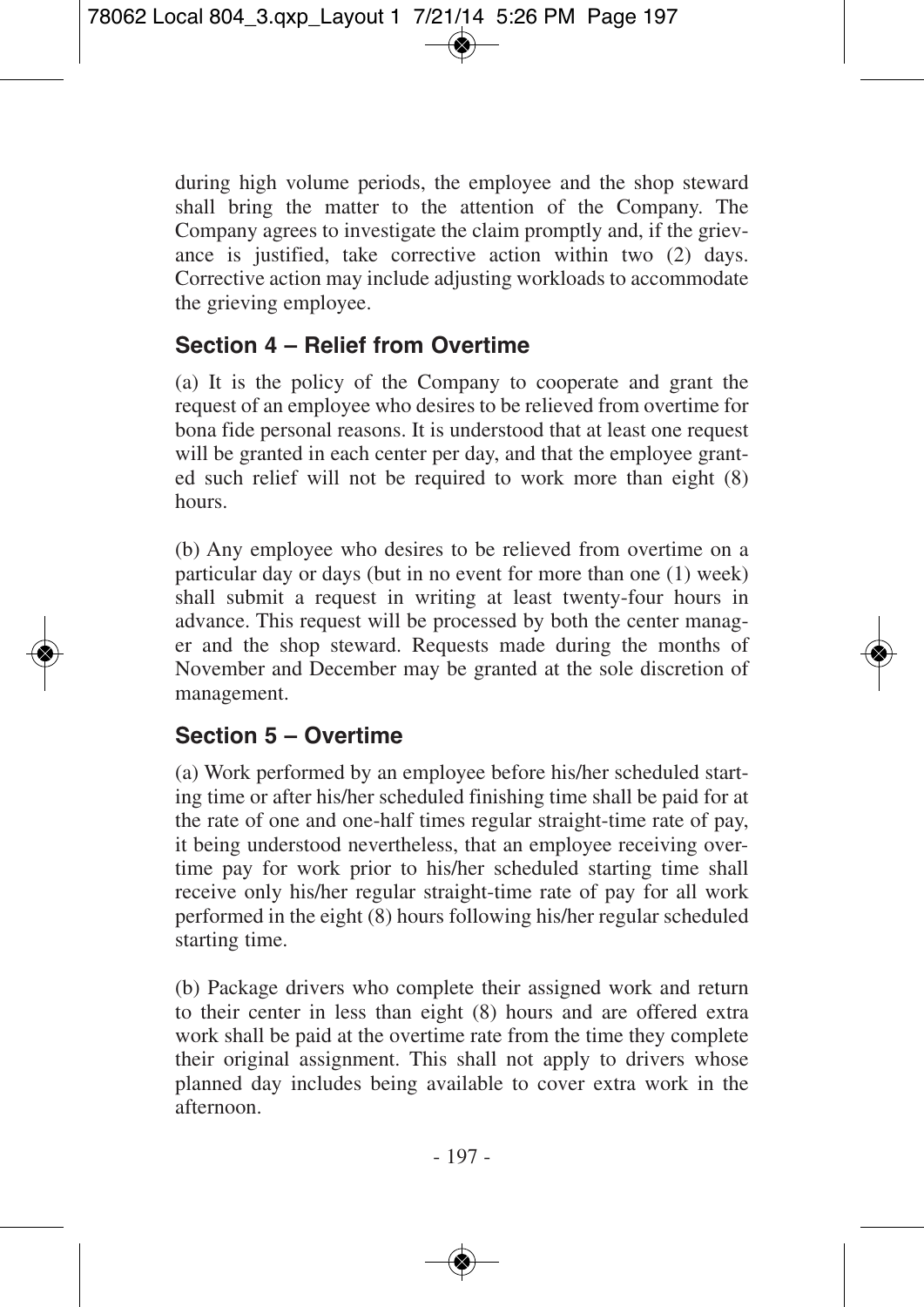during high volume periods, the employee and the shop steward shall bring the matter to the attention of the Company. The Company agrees to investigate the claim promptly and, if the grievance is justified, take corrective action within two (2) days. Corrective action may include adjusting workloads to accommodate the grieving employee.

### Section 4 – Relief from Overtime

(a) It is the policy of the Company to cooperate and grant the request of an employee who desires to be relieved from overtime for bona fide personal reasons. It is understood that at least one request will be granted in each center per day, and that the employee granted such relief will not be required to work more than eight (8) hours.

(b) Any employee who desires to be relieved from overtime on a particular day or days (but in no event for more than one (1) week) shall submit a request in writing at least twenty-four hours in advance. This request will be processed by both the center manager and the shop steward. Requests made during the months of November and December may be granted at the sole discretion of management.

### Section 5 – Overtime

(a) Work performed by an employee before his/her scheduled starting time or after his/her scheduled finishing time shall be paid for at the rate of one and one-half times regular straight-time rate of pay, it being understood nevertheless, that an employee receiving overtime pay for work prior to his/her scheduled starting time shall receive only his/her regular straight-time rate of pay for all work performed in the eight (8) hours following his/her regular scheduled starting time.

(b) Package drivers who complete their assigned work and return to their center in less than eight (8) hours and are offered extra work shall be paid at the overtime rate from the time they complete their original assignment. This shall not apply to drivers whose planned day includes being available to cover extra work in the afternoon.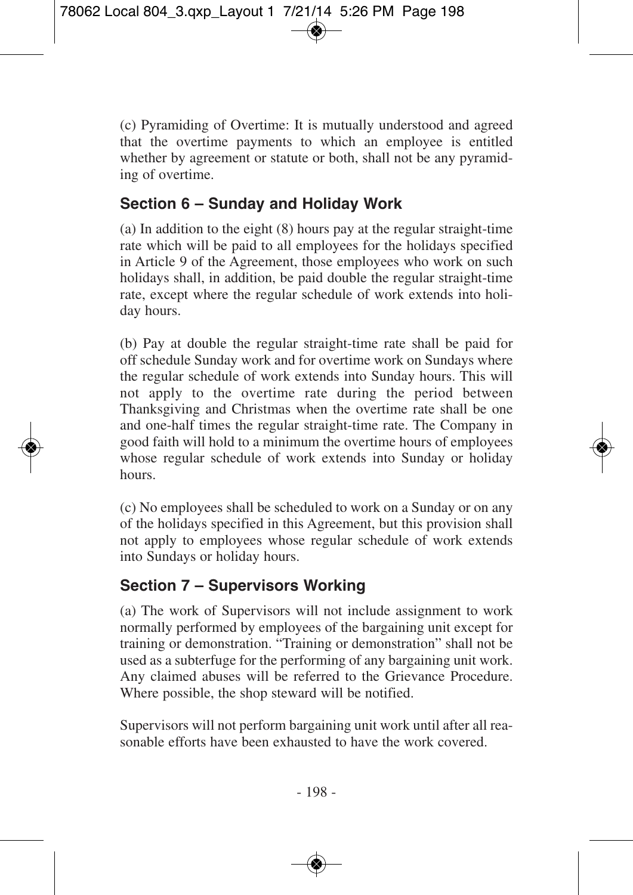(c) Pyramiding of Overtime: It is mutually understood and agreed that the overtime payments to which an employee is entitled whether by agreement or statute or both, shall not be any pyramiding of overtime.

## Section 6 – Sunday and Holiday Work

(a) In addition to the eight (8) hours pay at the regular straight-time rate which will be paid to all employees for the holidays specified in Article 9 of the Agreement, those employees who work on such holidays shall, in addition, be paid double the regular straight-time rate, except where the regular schedule of work extends into holiday hours.

(b) Pay at double the regular straight-time rate shall be paid for off schedule Sunday work and for overtime work on Sundays where the regular schedule of work extends into Sunday hours. This will not apply to the overtime rate during the period between Thanksgiving and Christmas when the overtime rate shall be one and one-half times the regular straight-time rate. The Company in good faith will hold to a minimum the overtime hours of employees whose regular schedule of work extends into Sunday or holiday hours.

(c) No employees shall be scheduled to work on a Sunday or on any of the holidays specified in this Agreement, but this provision shall not apply to employees whose regular schedule of work extends into Sundays or holiday hours.

## Section 7 – Supervisors Working

(a) The work of Supervisors will not include assignment to work normally performed by employees of the bargaining unit except for training or demonstration. "Training or demonstration" shall not be used as a subterfuge for the performing of any bargaining unit work. Any claimed abuses will be referred to the Grievance Procedure. Where possible, the shop steward will be notified.

Supervisors will not perform bargaining unit work until after all reasonable efforts have been exhausted to have the work covered.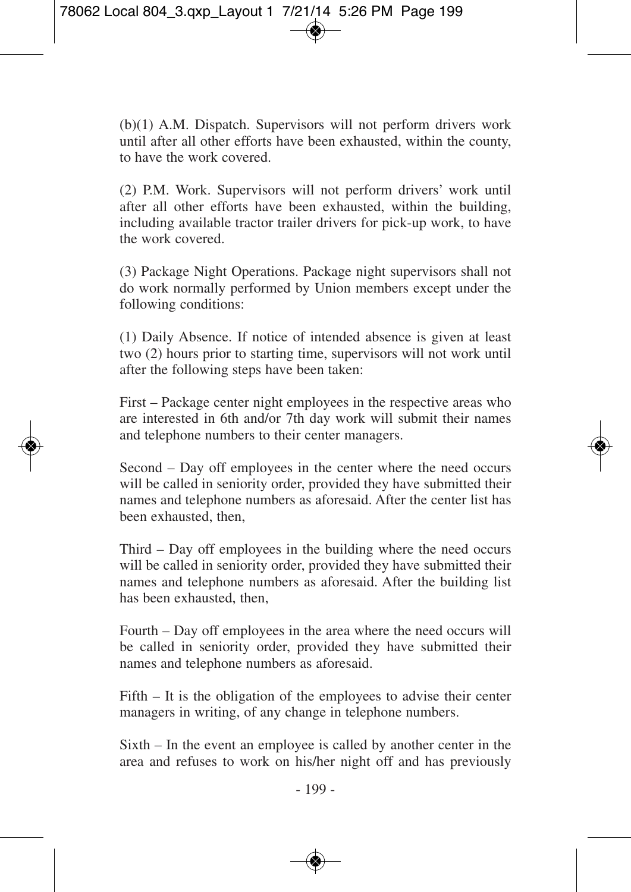(b)(1) A.M. Dispatch. Supervisors will not perform drivers work until after all other efforts have been exhausted, within the county, to have the work covered.

(2) P.M. Work. Supervisors will not perform drivers' work until after all other efforts have been exhausted, within the building, including available tractor trailer drivers for pick-up work, to have the work covered.

(3) Package Night Operations. Package night supervisors shall not do work normally performed by Union members except under the following conditions:

(1) Daily Absence. If notice of intended absence is given at least two (2) hours prior to starting time, supervisors will not work until after the following steps have been taken:

First – Package center night employees in the respective areas who are interested in 6th and/or 7th day work will submit their names and telephone numbers to their center managers.

Second – Day off employees in the center where the need occurs will be called in seniority order, provided they have submitted their names and telephone numbers as aforesaid. After the center list has been exhausted, then,

Third – Day off employees in the building where the need occurs will be called in seniority order, provided they have submitted their names and telephone numbers as aforesaid. After the building list has been exhausted, then,

Fourth – Day off employees in the area where the need occurs will be called in seniority order, provided they have submitted their names and telephone numbers as aforesaid.

Fifth – It is the obligation of the employees to advise their center managers in writing, of any change in telephone numbers.

Sixth – In the event an employee is called by another center in the area and refuses to work on his/her night off and has previously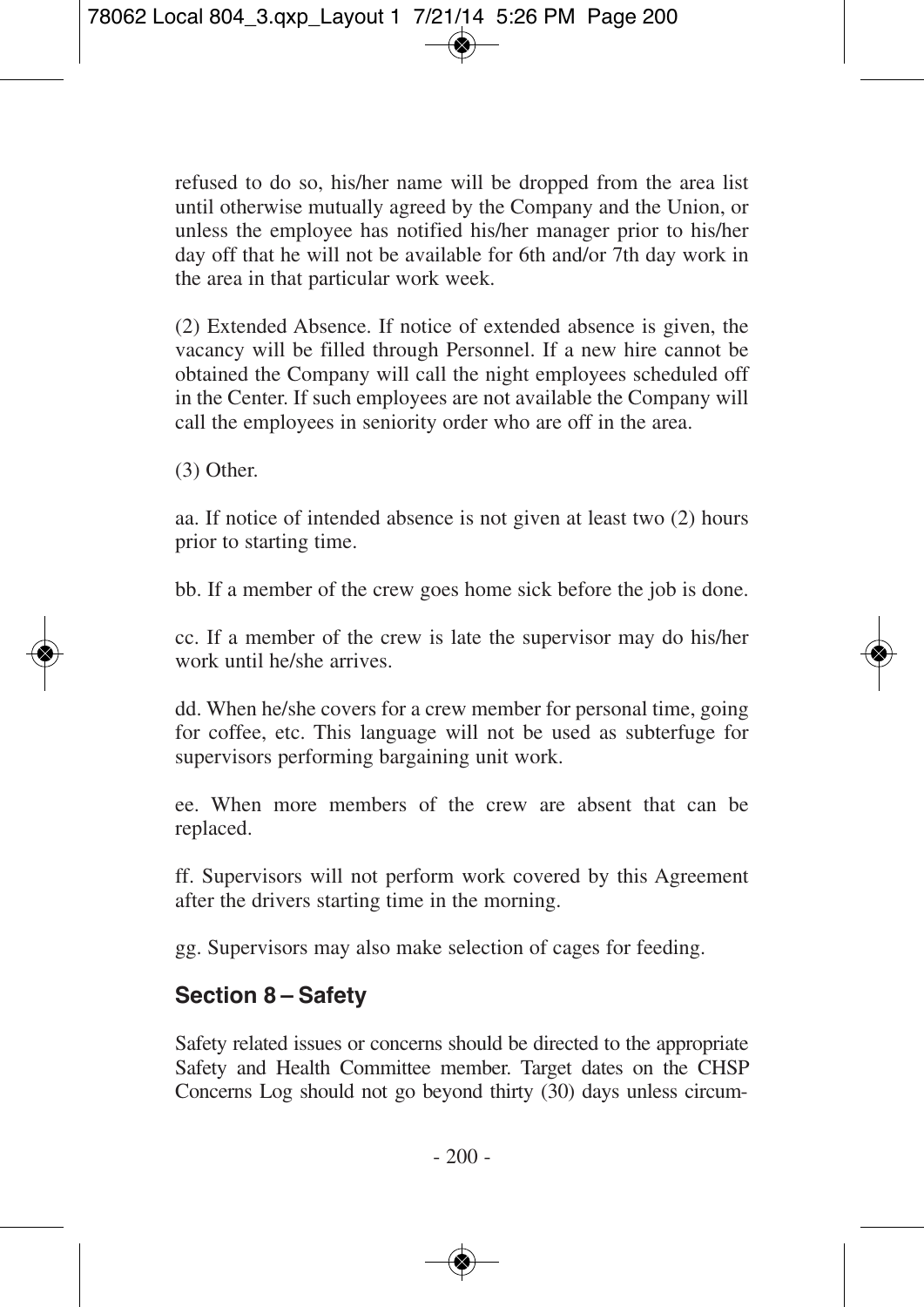refused to do so, his/her name will be dropped from the area list until otherwise mutually agreed by the Company and the Union, or unless the employee has notified his/her manager prior to his/her day off that he will not be available for 6th and/or 7th day work in the area in that particular work week.

(2) Extended Absence. If notice of extended absence is given, the vacancy will be filled through Personnel. If a new hire cannot be obtained the Company will call the night employees scheduled off in the Center. If such employees are not available the Company will call the employees in seniority order who are off in the area.

(3) Other.

aa. If notice of intended absence is not given at least two (2) hours prior to starting time.

bb. If a member of the crew goes home sick before the job is done.

cc. If a member of the crew is late the supervisor may do his/her work until he/she arrives.

dd. When he/she covers for a crew member for personal time, going for coffee, etc. This language will not be used as subterfuge for supervisors performing bargaining unit work.

ee. When more members of the crew are absent that can be replaced.

ff. Supervisors will not perform work covered by this Agreement after the drivers starting time in the morning.

gg. Supervisors may also make selection of cages for feeding.

## Section 8 – Safety

Safety related issues or concerns should be directed to the appropriate Safety and Health Committee member. Target dates on the CHSP Concerns Log should not go beyond thirty (30) days unless circum-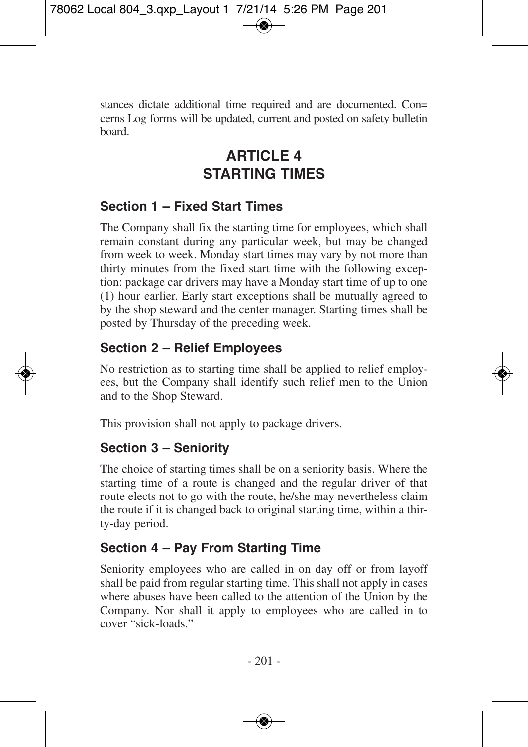stances dictate additional time required and are documented. Con= cerns Log forms will be updated, current and posted on safety bulletin board.

# ARTICLE 4
# STARTING TIMES

## Section 1 – Fixed Start Times

The Company shall fix the starting time for employees, which shall remain constant during any particular week, but may be changed from week to week. Monday start times may vary by not more than thirty minutes from the fixed start time with the following exception: package car drivers may have a Monday start time of up to one (1) hour earlier. Early start exceptions shall be mutually agreed to by the shop steward and the center manager. Starting times shall be posted by Thursday of the preceding week.

## Section 2 – Relief Employees

No restriction as to starting time shall be applied to relief employees, but the Company shall identify such relief men to the Union and to the Shop Steward.

This provision shall not apply to package drivers.

## Section 3 – Seniority

The choice of starting times shall be on a seniority basis. Where the starting time of a route is changed and the regular driver of that route elects not to go with the route, he/she may nevertheless claim the route if it is changed back to original starting time, within a thirty-day period.

## Section 4 – Pay From Starting Time

Seniority employees who are called in on day off or from layoff shall be paid from regular starting time. This shall not apply in cases where abuses have been called to the attention of the Union by the Company. Nor shall it apply to employees who are called in to cover “sick-loads.”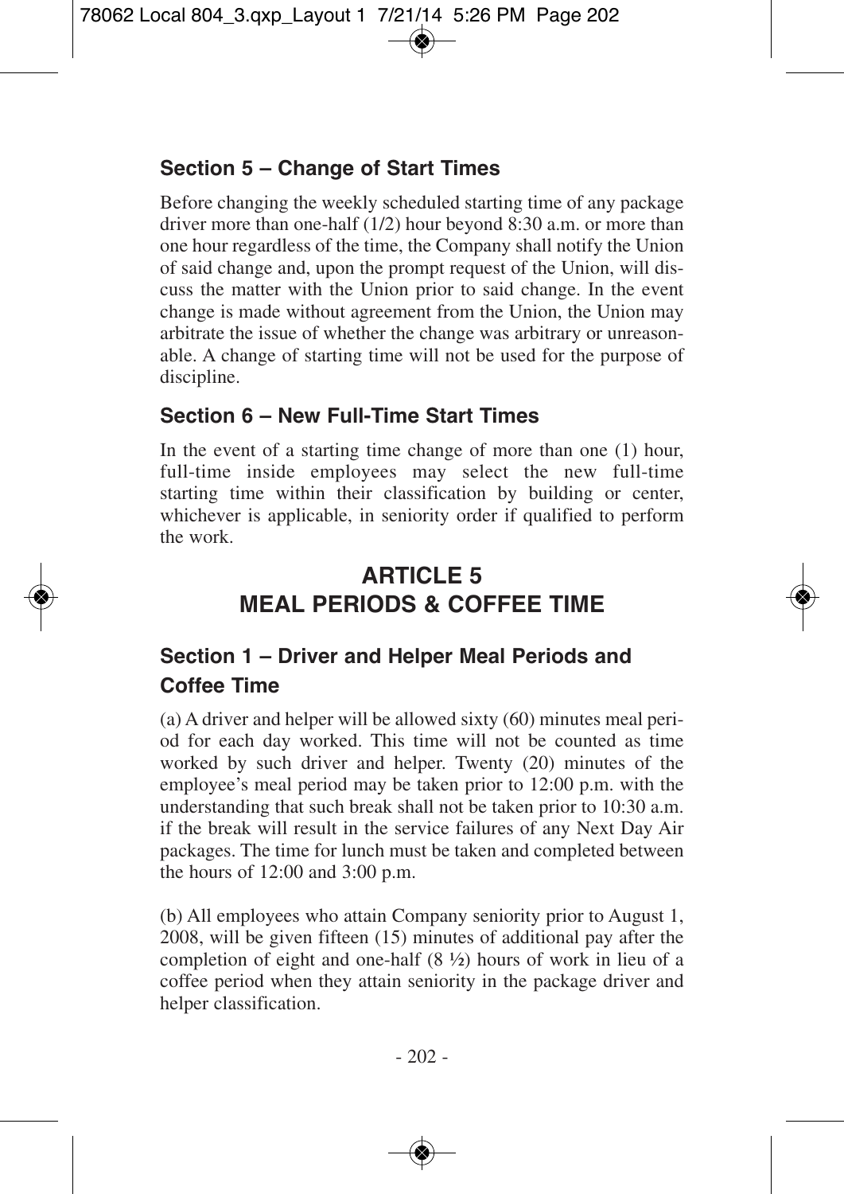### Section 5 – Change of Start Times

Before changing the weekly scheduled starting time of any package driver more than one-half (1/2) hour beyond 8:30 a.m. or more than one hour regardless of the time, the Company shall notify the Union of said change and, upon the prompt request of the Union, will discuss the matter with the Union prior to said change. In the event change is made without agreement from the Union, the Union may arbitrate the issue of whether the change was arbitrary or unreasonable. A change of starting time will not be used for the purpose of discipline.

### Section 6 – New Full-Time Start Times

In the event of a starting time change of more than one (1) hour, full-time inside employees may select the new full-time starting time within their classification by building or center, whichever is applicable, in seniority order if qualified to perform the work.

## ARTICLE 5
## MEAL PERIODS & COFFEE TIME

### Section 1 – Driver and Helper Meal Periods and Coffee Time

(a) A driver and helper will be allowed sixty (60) minutes meal period for each day worked. This time will not be counted as time worked by such driver and helper. Twenty (20) minutes of the employee's meal period may be taken prior to 12:00 p.m. with the understanding that such break shall not be taken prior to 10:30 a.m. if the break will result in the service failures of any Next Day Air packages. The time for lunch must be taken and completed between the hours of 12:00 and 3:00 p.m.

(b) All employees who attain Company seniority prior to August 1, 2008, will be given fifteen (15) minutes of additional pay after the completion of eight and one-half (8 ½) hours of work in lieu of a coffee period when they attain seniority in the package driver and helper classification.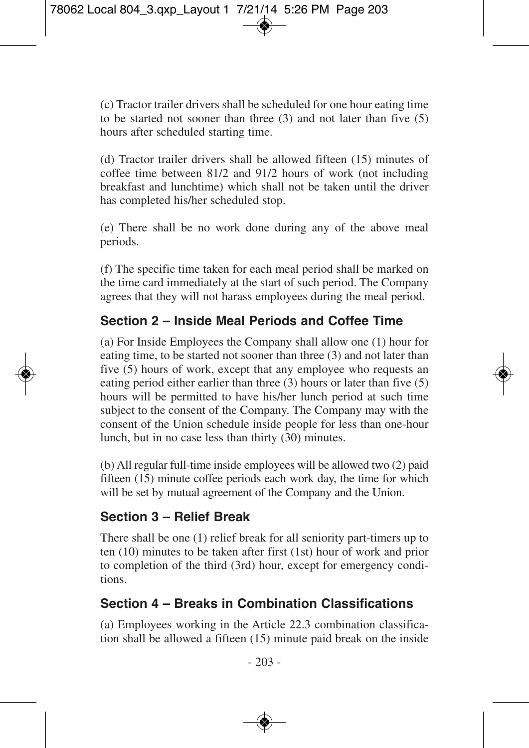(c) Tractor trailer drivers shall be scheduled for one hour eating time to be started not sooner than three (3) and not later than five (5) hours after scheduled starting time.

(d) Tractor trailer drivers shall be allowed fifteen (15) minutes of coffee time between 81/2 and 91/2 hours of work (not including breakfast and lunchtime) which shall not be taken until the driver has completed his/her scheduled stop.

(e) There shall no work done during any of the above meal periods.

(f) The specific time taken for each meal period shall be marked on the time card immediately at the start of such period. The Company agrees that they will not harass employees during the meal period.

## Section 2 – Inside Meal Periods and Coffee Time

(a) For Inside Employees the Company shall allow one (1) hour for eating time, to be started not sooner than three (3) and not later than five (5) hours of work, except that any employee who requests an eating period either earlier than three (3) hours or later than five (5) hours will be permitted to have his/her lunch period at such time subject to the consent of the Company. The Company may with the consent of the Union schedule inside people for less than one-hour lunch, but in no case less than thirty (30) minutes.

(b) All regular full-time inside employees will be allowed two (2) paid fifteen (15) minute coffee periods each work day, the time for which will be set by mutual agreement of the Company and the Union.

## Section 3 – Relief Break

There shall be one (1) relief break for all seniority part-timers up to ten (10) minutes to be taken after first (1st) hour of work and prior to completion of the third (3rd) hour, except for emergency conditions.

## Section 4 – Breaks in Combination Classifications

(a) Employees working in the Article 22.3 combination classification shall be allowed a fifteen (15) minute paid break on the inside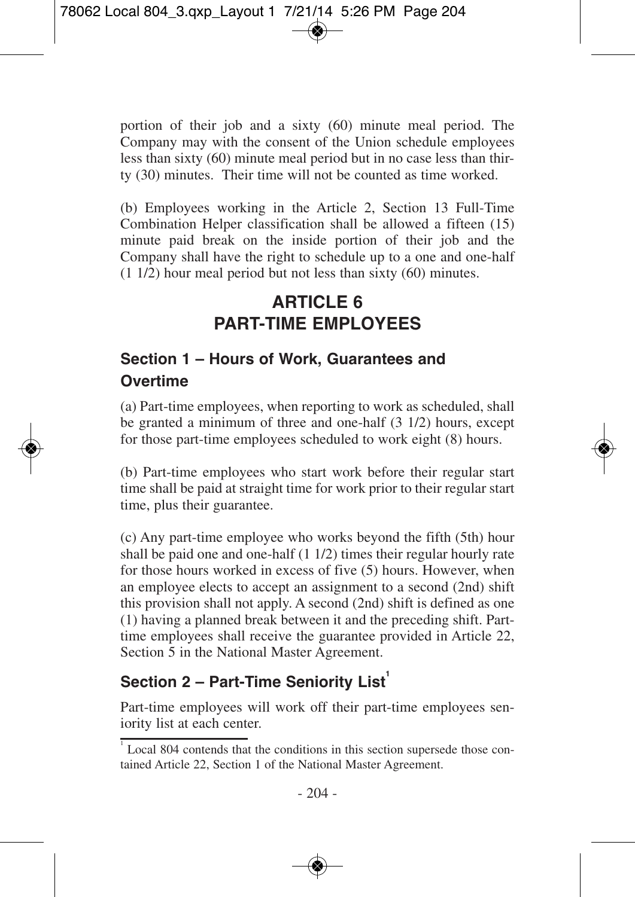portion of their job and a sixty (60) minute meal period. The Company may with the consent of the Union schedule employees less than sixty (60) minute meal period but in no case less than thirty (30) minutes. Their time will not be counted as time worked.

(b) Employees working in the Article 2, Section 13 Full-Time Combination Helper classification shall be allowed a fifteen (15) minute paid break on the inside portion of their job and the Company shall have the right to schedule up to a one and one-half (1 1/2) hour meal period but not less than sixty (60) minutes.

# ARTICLE 6
# PART-TIME EMPLOYEES

## Section 1 – Hours of Work, Guarantees and Overtime

(a) Part-time employees, when reporting to work as scheduled, shall be granted a minimum of three and one-half (3 1/2) hours, except for those part-time employees scheduled to work eight (8) hours.

(b) Part-time employees who start work before their regular start time shall be paid at straight time for work prior to their regular start time, plus their guarantee.

(c) Any part-time employee who works beyond the fifth (5th) hour shall be paid one and one-half (1 1/2) times their regular hourly rate for those hours worked in excess of five (5) hours. However, when an employee elects to accept an assignment to a second (2nd) shift this provision shall not apply. A second (2nd) shift is defined as one (1) having a planned break between it and the preceding shift. Part-time employees shall receive the guarantee provided in Article 22, Section 5 in the National Master Agreement.

## Section 2 – Part-Time Seniority List[1]

Part-time employees will work off their part-time employees seniority list at each center.

[1] Local 804 contends that the conditions in this section supersede those contained Article 22, Section 1 of the National Master Agreement.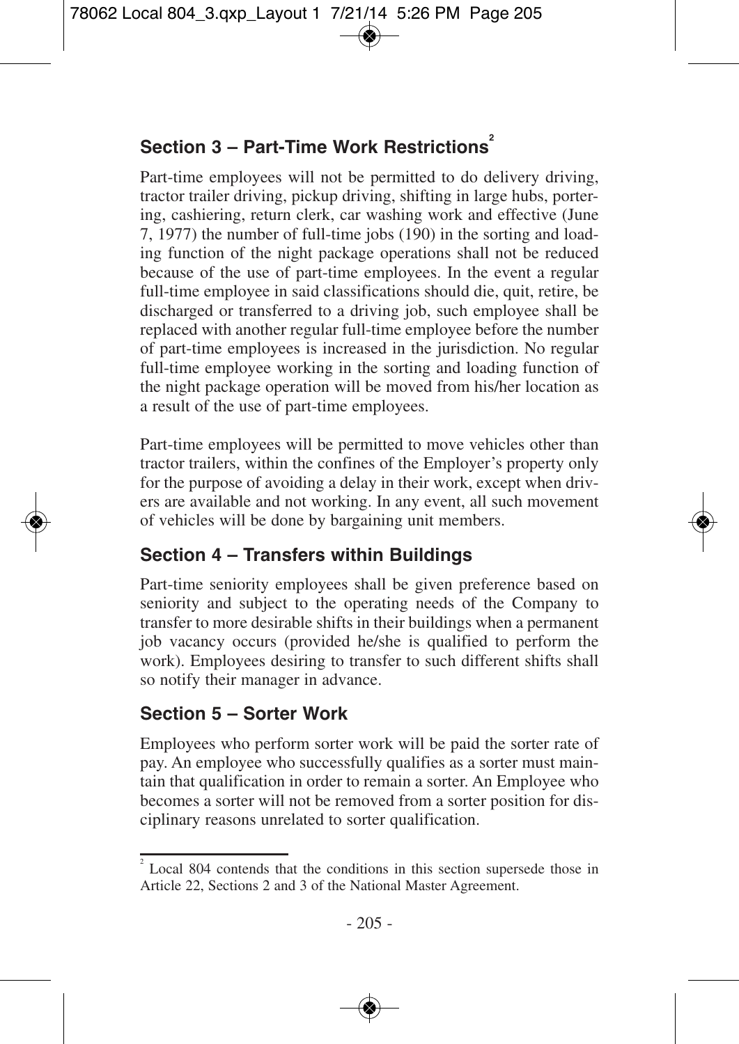## Section 3 – Part-Time Work Restrictions[2]

Part-time employees will not be permitted to do delivery driving, tractor trailer driving, pickup driving, shifting in large hubs, portering, cashiering, return clerk, car washing work and effective (June 7, 1977) the number of full-time jobs (190) in the sorting and loading function of the night package operations shall not be reduced because of the use of part-time employees. In the event a regular full-time employee in said classifications should die, quit, retire, be discharged or transferred to a driving job, such employee shall be replaced with another regular full-time employee before the number of part-time employees is increased in the jurisdiction. No regular full-time employee working in the sorting and loading function of the night package operation will be moved from his/her location as a result of the use of part-time employees.

Part-time employees will be permitted to move vehicles other than tractor trailers, within the confines of the Employer's property only for the purpose of avoiding a delay in their work, except when drivers are available and not working. In any event, all such movement of vehicles will be done by bargaining unit members.

## Section 4 – Transfers within Buildings

Part-time seniority employees shall be given preference based on seniority and subject to the operating needs of the Company to transfer to more desirable shifts in their buildings when a permanent job vacancy occurs (provided he/she is qualified to perform the work). Employees desiring to transfer to such different shifts shall so notify their manager in advance.

## Section 5 – Sorter Work

Employees who perform sorter work will be paid the sorter rate of pay. An employee who successfully qualifies as a sorter must maintain that qualification in order to remain a sorter. An Employee who becomes a sorter will not be removed from a sorter position for disciplinary reasons unrelated to sorter qualification.

---

[2] Local 804 contends that the conditions in this section supersede those in Article 22, Sections 2 and 3 of the National Master Agreement.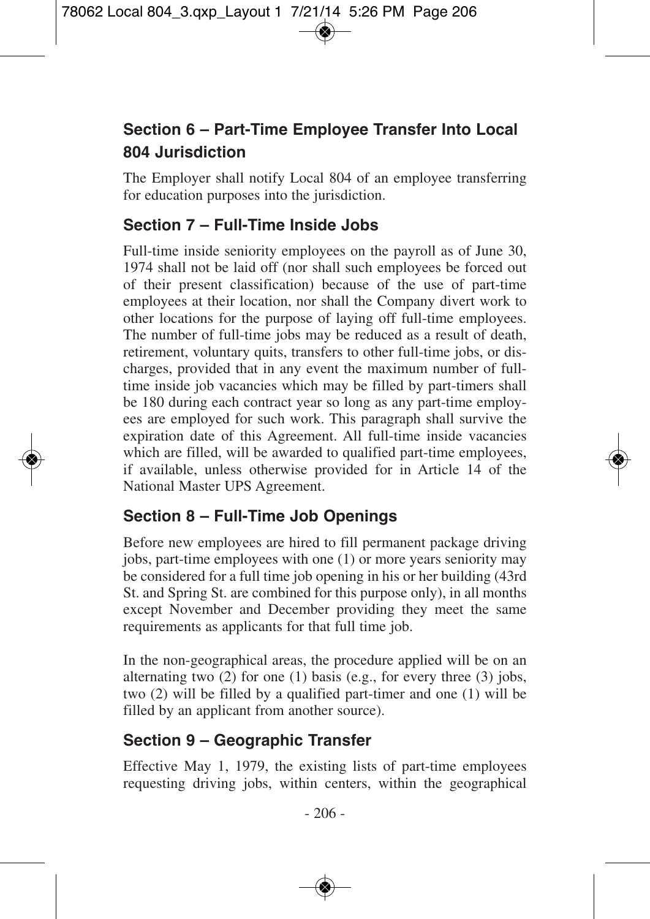## Section 6 – Part-Time Employee Transfer Into Local 804 Jurisdiction

The Employer shall notify Local 804 of an employee transferring for education purposes into the jurisdiction.

## Section 7 – Full-Time Inside Jobs

Full-time inside seniority employees on the payroll as of June 30, 1974 shall not be laid off (nor shall such employees be forced out of their present classification) because of the use of part-time employees at their location, nor shall the Company divert work to other locations for the purpose of laying off full-time employees. The number of full-time jobs may be reduced as a result of death, retirement, voluntary quits, transfers to other full-time jobs, or discharges, provided that in any event the maximum number of full-time inside job vacancies which may be filled by part-timers shall be 180 during each contract year so long as any part-time employees are employed for such work. This paragraph shall survive the expiration date of this Agreement. All full-time inside vacancies which are filled, will be awarded to qualified part-time employees, if available, unless otherwise provided for in Article 14 of the National Master UPS Agreement.

## Section 8 – Full-Time Job Openings

Before new employees are hired to fill permanent package driving jobs, part-time employees with one (1) or more years seniority may be considered for a full time job opening in his or her building (43rd St. and Spring St. are combined for this purpose only), in all months except November and December providing they meet the same requirements as applicants for that full time job.

In the non-geographical areas, the procedure applied will be on an alternating two (2) for one (1) basis (e.g., for every three (3) jobs, two (2) will be filled by a qualified part-timer and one (1) will be filled by an applicant from another source).

## Section 9 – Geographic Transfer

Effective May 1, 1979, the existing lists of part-time employees requesting driving jobs, within centers, within the geographical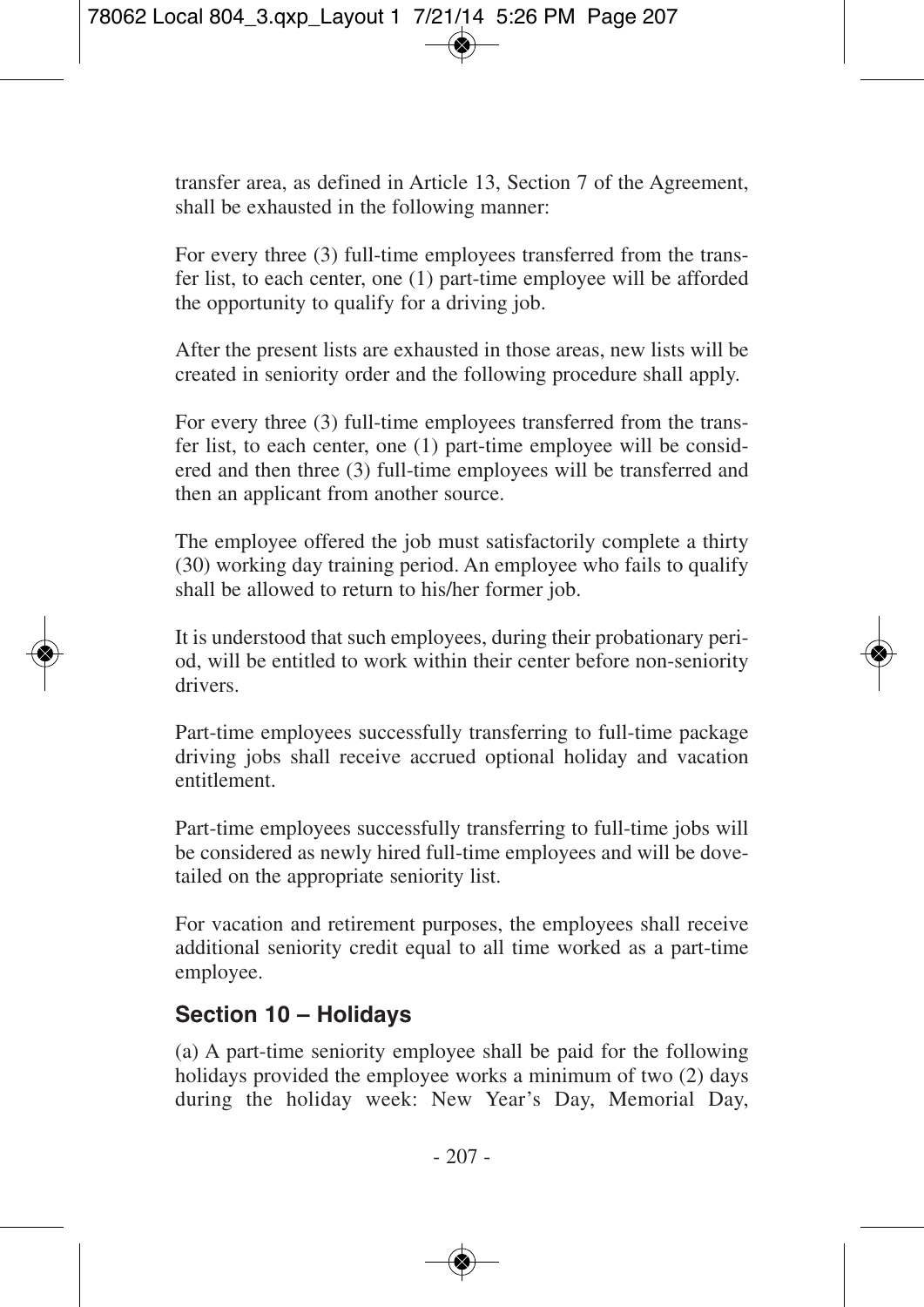transfer area, as defined in Article 13, Section 7 of the Agreement, shall be exhausted in the following manner:

For every three (3) full-time employees transferred from the transfer list, to each center, one (1) part-time employee will be afforded the opportunity to qualify for a driving job.

After the present lists are exhausted in those areas, new lists will be created in seniority order and the following procedure shall apply.

For every three (3) full-time employees transferred from the transfer list, to each center, one (1) part-time employee will be considered and then three (3) full-time employees will be transferred and then an applicant from another source.

The employee offered the job must satisfactorily complete a thirty (30) working day training period. An employee who fails to qualify shall be allowed to return to his/her former job.

It is understood that such employees, during their probationary period, will be entitled to work within their center before non-seniority drivers.

Part-time employees successfully transferring to full-time package driving jobs shall receive accrued optional holiday and vacation entitlement.

Part-time employees successfully transferring to full-time jobs will be considered as newly hired full-time employees and will be dovetailed on the appropriate seniority list.

For vacation and retirement purposes, the employees shall receive additional seniority credit equal to all time worked as a part-time employee.

## Section 10 – Holidays

(a) A part-time seniority employee shall be paid for the following holidays provided the employee works a minimum of two (2) days during the holiday week: New Year's Day, Memorial Day,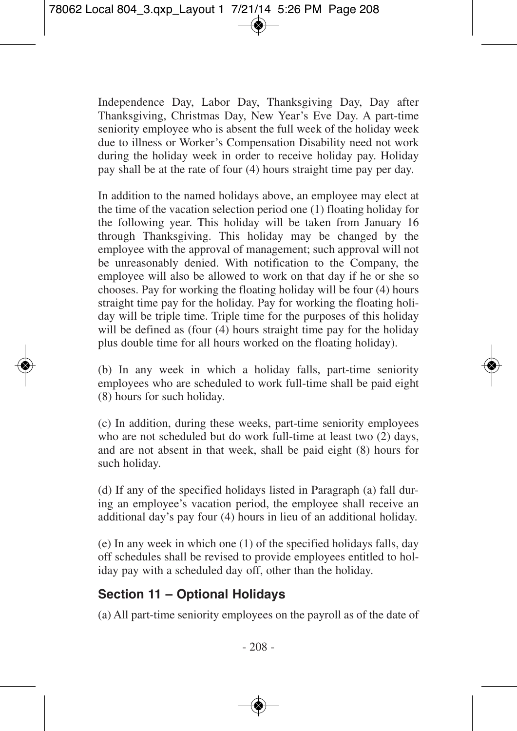Independence Day, Labor Day, Thanksgiving Day, Day after Thanksgiving, Christmas Day, New Year's Eve Day. A part-time seniority employee who is absent the full week of the holiday week due to illness or Worker's Compensation Disability need not work during the holiday week in order to receive holiday pay. Holiday pay shall be at the rate of four (4) hours straight time pay per day.

In addition to the named holidays above, an employee may elect at the time of the vacation selection period one (1) floating holiday for the following year. This holiday will be taken from January 16 through Thanksgiving. This holiday may be changed by the employee with the approval of management; such approval will not be unreasonably denied. With notification to the Company, the employee will also be allowed to work on that day if he or she so chooses. Pay for working the floating holiday will be four (4) hours straight time pay for the holiday. Pay for working the floating holiday will be triple time. Triple time for the purposes of this holiday will be defined as (four (4) hours straight time pay for the holiday plus double time for all hours worked on the floating holiday).

(b) In any week in which a holiday falls, part-time seniority employees who are scheduled to work full-time shall be paid eight (8) hours for such holiday.

(c) In addition, during these weeks, part-time seniority employees who are not scheduled but do work full-time at least two (2) days, and are not absent in that week, shall be paid eight (8) hours for such holiday.

(d) If any of the specified holidays listed in Paragraph (a) fall during an employee's vacation period, the employee shall receive an additional day's pay four (4) hours in lieu of an additional holiday.

(e) In any week in which one (1) of the specified holidays falls, day off schedules shall be revised to provide employees entitled to holiday pay with a scheduled day off, other than the holiday.

## Section 11 – Optional Holidays

(a) All part-time seniority employees on the payroll as of the date of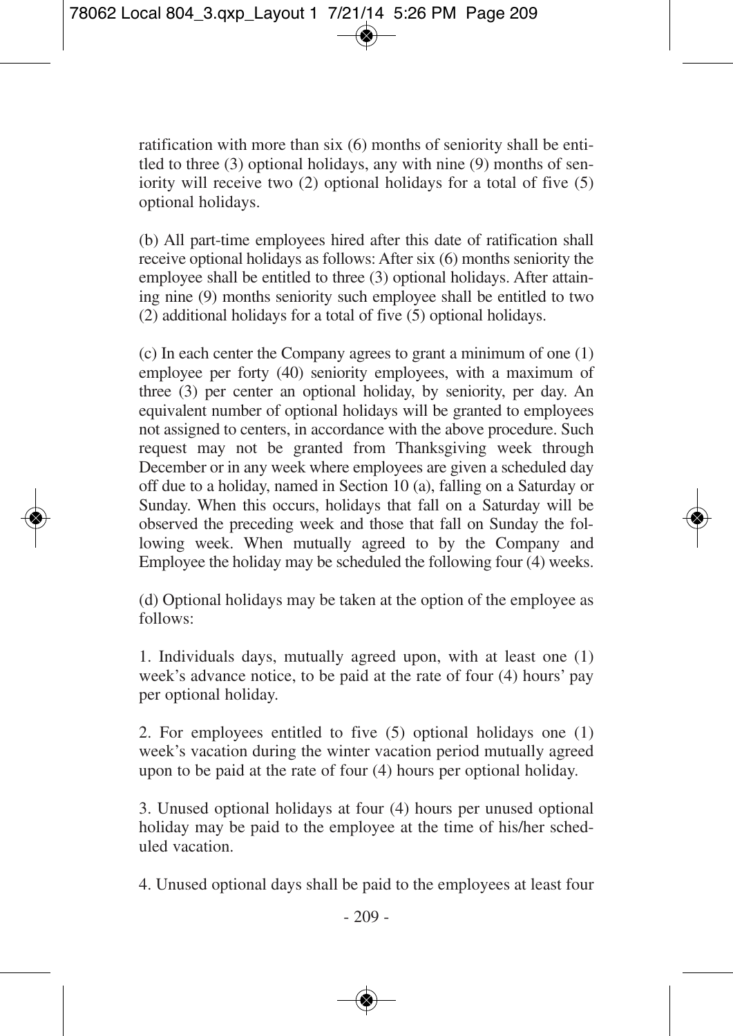ratification with more than six (6) months of seniority shall be entitled to three (3) optional holidays, any with nine (9) months of seniority will receive two (2) optional holidays for a total of five (5) optional holidays.

(b) All part-time employees hired after this date of ratification shall receive optional holidays as follows: After six (6) months seniority the employee shall be entitled to three (3) optional holidays. After attaining nine (9) months seniority such employee shall be entitled to two (2) additional holidays for a total of five (5) optional holidays.

(c) In each center the Company agrees to grant a minimum of one (1) employee per forty (40) seniority employees, with a maximum of three (3) per center an optional holiday, by seniority, per day. An equivalent number of optional holidays will be granted to employees not assigned to centers, in accordance with the above procedure. Such request may not be granted from Thanksgiving week through December or in any week where employees are given a scheduled day off due to a holiday, named in Section 10 (a), falling on a Saturday or Sunday. When this occurs, holidays that fall on a Saturday will be observed the preceding week and those that fall on Sunday the following week. When mutually agreed to by the Company and Employee the holiday may be scheduled the following four (4) weeks.

(d) Optional holidays may be taken at the option of the employee as follows:

1. Individuals days, mutually agreed upon, with at least one (1) week's advance notice, to be paid at the rate of four (4) hours' pay per optional holiday.

2. For employees entitled to five (5) optional holidays one (1) week's vacation during the winter vacation period mutually agreed upon to be paid at the rate of four (4) hours per optional holiday.

3. Unused optional holidays at four (4) hours per unused optional holiday may be paid to the employee at the time of his/her scheduled vacation.

4. Unused optional days shall be paid to the employees at least four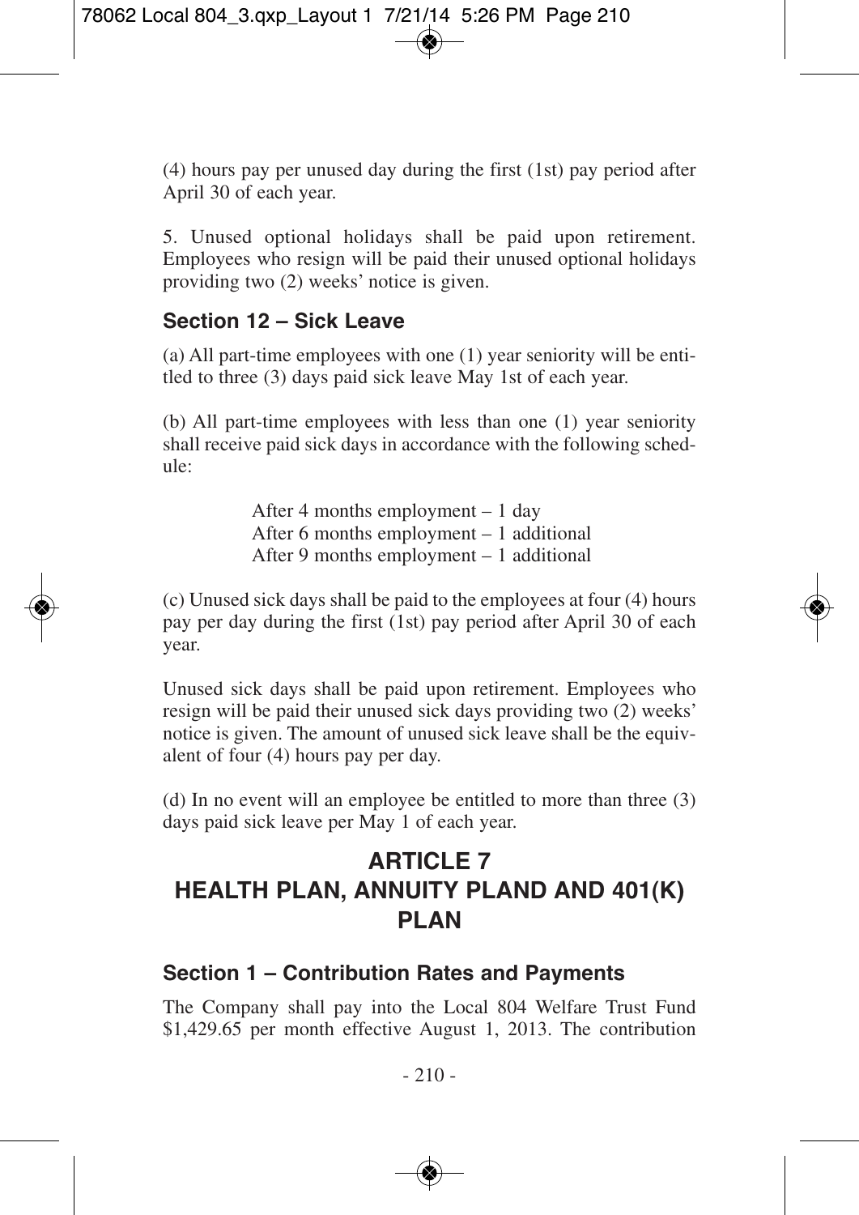(4) hours pay per unused day during the first (1st) pay period after April 30 of each year.

5. Unused optional holidays shall be paid upon retirement. Employees who resign will be paid their unused optional holidays providing two (2) weeks' notice is given.

### Section 12 – Sick Leave

(a) All part-time employees with one (1) year seniority will be entitled to three (3) days paid sick leave May 1st of each year.

(b) All part-time employees with less than one (1) year seniority shall receive paid sick days in accordance with the following schedule:

After 4 months employment – 1 day
After 6 months employment – 1 additional
After 9 months employment – 1 additional

(c) Unused sick days shall be paid to the employees at four (4) hours pay per day during the first (1st) pay period after April 30 of each year.

Unused sick days shall be paid upon retirement. Employees who resign will be paid their unused sick days providing two (2) weeks' notice is given. The amount of unused sick leave shall be the equivalent of four (4) hours pay per day.

(d) In no event will an employee be entitled to more than three (3) days paid sick leave per May 1 of each year.

## ARTICLE 7
## HEALTH PLAN, ANNUITY PLAND AND 401(K) PLAN

### Section 1 – Contribution Rates and Payments

The Company shall pay into the Local 804 Welfare Trust Fund $1,429.65 per month effective August 1, 2013. The contribution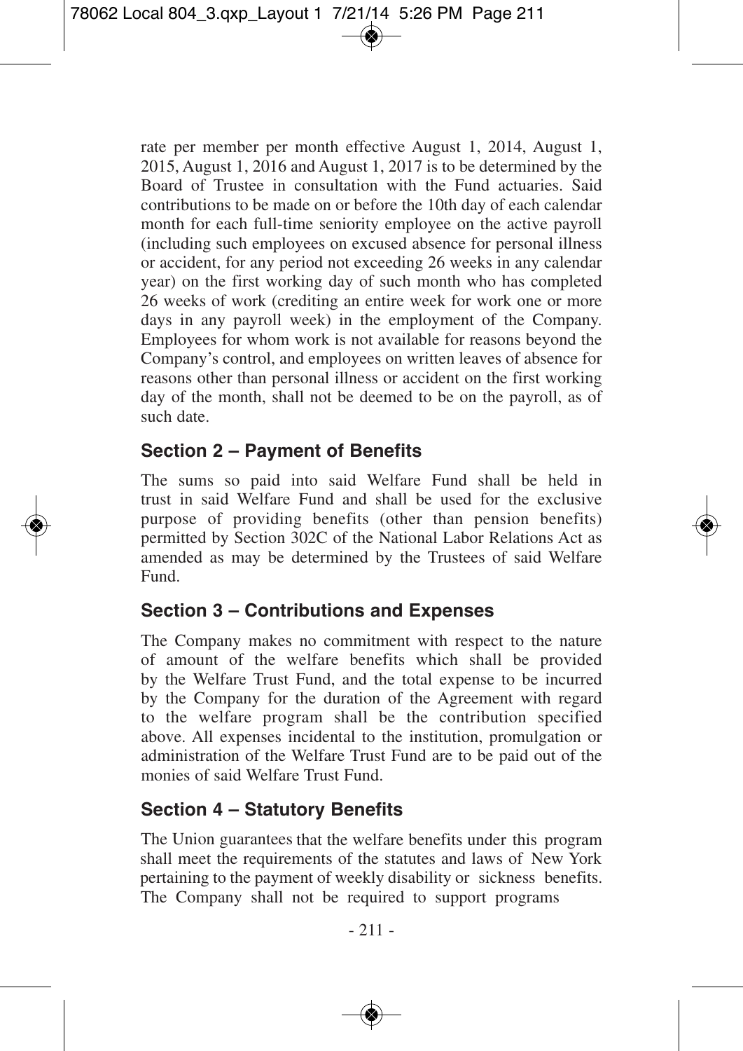rate per member per month effective August 1, 2014, August 1, 2015, August 1, 2016 and August 1, 2017 is to be determined by the Board of Trustee in consultation with the Fund actuaries. Said contributions to be made on or before the 10th day of each calendar month for each full-time seniority employee on the active payroll (including such employees on excused absence for personal illness or accident, for any period not exceeding 26 weeks in any calendar year) on the first working day of such month who has completed 26 weeks of work (crediting an entire week for work one or more days in any payroll week) in the employment of the Company. Employees for whom work is not available for reasons beyond the Company's control, and employees on written leaves of absence for reasons other than personal illness or accident on the first working day of the month, shall not be deemed to be on the payroll, as of such date.

### Section 2 – Payment of Benefits

The sums so paid into said Welfare Fund shall be held in trust in said Welfare Fund and shall be used for the exclusive purpose of providing benefits (other than pension benefits) permitted by Section 302C of the National Labor Relations Act as amended as may be determined by the Trustees of said Welfare Fund.

### Section 3 – Contributions and Expenses

The Company makes no commitment with respect to the nature of amount of the welfare benefits which shall be provided by the Welfare Trust Fund, and the total expense to be incurred by the Company for the duration of the Agreement with regard to the welfare program shall be the contribution specified above. All expenses incidental to the institution, promulgation or administration of the Welfare Trust Fund are to be paid out of the monies of said Welfare Trust Fund.

### Section 4 – Statutory Benefits

The Union guarantees that the welfare benefits under this program shall meet the requirements of the statutes and laws of New York pertaining to the payment of weekly disability or sickness benefits. The Company shall not be required to support programs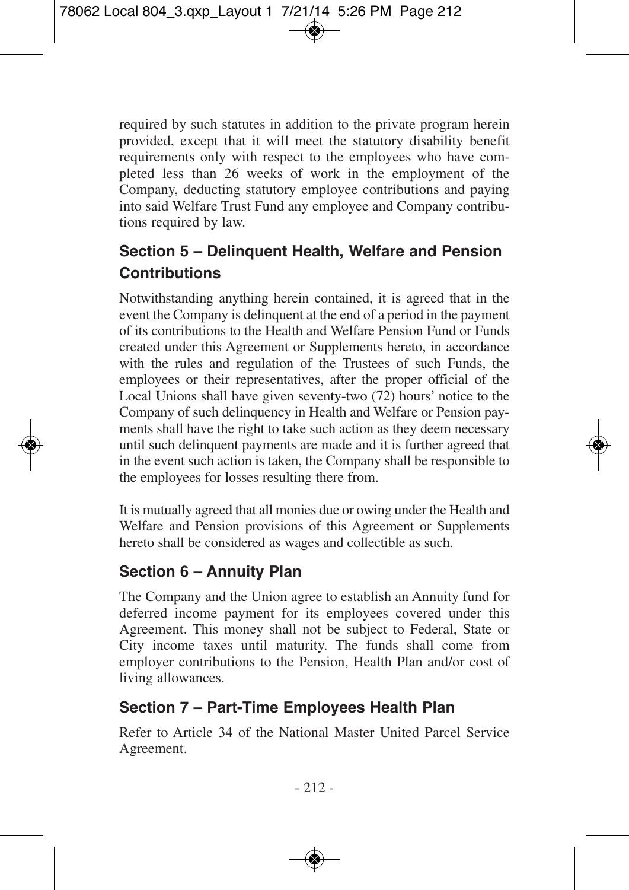required by such statutes in addition to the private program herein provided, except that it will meet the statutory disability benefit requirements only with respect to the employees who have completed less than 26 weeks of work in the employment of the Company, deducting statutory employee contributions and paying into said Welfare Trust Fund any employee and Company contributions required by law.

## Section 5 – Delinquent Health, Welfare and Pension Contributions

Notwithstanding anything herein contained, it is agreed that in the event the Company is delinquent at the end of a period in the payment of its contributions to the Health and Welfare Pension Fund or Funds created under this Agreement or Supplements hereto, in accordance with the rules and regulation of the Trustees of such Funds, the employees or their representatives, after the proper official of the Local Unions shall have given seventy-two (72) hours' notice to the Company of such delinquency in Health and Welfare or Pension payments shall have the right to take such action as they deem necessary until such delinquent payments are made and it is further agreed that in the event such action is taken, the Company shall be responsible to the employees for losses resulting there from.

It is mutually agreed that all monies due or owing under the Health and Welfare and Pension provisions of this Agreement or Supplements hereto shall be considered as wages and collectible as such.

## Section 6 – Annuity Plan

The Company and the Union agree to establish an Annuity fund for deferred income payment for its employees covered under this Agreement. This money shall not be subject to Federal, State or City income taxes until maturity. The funds shall come from employer contributions to the Pension, Health Plan and/or cost of living allowances.

## Section 7 – Part-Time Employees Health Plan

Refer to Article 34 of the National Master United Parcel Service Agreement.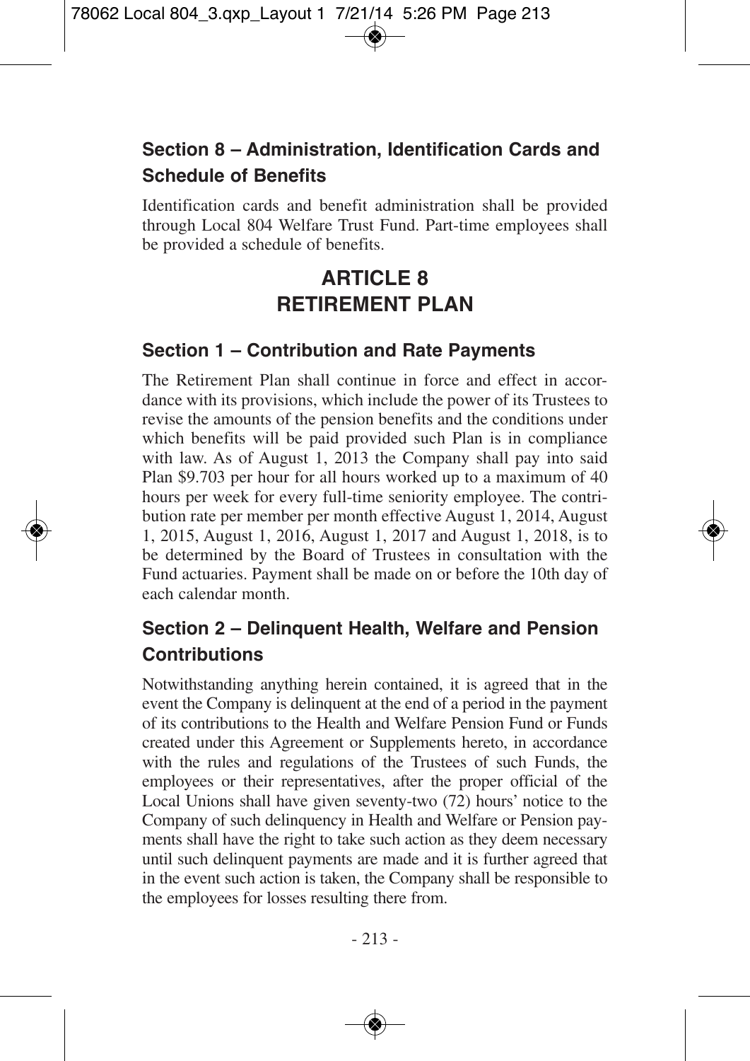### Section 8 – Administration, Identification Cards and Schedule of Benefits

Identification cards and benefit administration shall be provided through Local 804 Welfare Trust Fund. Part-time employees shall be provided a schedule of benefits.

## ARTICLE 8
## RETIREMENT PLAN

### Section 1 – Contribution and Rate Payments

The Retirement Plan shall continue in force and effect in accordance with its provisions, which include the power of its Trustees to revise the amounts of the pension benefits and the conditions under which benefits will be paid provided such Plan is in compliance with law. As of August 1, 2013 the Company shall pay into said Plan $9.703 per hour for all hours worked up to a maximum of 40 hours per week for every full-time seniority employee. The contribution rate per member per month effective August 1, 2014, August 1, 2015, August 1, 2016, August 1, 2017 and August 1, 2018, is to be determined by the Board of Trustees in consultation with the Fund actuaries. Payment shall be made on or before the 10th day of each calendar month.

### Section 2 – Delinquent Health, Welfare and Pension Contributions

Notwithstanding anything herein contained, it is agreed that in the event the Company is delinquent at the end of a period in the payment of its contributions to the Health and Welfare Pension Fund or Funds created under this Agreement or Supplements hereto, in accordance with the rules and regulations of the Trustees of such Funds, the employees or their representatives, after the proper official of the Local Unions shall have given seventy-two (72) hours' notice to the Company of such delinquency in Health and Welfare or Pension payments shall have the right to take such action as they deem necessary until such delinquent payments are made and it is further agreed that in the event such action is taken, the Company shall be responsible to the employees for losses resulting there from.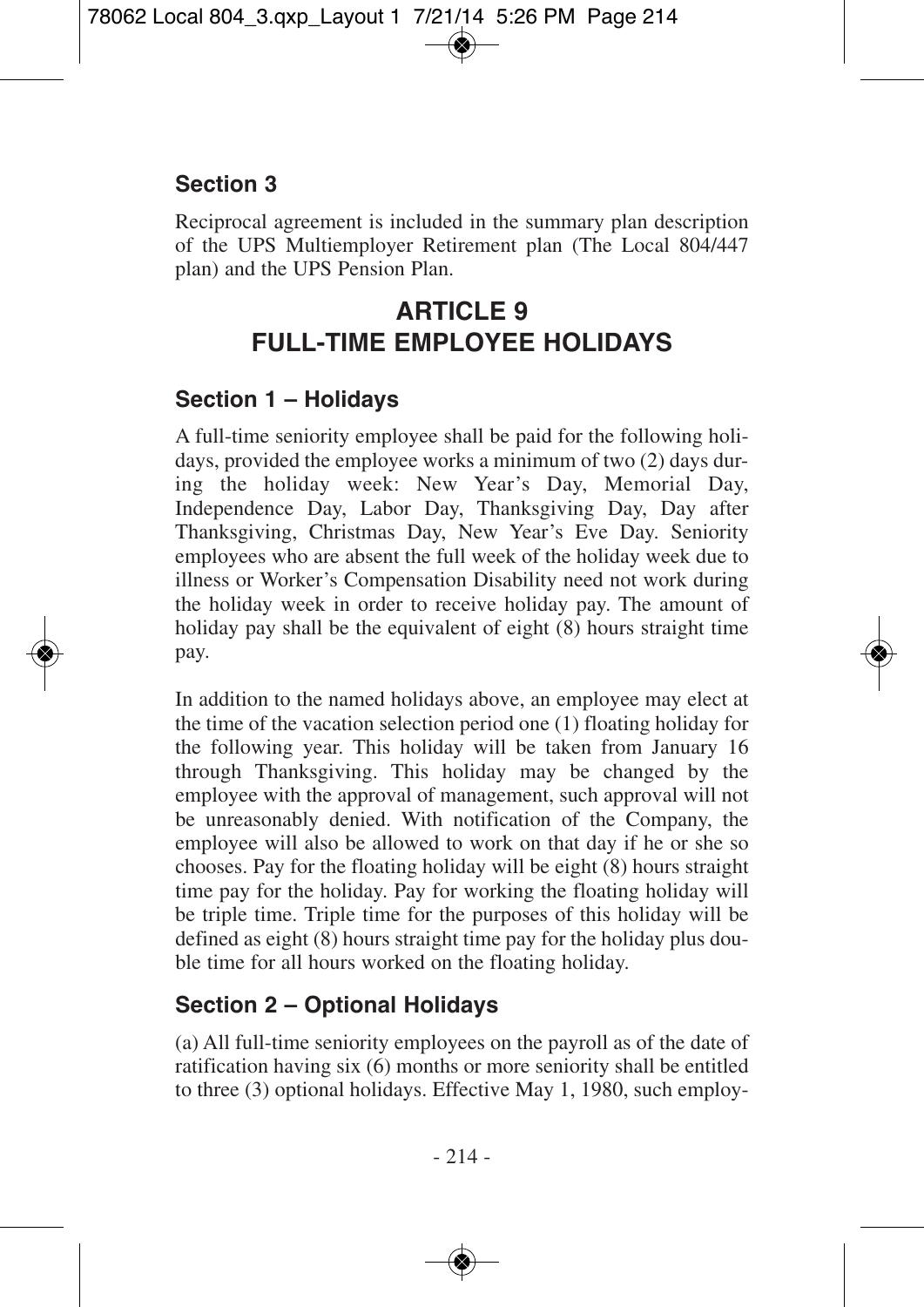## Section 3

Reciprocal agreement is included in the summary plan description of the UPS Multiemployer Retirement plan (The Local 804/447 plan) and the UPS Pension Plan.

# ARTICLE 9
# FULL-TIME EMPLOYEE HOLIDAYS

## Section 1 – Holidays

A full-time seniority employee shall be paid for the following holidays, provided the employee works a minimum of two (2) days during the holiday week: New Year's Day, Memorial Day, Independence Day, Labor Day, Thanksgiving Day, Day after Thanksgiving, Christmas Day, New Year's Eve Day. Seniority employees who are absent the full week of the holiday week due to illness or Worker's Compensation Disability need not work during the holiday week in order to receive holiday pay. The amount of holiday pay shall be the equivalent of eight (8) hours straight time pay.

In addition to the named holidays above, an employee may elect at the time of the vacation selection period one (1) floating holiday for the following year. This holiday will be taken from January 16 through Thanksgiving. This holiday may be changed by the employee with the approval of management, such approval will not be unreasonably denied. With notification of the Company, the employee will also be allowed to work on that day if he or she so chooses. Pay for the floating holiday will be eight (8) hours straight time pay for the holiday. Pay for working the floating holiday will be triple time. Triple time for the purposes of this holiday will be defined as eight (8) hours straight time pay for the holiday plus double time for all hours worked on the floating holiday.

## Section 2 – Optional Holidays

(a) All full-time seniority employees on the payroll as of the date of ratification having six (6) months or more seniority shall be entitled to three (3) optional holidays. Effective May 1, 1980, such employ-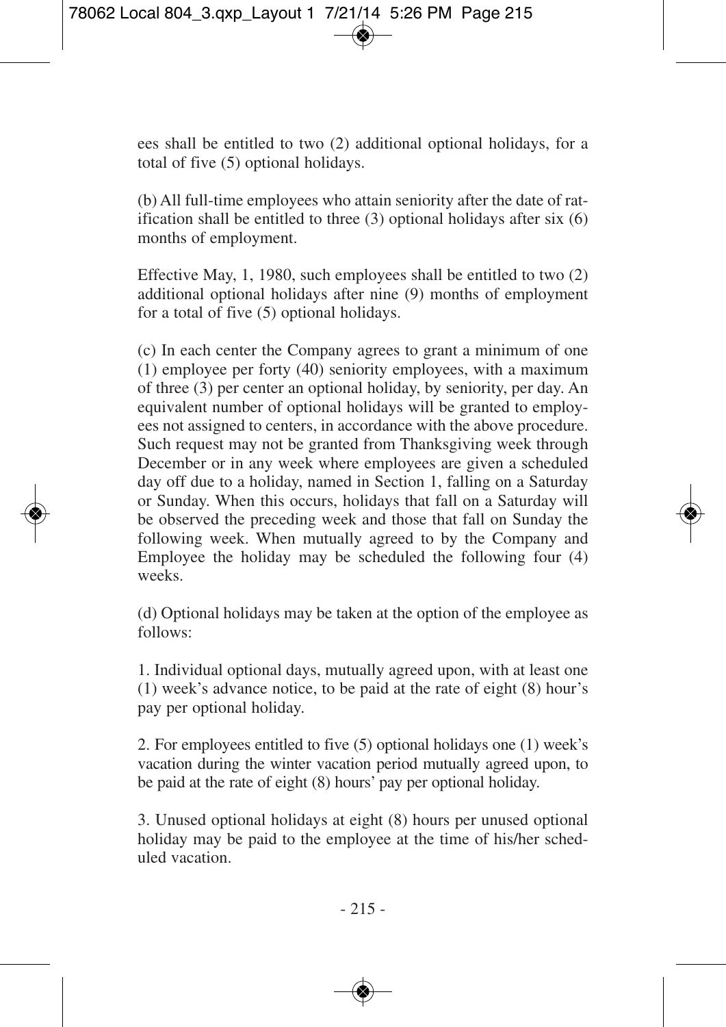ees shall be entitled to two (2) additional optional holidays, for a total of five (5) optional holidays.

(b) All full-time employees who attain seniority after the date of ratification shall be entitled to three (3) optional holidays after six (6) months of employment.

Effective May, 1, 1980, such employees shall be entitled to two (2) additional optional holidays after nine (9) months of employment for a total of five (5) optional holidays.

(c) In each center the Company agrees to grant a minimum of one (1) employee per forty (40) seniority employees, with a maximum of three (3) per center an optional holiday, by seniority, per day. An equivalent number of optional holidays will be granted to employees not assigned to centers, in accordance with the above procedure. Such request may not be granted from Thanksgiving week through December or in any week where employees are given a scheduled day off due to a holiday, named in Section 1, falling on a Saturday or Sunday. When this occurs, holidays that fall on a Saturday will be observed the preceding week and those that fall on Sunday the following week. When mutually agreed to by the Company and Employee the holiday may be scheduled the following four (4) weeks.

(d) Optional holidays may be taken at the option of the employee as follows:

1. Individual optional days, mutually agreed upon, with at least one (1) week's advance notice, to be paid at the rate of eight (8) hour's pay per optional holiday.

2. For employees entitled to five (5) optional holidays one (1) week's vacation during the winter vacation period mutually agreed upon, to be paid at the rate of eight (8) hours' pay per optional holiday.

3. Unused optional holidays at eight (8) hours per unused optional holiday may be paid to the employee at the time of his/her scheduled vacation.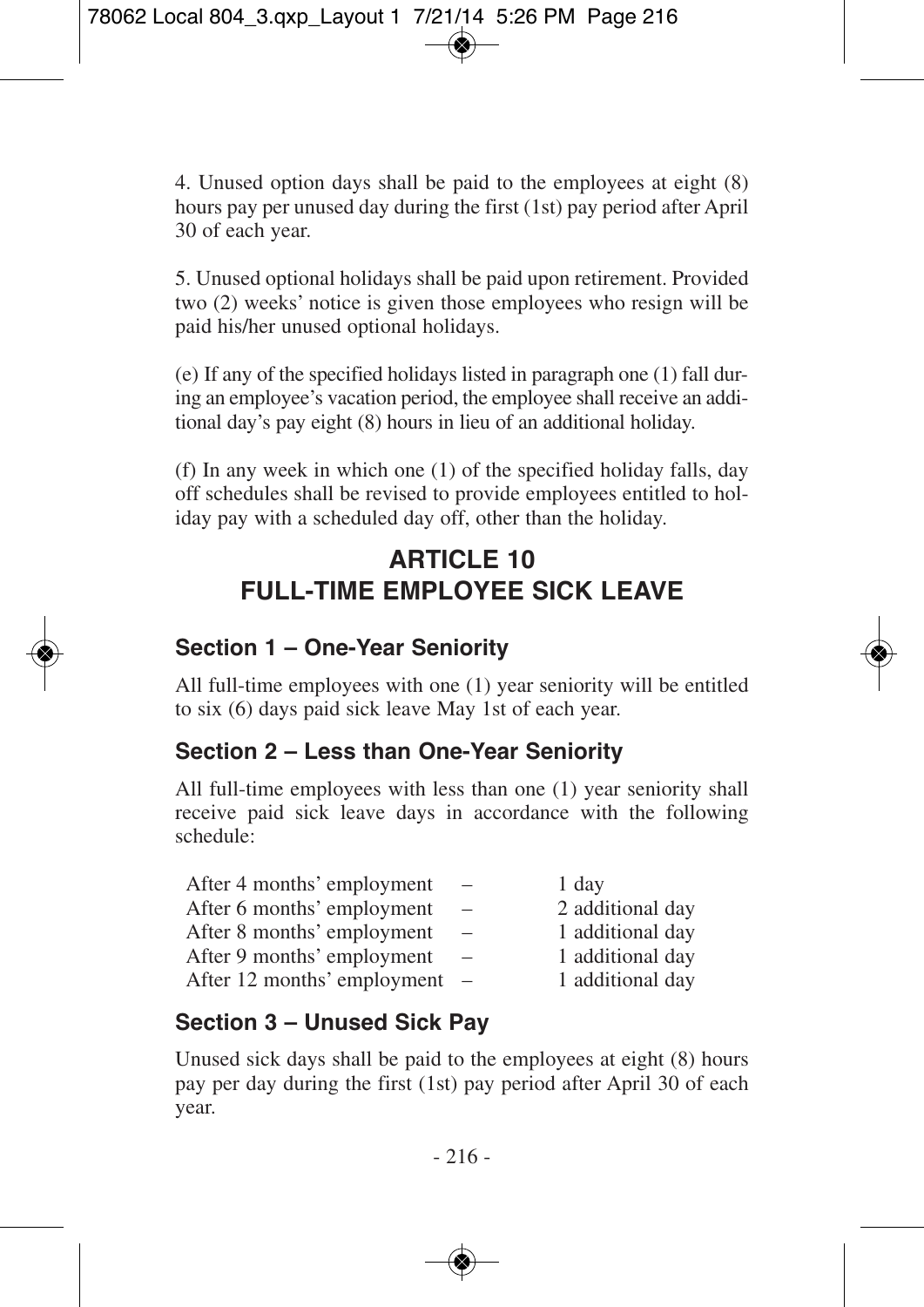4. Unused option days shall be paid to the employees at eight (8) hours pay per unused day during the first (1st) pay period after April 30 of each year.

5. Unused optional holidays shall be paid upon retirement. Provided two (2) weeks' notice is given those employees who resign will be paid his/her unused optional holidays.

(e) If any of the specified holidays listed in paragraph one (1) fall during an employee's vacation period, the employee shall receive an additional day's pay eight (8) hours in lieu of an additional holiday.

(f) In any week in which one (1) of the specified holiday falls, day off schedules shall be revised to provide employees entitled to holiday pay with a scheduled day off, other than the holiday.

## ARTICLE 10
## FULL-TIME EMPLOYEE SICK LEAVE

### Section 1 – One-Year Seniority

All full-time employees with one (1) year seniority will be entitled to six (6) days paid sick leave May 1st of each year.

### Section 2 – Less than One-Year Seniority

All full-time employees with less than one (1) year seniority shall receive paid sick leave days in accordance with the following schedule:

| | | |
|---|---|---|
| After 4 months' employment | – | 1 day |
| After 6 months' employment | – | 2 additional day |
| After 8 months' employment | – | 1 additional day |
| After 9 months' employment | – | 1 additional day |
| After 12 months' employment | – | 1 additional day |

### Section 3 – Unused Sick Pay

Unused sick days shall be paid to the employees at eight (8) hours pay per day during the first (1st) pay period after April 30 of each year.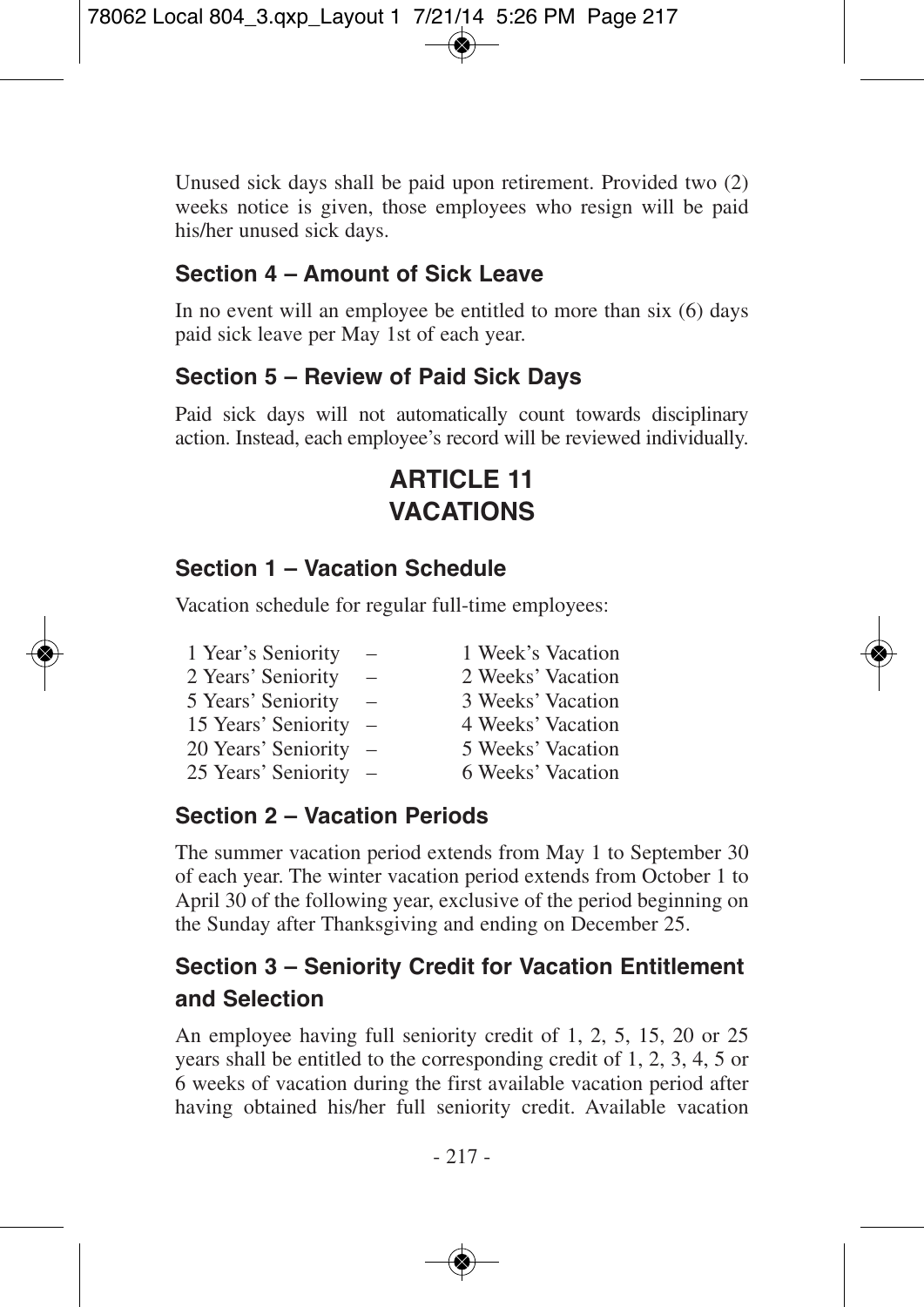Unused sick days shall be paid upon retirement. Provided two (2) weeks notice is given, those employees who resign will be paid his/her unused sick days.

### Section 4 – Amount of Sick Leave

In no event will an employee be entitled to more than six (6) days paid sick leave per May 1st of each year.

### Section 5 – Review of Paid Sick Days

Paid sick days will not automatically count towards disciplinary action. Instead, each employee's record will be reviewed individually.

## ARTICLE 11
## VACATIONS

### Section 1 – Vacation Schedule

Vacation schedule for regular full-time employees:

| | | |
|---|---|---|
| 1 Year's Seniority | – | 1 Week's Vacation |
| 2 Years' Seniority | – | 2 Weeks' Vacation |
| 5 Years' Seniority | – | 3 Weeks' Vacation |
| 15 Years' Seniority | – | 4 Weeks' Vacation |
| 20 Years' Seniority | – | 5 Weeks' Vacation |
| 25 Years' Seniority | – | 6 Weeks' Vacation |

### Section 2 – Vacation Periods

The summer vacation period extends from May 1 to September 30 of each year. The winter vacation period extends from October 1 to April 30 of the following year, exclusive of the period beginning on the Sunday after Thanksgiving and ending on December 25.

### Section 3 – Seniority Credit for Vacation Entitlement and Selection

An employee having full seniority credit of 1, 2, 5, 15, 20 or 25 years shall be entitled to the corresponding credit of 1, 2, 3, 4, 5 or 6 weeks of vacation during the first available vacation period after having obtained his/her full seniority credit. Available vacation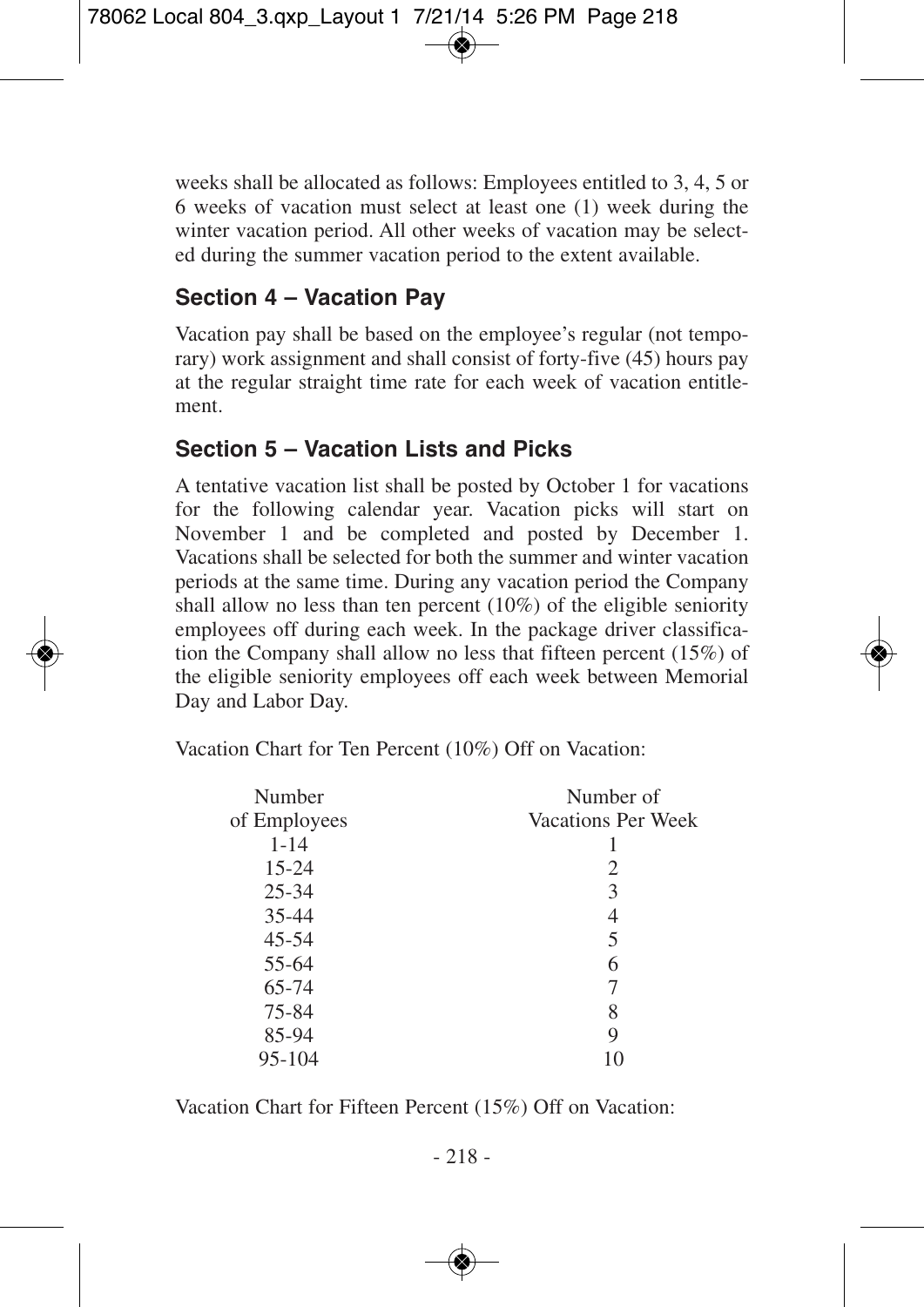weeks shall be allocated as follows: Employees entitled to 3, 4, 5 or 6 weeks of vacation must select at least one (1) week during the winter vacation period. All other weeks of vacation may be selected during the summer vacation period to the extent available.

## Section 4 – Vacation Pay

Vacation pay shall be based on the employee's regular (not temporary) work assignment and shall consist of forty-five (45) hours pay at the regular straight time rate for each week of vacation entitlement.

## Section 5 – Vacation Lists and Picks

A tentative vacation list shall be posted by October 1 for vacations for the following calendar year. Vacation picks will start on November 1 and be completed and posted by December 1. Vacations shall be selected for both the summer and winter vacation periods at the same time. During any vacation period the Company shall allow no less than ten percent (10%) of the eligible seniority employees off during each week. In the package driver classification the Company shall allow no less that fifteen percent (15%) of the eligible seniority employees off each week between Memorial Day and Labor Day.

Vacation Chart for Ten Percent (10%) Off on Vacation:

| Number of Employees | Number of Vacations Per Week |
|---|---|
| 1-14 | 1 |
| 15-24 | 2 |
| 25-34 | 3 |
| 35-44 | 4 |
| 45-54 | 5 |
| 55-64 | 6 |
| 65-74 | 7 |
| 75-84 | 8 |
| 85-94 | 9 |
| 95-104 | 10 |

Vacation Chart for Fifteen Percent (15%) Off on Vacation: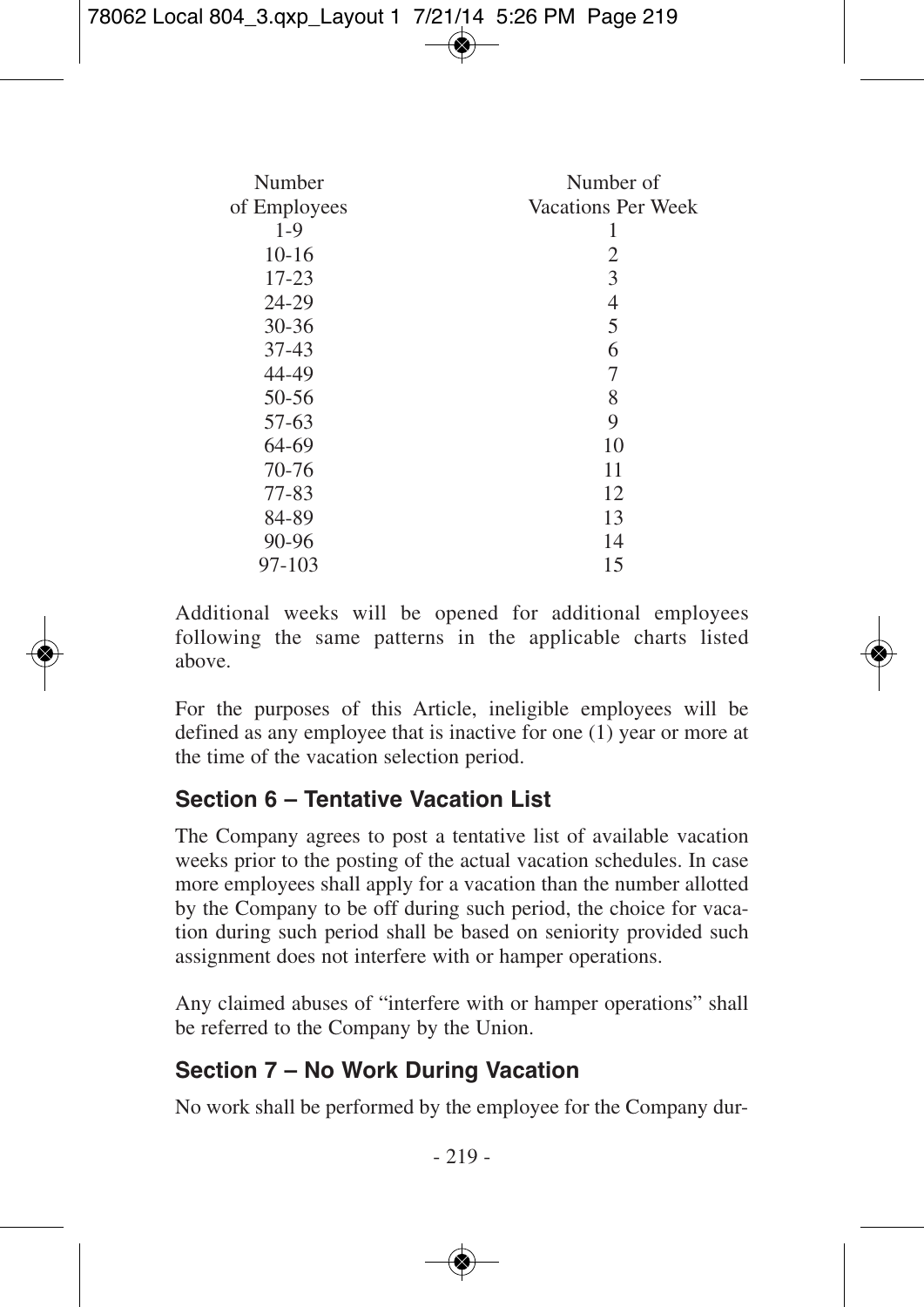| Number of Employees | Number of Vacations Per Week |
|---|---|
| 1-9 | 1 |
| 10-16 | 2 |
| 17-23 | 3 |
| 24-29 | 4 |
| 30-36 | 5 |
| 37-43 | 6 |
| 44-49 | 7 |
| 50-56 | 8 |
| 57-63 | 9 |
| 64-69 | 10 |
| 70-76 | 11 |
| 77-83 | 12 |
| 84-89 | 13 |
| 90-96 | 14 |
| 97-103 | 15 |

Additional weeks will be opened for additional employees following the same patterns in the applicable charts listed above.

For the purposes of this Article, ineligible employees will be defined as any employee that is inactive for one (1) year or more at the time of the vacation selection period.

## Section 6 – Tentative Vacation List

The Company agrees to post a tentative list of available vacation weeks prior to the posting of the actual vacation schedules. In case more employees shall apply for a vacation than the number allotted by the Company to be off during such period, the choice for vacation during such period shall be based on seniority provided such assignment does not interfere with or hamper operations.

Any claimed abuses of "interfere with or hamper operations" shall be referred to the Company by the Union.

## Section 7 – No Work During Vacation

No work shall be performed by the employee for the Company dur-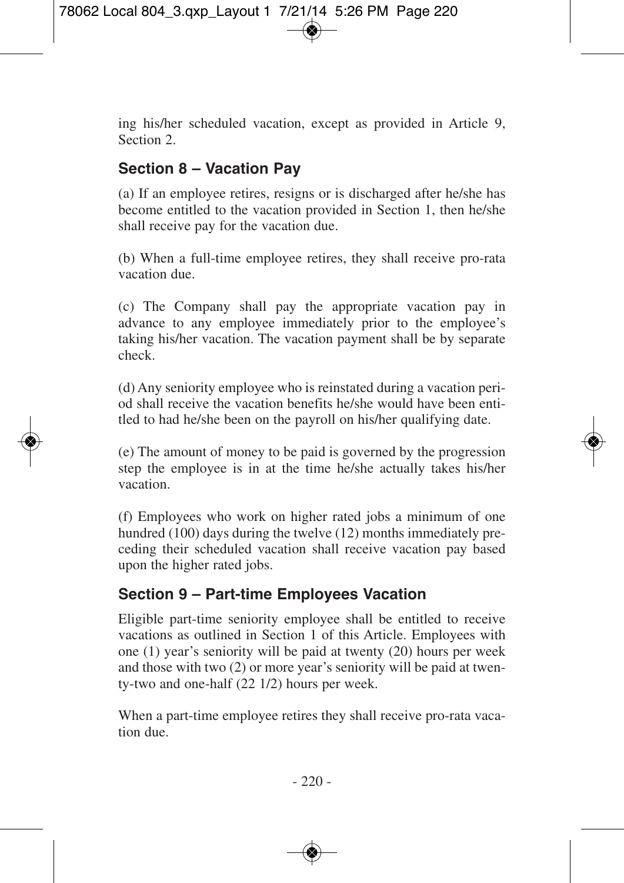ing his/her scheduled vacation, except as provided in Article 9, Section 2.

### Section 8 – Vacation Pay

(a) If an employee retires, resigns or is discharged after he/she has become entitled to the vacation provided in Section 1, then he/she shall receive pay for the vacation due.

(b) When a full-time employee retires, they shall receive pro-rata vacation due.

(c) The Company shall pay the appropriate vacation pay in advance to any employee immediately prior to the employee's taking his/her vacation. The vacation payment shall be by separate check.

(d) Any seniority employee who is reinstated during a vacation period shall receive the vacation benefits he/she would have been entitled to had he/she been on the payroll on his/her qualifying date.

(e) The amount of money to be paid is governed by the progression step the employee is in at the time he/she actually takes his/her vacation.

(f) Employees who work on higher rated jobs a minimum of one hundred (100) days during the twelve (12) months immediately preceding their scheduled vacation shall receive vacation pay based upon the higher rated jobs.

### Section 9 – Part-time Employees Vacation

Eligible part-time seniority employee shall be entitled to receive vacations as outlined in Section 1 of this Article. Employees with one (1) year's seniority will be paid at twenty (20) hours per week and those with two (2) or more year's seniority will be paid at twenty-two and one-half (22 1/2) hours per week.

When a part-time employee retires they shall receive pro-rata vacation due.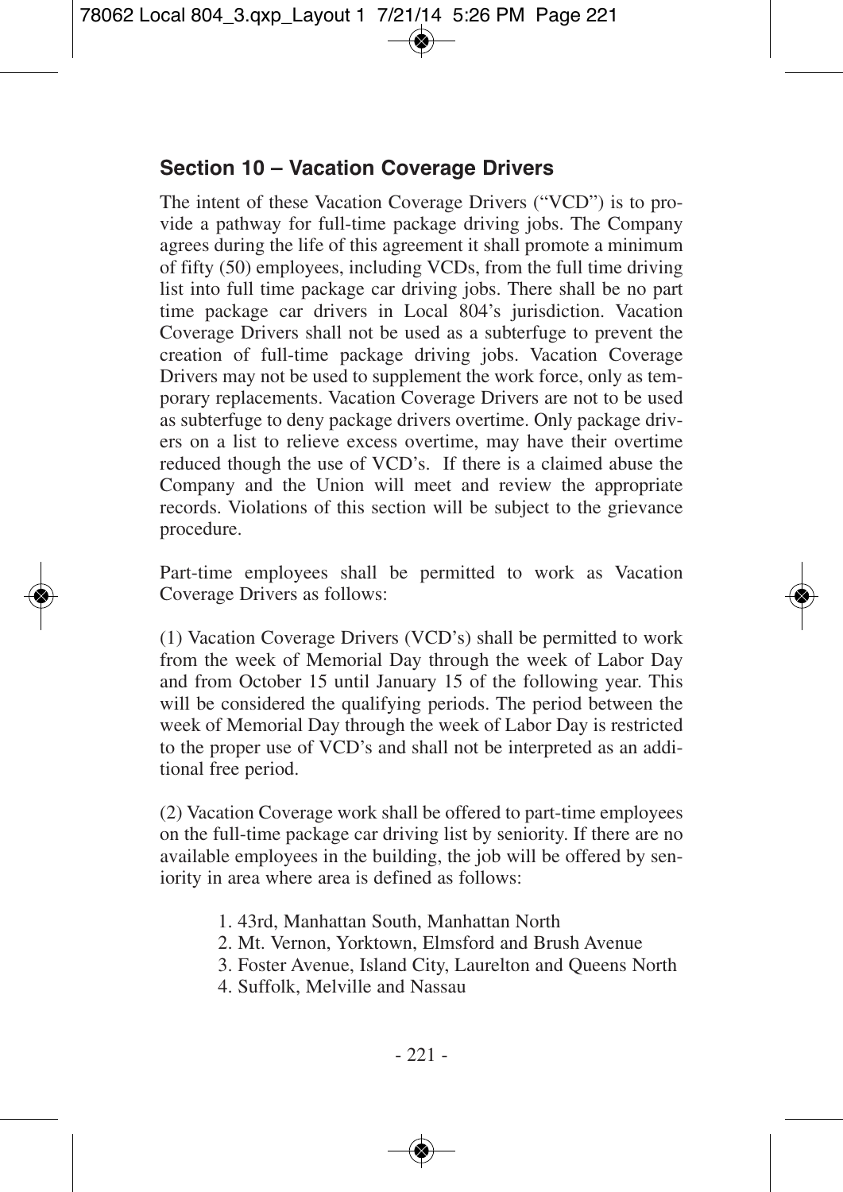## Section 10 – Vacation Coverage Drivers

The intent of these Vacation Coverage Drivers ("VCD") is to provide a pathway for full-time package driving jobs. The Company agrees during the life of this agreement it shall promote a minimum of fifty (50) employees, including VCDs, from the full time driving list into full time package car driving jobs. There shall be no part time package car drivers in Local 804's jurisdiction. Vacation Coverage Drivers shall not be used as a subterfuge to prevent the creation of full-time package driving jobs. Vacation Coverage Drivers may not be used to supplement the work force, only as temporary replacements. Vacation Coverage Drivers are not to be used as subterfuge to deny package drivers overtime. Only package drivers on a list to relieve excess overtime, may have their overtime reduced though the use of VCD's. If there is a claimed abuse the Company and the Union will meet and review the appropriate records. Violations of this section will be subject to the grievance procedure.

Part-time employees shall be permitted to work as Vacation Coverage Drivers as follows:

(1) Vacation Coverage Drivers (VCD's) shall be permitted to work from the week of Memorial Day through the week of Labor Day and from October 15 until January 15 of the following year. This will be considered the qualifying periods. The period between the week of Memorial Day through the week of Labor Day is restricted to the proper use of VCD's and shall not be interpreted as an additional free period.

(2) Vacation Coverage work shall be offered to part-time employees on the full-time package car driving list by seniority. If there are no available employees in the building, the job will be offered by seniority in area where area is defined as follows:

1. 43rd, Manhattan South, Manhattan North
2. Mt. Vernon, Yorktown, Elmsford and Brush Avenue
3. Foster Avenue, Island City, Laurelton and Queens North
4. Suffolk, Melville and Nassau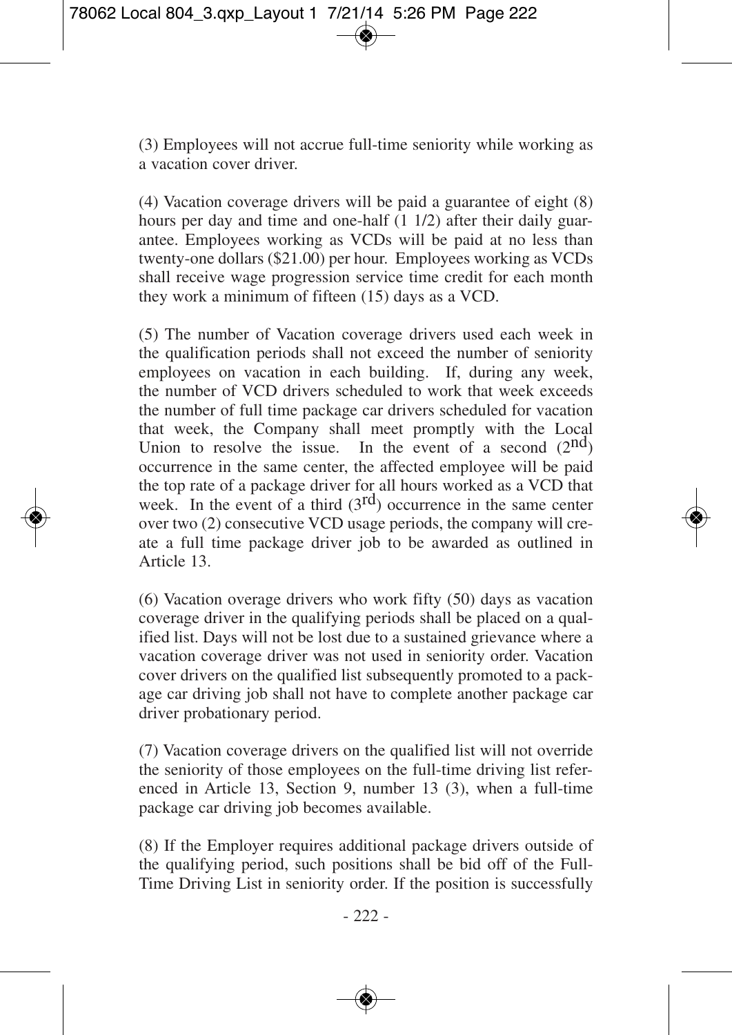(3) Employees will not accrue full-time seniority while working as a vacation cover driver.

(4) Vacation coverage drivers will be paid a guarantee of eight (8) hours per day and time and one-half (1 1/2) after their daily guarantee. Employees working as VCDs will be paid at no less than twenty-one dollars ($21.00) per hour. Employees working as VCDs shall receive wage progression service time credit for each month they work a minimum of fifteen (15) days as a VCD.

(5) The number of Vacation coverage drivers used each week in the qualification periods shall not exceed the number of seniority employees on vacation in each building. If, during any week, the number of VCD drivers scheduled to work that week exceeds the number of full time package car drivers scheduled for vacation that week, the Company shall meet promptly with the Local Union to resolve the issue. In the event of a second (2nd) occurrence in the same center, the affected employee will be paid the top rate of a package driver for all hours worked as a VCD that week. In the event of a third (3rd) occurrence in the same center over two (2) consecutive VCD usage periods, the company will create a full time package driver job to be awarded as outlined in Article 13.

(6) Vacation overage drivers who work fifty (50) days as vacation coverage driver in the qualifying periods shall be placed on a qualified list. Days will not be lost due to a sustained grievance where a vacation coverage driver was not used in seniority order. Vacation cover drivers on the qualified list subsequently promoted to a package car driving job shall not have to complete another package car driver probationary period.

(7) Vacation coverage drivers on the qualified list will not override the seniority of those employees on the full-time driving list referenced in Article 13, Section 9, number 13 (3), when a full-time package car driving job becomes available.

(8) If the Employer requires additional package drivers outside of the qualifying period, such positions shall be bid off of the Full-Time Driving List in seniority order. If the position is successfully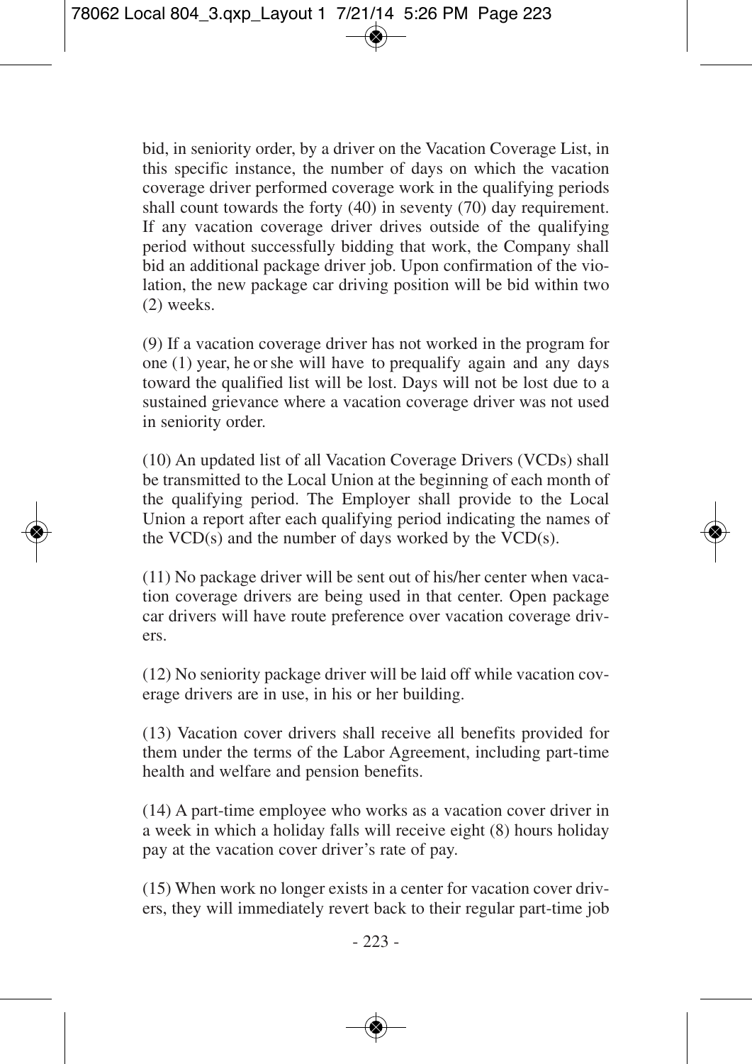bid, in seniority order, by a driver on the Vacation Coverage List, in this specific instance, the number of days on which the vacation coverage driver performed coverage work in the qualifying periods shall count towards the forty (40) in seventy (70) day requirement. If any vacation coverage driver drives outside of the qualifying period without successfully bidding that work, the Company shall bid an additional package driver job. Upon confirmation of the violation, the new package car driving position will be bid within two (2) weeks.

(9) If a vacation coverage driver has not worked in the program for one (1) year, he or she will have to prequalify again and any days toward the qualified list will be lost. Days will not be lost due to a sustained grievance where a vacation coverage driver was not used in seniority order.

(10) An updated list of all Vacation Coverage Drivers (VCDs) shall be transmitted to the Local Union at the beginning of each month of the qualifying period. The Employer shall provide to the Local Union a report after each qualifying period indicating the names of the VCD(s) and the number of days worked by the VCD(s).

(11) No package driver will be sent out of his/her center when vacation coverage drivers are being used in that center. Open package car drivers will have route preference over vacation coverage drivers.

(12) No seniority package driver will be laid off while vacation coverage drivers are in use, in his or her building.

(13) Vacation cover drivers shall receive all benefits provided for them under the terms of the Labor Agreement, including part-time health and welfare and pension benefits.

(14) A part-time employee who works as a vacation cover driver in a week in which a holiday falls will receive eight (8) hours holiday pay at the vacation cover driver's rate of pay.

(15) When work no longer exists in a center for vacation cover drivers, they will immediately revert back to their regular part-time job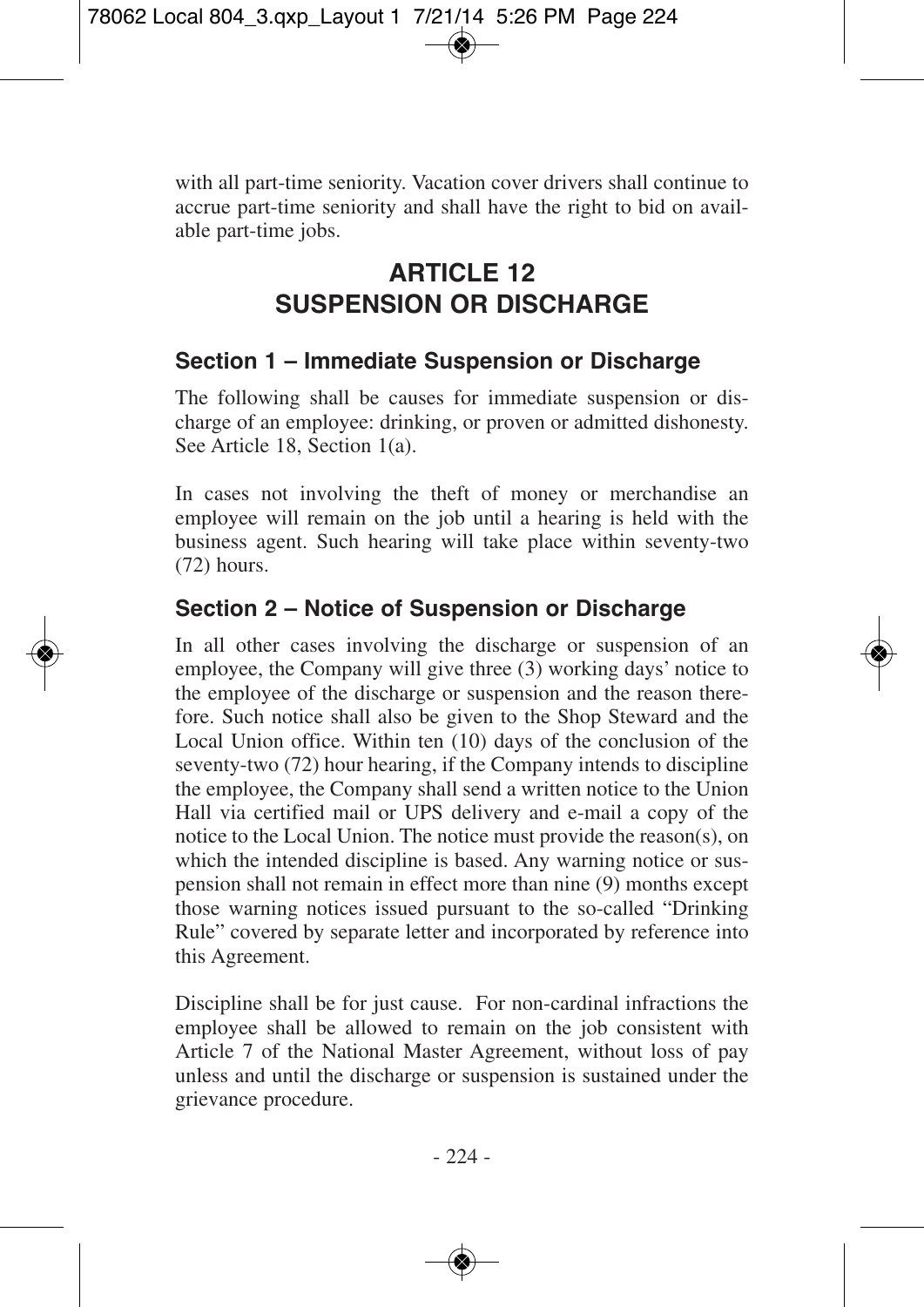with all part-time seniority. Vacation cover drivers shall continue to accrue part-time seniority and shall have the right to bid on available part-time jobs.

# ARTICLE 12
# SUSPENSION OR DISCHARGE

## Section 1 – Immediate Suspension or Discharge

The following shall be causes for immediate suspension or discharge of an employee: drinking, or proven or admitted dishonesty. See Article 18, Section 1(a).

In cases not involving the theft of money or merchandise an employee will remain on the job until a hearing is held with the business agent. Such hearing will take place within seventy-two (72) hours.

## Section 2 – Notice of Suspension or Discharge

In all other cases involving the discharge or suspension of an employee, the Company will give three (3) working days' notice to the employee of the discharge or suspension and the reason therefore. Such notice shall also be given to the Shop Steward and the Local Union office. Within ten (10) days of the conclusion of the seventy-two (72) hour hearing, if the Company intends to discipline the employee, the Company shall send a written notice to the Union Hall via certified mail or UPS delivery and e-mail a copy of the notice to the Local Union. The notice must provide the reason(s), on which the intended discipline is based. Any warning notice or suspension shall not remain in effect more than nine (9) months except those warning notices issued pursuant to the so-called "Drinking Rule" covered by separate letter and incorporated by reference into this Agreement.

Discipline shall be for just cause. For non-cardinal infractions the employee shall be allowed to remain on the job consistent with Article 7 of the National Master Agreement, without loss of pay unless and until the discharge or suspension is sustained under the grievance procedure.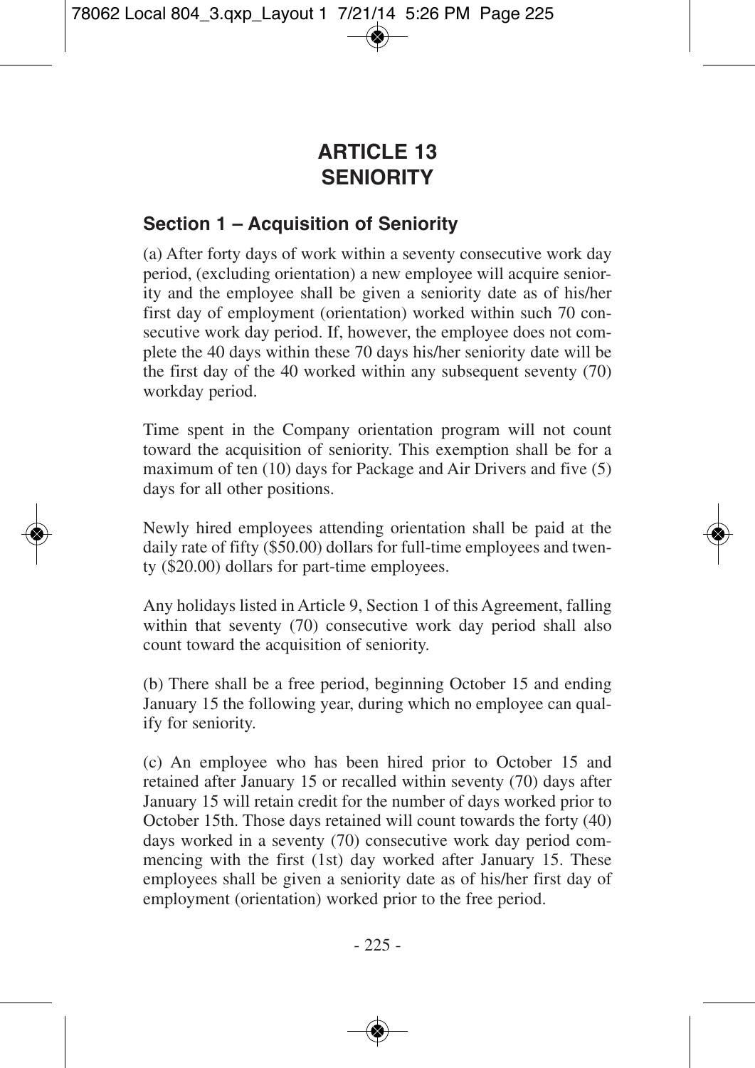# ARTICLE 13
# SENIORITY

## Section 1 – Acquisition of Seniority

(a) After forty days of work within a seventy consecutive work day period, (excluding orientation) a new employee will acquire seniority and the employee shall be given a seniority date as of his/her first day of employment (orientation) worked within such 70 consecutive work day period. If, however, the employee does not complete the 40 days within these 70 days his/her seniority date will be the first day of the 40 worked within any subsequent seventy (70) workday period.

Time spent in the Company orientation program will not count toward the acquisition of seniority. This exemption shall be for a maximum of ten (10) days for Package and Air Drivers and five (5) days for all other positions.

Newly hired employees attending orientation shall be paid at the daily rate of fifty ($50.00) dollars for full-time employees and twenty ($20.00) dollars for part-time employees.

Any holidays listed in Article 9, Section 1 of this Agreement, falling within that seventy (70) consecutive work day period shall also count toward the acquisition of seniority.

(b) There shall be a free period, beginning October 15 and ending January 15 the following year, during which no employee can qualify for seniority.

(c) An employee who has been hired prior to October 15 and retained after January 15 or recalled within seventy (70) days after January 15 will retain credit for the number of days worked prior to October 15th. Those days retained will count towards the forty (40) days worked in a seventy (70) consecutive work day period commencing with the first (1st) day worked after January 15. These employees shall be given a seniority date as of his/her first day of employment (orientation) worked prior to the free period.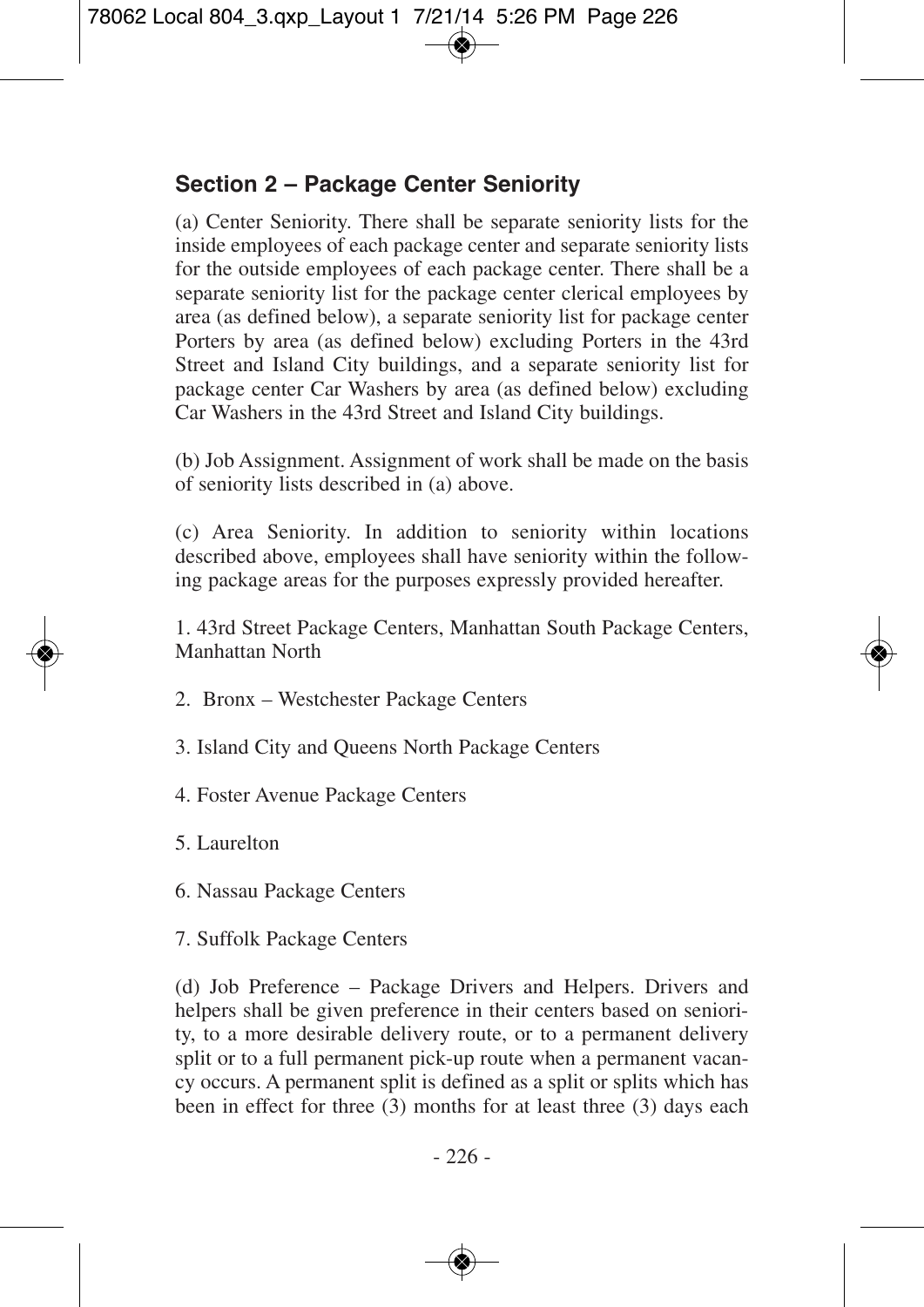## Section 2 – Package Center Seniority

(a) Center Seniority. There shall be separate seniority lists for the inside employees of each package center and separate seniority lists for the outside employees of each package center. There shall be a separate seniority list for the package center clerical employees by area (as defined below), a separate seniority list for package center Porters by area (as defined below) excluding Porters in the 43rd Street and Island City buildings, and a separate seniority list for package center Car Washers by area (as defined below) excluding Car Washers in the 43rd Street and Island City buildings.

(b) Job Assignment. Assignment of work shall be made on the basis of seniority lists described in (a) above.

(c) Area Seniority. In addition to seniority within locations described above, employees shall have seniority within the following package areas for the purposes expressly provided hereafter.

1. 43rd Street Package Centers, Manhattan South Package Centers, Manhattan North

2. Bronx – Westchester Package Centers

3. Island City and Queens North Package Centers

4. Foster Avenue Package Centers

5. Laurelton

6. Nassau Package Centers

7. Suffolk Package Centers

(d) Job Preference – Package Drivers and Helpers. Drivers and helpers shall be given preference in their centers based on seniority, to a more desirable delivery route, or to a permanent delivery split or to a full permanent pick-up route when a permanent vacancy occurs. A permanent split is defined as a split or splits which has been in effect for three (3) months for at least three (3) days each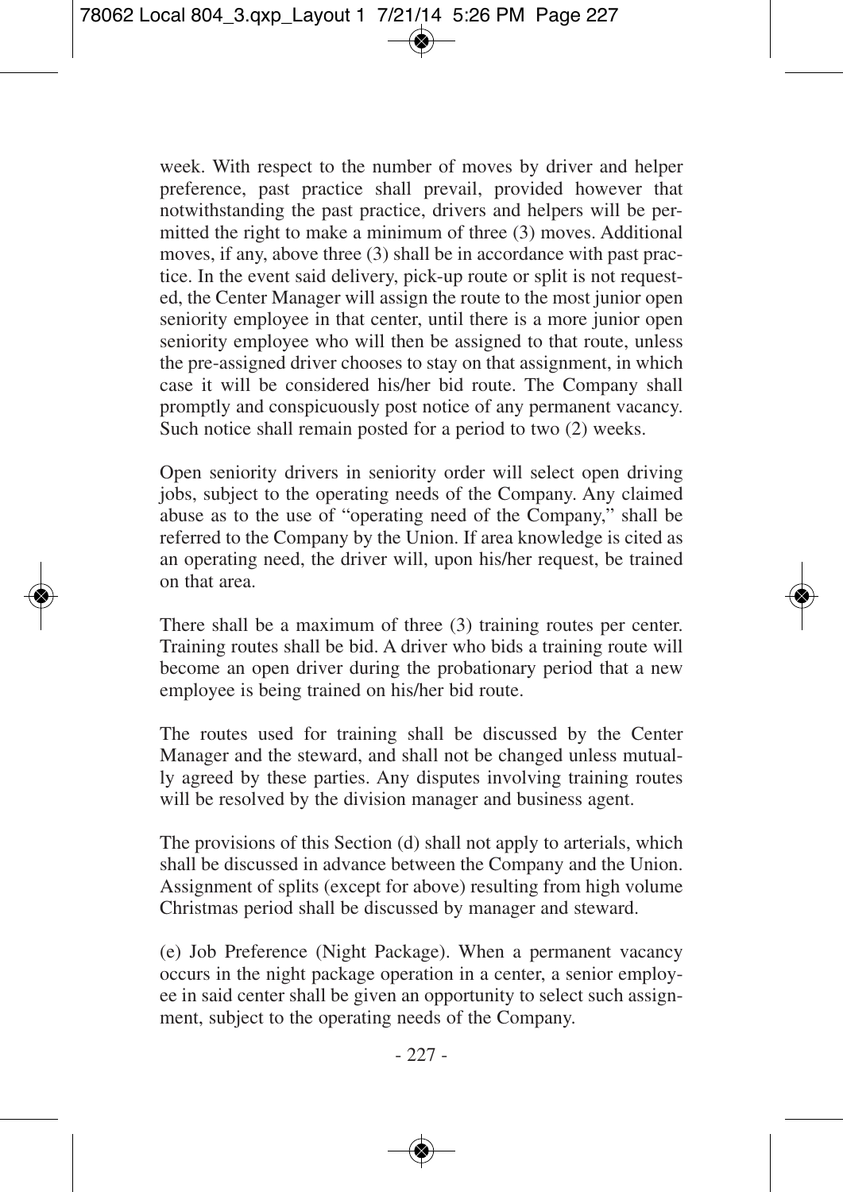week. With respect to the number of moves by driver and helper preference, past practice shall prevail, provided however that notwithstanding the past practice, drivers and helpers will be permitted the right to make a minimum of three (3) moves. Additional moves, if any, above three (3) shall be in accordance with past practice. In the event said delivery, pick-up route or split is not requested, the Center Manager will assign the route to the most junior open seniority employee in that center, until there is a more junior open seniority employee who will then be assigned to that route, unless the pre-assigned driver chooses to stay on that assignment, in which case it will be considered his/her bid route. The Company shall promptly and conspicuously post notice of any permanent vacancy. Such notice shall remain posted for a period to two (2) weeks.

Open seniority drivers in seniority order will select open driving jobs, subject to the operating needs of the Company. Any claimed abuse as to the use of "operating need of the Company," shall be referred to the Company by the Union. If area knowledge is cited as an operating need, the driver will, upon his/her request, be trained on that area.

There shall be a maximum of three (3) training routes per center. Training routes shall be bid. A driver who bids a training route will become an open driver during the probationary period that a new employee is being trained on his/her bid route.

The routes used for training shall be discussed by the Center Manager and the steward, and shall not be changed unless mutually agreed by these parties. Any disputes involving training routes will be resolved by the division manager and business agent.

The provisions of this Section (d) shall not apply to arterials, which shall be discussed in advance between the Company and the Union. Assignment of splits (except for above) resulting from high volume Christmas period shall be discussed by manager and steward.

(e) Job Preference (Night Package). When a permanent vacancy occurs in the night package operation in a center, a senior employee in said center shall be given an opportunity to select such assignment, subject to the operating needs of the Company.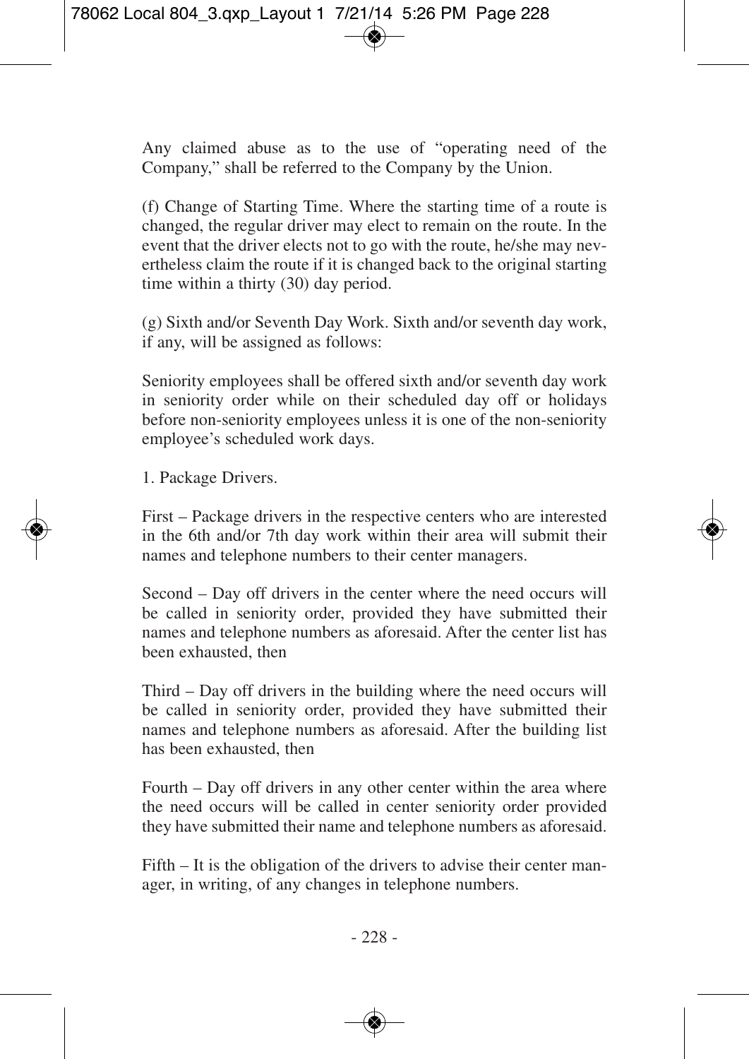Any claimed abuse as to the use of "operating need of the Company," shall be referred to the Company by the Union.

(f) Change of Starting Time. Where the starting time of a route is changed, the regular driver may elect to remain on the route. In the event that the driver elects not to go with the route, he/she may nevertheless claim the route if it is changed back to the original starting time within a thirty (30) day period.

(g) Sixth and/or Seventh Day Work. Sixth and/or seventh day work, if any, will be assigned as follows:

Seniority employees shall be offered sixth and/or seventh day work in seniority order while on their scheduled day off or holidays before non-seniority employees unless it is one of the non-seniority employee's scheduled work days.

1. Package Drivers.

First – Package drivers in the respective centers who are interested in the 6th and/or 7th day work within their area will submit their names and telephone numbers to their center managers.

Second – Day off drivers in the center where the need occurs will be called in seniority order, provided they have submitted their names and telephone numbers as aforesaid. After the center list has been exhausted, then

Third – Day off drivers in the building where the need occurs will be called in seniority order, provided they have submitted their names and telephone numbers as aforesaid. After the building list has been exhausted, then

Fourth – Day off drivers in any other center within the area where the need occurs will be called in center seniority order provided they have submitted their name and telephone numbers as aforesaid.

Fifth – It is the obligation of the drivers to advise their center manager, in writing, of any changes in telephone numbers.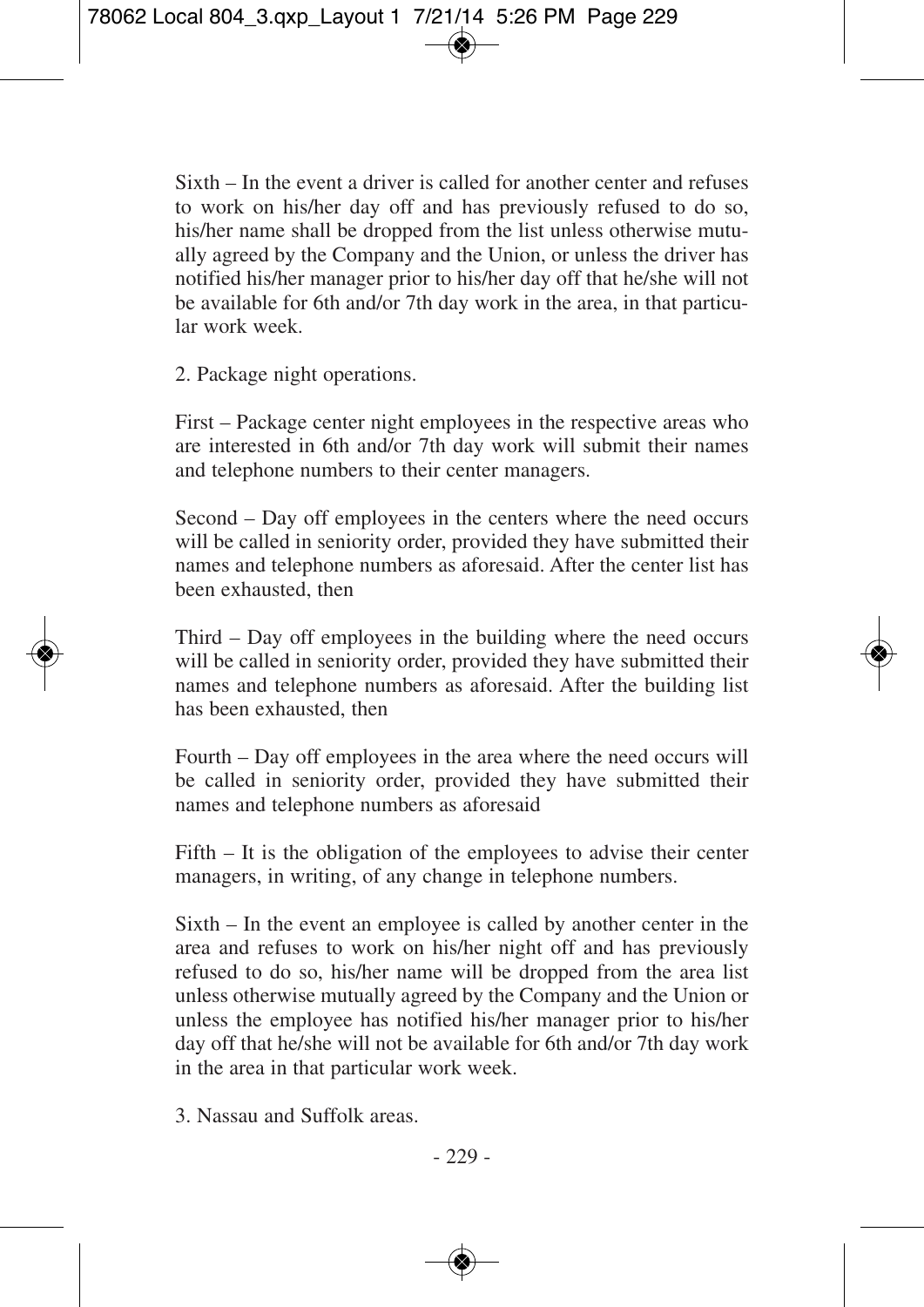Sixth – In the event a driver is called for another center and refuses to work on his/her day off and has previously refused to do so, his/her name shall be dropped from the list unless otherwise mutually agreed by the Company and the Union, or unless the driver has notified his/her manager prior to his/her day off that he/she will not be available for 6th and/or 7th day work in the area, in that particular work week.

2. Package night operations.

First – Package center night employees in the respective areas who are interested in 6th and/or 7th day work will submit their names and telephone numbers to their center managers.

Second – Day off employees in the centers where the need occurs will be called in seniority order, provided they have submitted their names and telephone numbers as aforesaid. After the center list has been exhausted, then

Third – Day off employees in the building where the need occurs will be called in seniority order, provided they have submitted their names and telephone numbers as aforesaid. After the building list has been exhausted, then

Fourth – Day off employees in the area where the need occurs will be called in seniority order, provided they have submitted their names and telephone numbers as aforesaid

Fifth – It is the obligation of the employees to advise their center managers, in writing, of any change in telephone numbers.

Sixth – In the event an employee is called by another center in the area and refuses to work on his/her night off and has previously refused to do so, his/her name will be dropped from the area list unless otherwise mutually agreed by the Company and the Union or unless the employee has notified his/her manager prior to his/her day off that he/she will not be available for 6th and/or 7th day work in the area in that particular work week.

3. Nassau and Suffolk areas.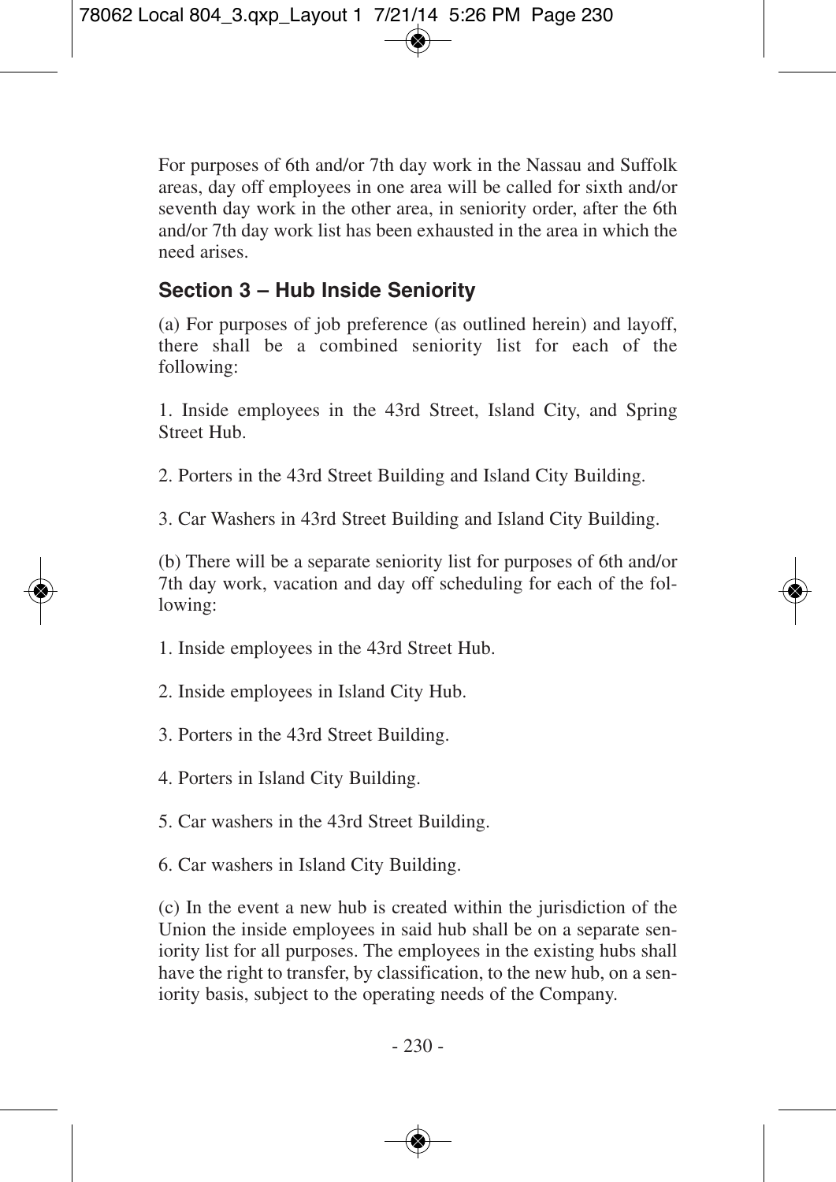For purposes of 6th and/or 7th day work in the Nassau and Suffolk areas, day off employees in one area will be called for sixth and/or seventh day work in the other area, in seniority order, after the 6th and/or 7th day work list has been exhausted in the area in which the need arises.

## Section 3 – Hub Inside Seniority

(a) For purposes of job preference (as outlined herein) and layoff, there shall be a combined seniority list for each of the following:

1. Inside employees in the 43rd Street, Island City, and Spring Street Hub.

2. Porters in the 43rd Street Building and Island City Building.

3. Car Washers in 43rd Street Building and Island City Building.

(b) There will be a separate seniority list for purposes of 6th and/or 7th day work, vacation and day off scheduling for each of the following:

1. Inside employees in the 43rd Street Hub.

2. Inside employees in Island City Hub.

3. Porters in the 43rd Street Building.

4. Porters in Island City Building.

5. Car washers in the 43rd Street Building.

6. Car washers in Island City Building.

(c) In the event a new hub is created within the jurisdiction of the Union the inside employees in said hub shall be on a separate seniority list for all purposes. The employees in the existing hubs shall have the right to transfer, by classification, to the new hub, on a seniority basis, subject to the operating needs of the Company.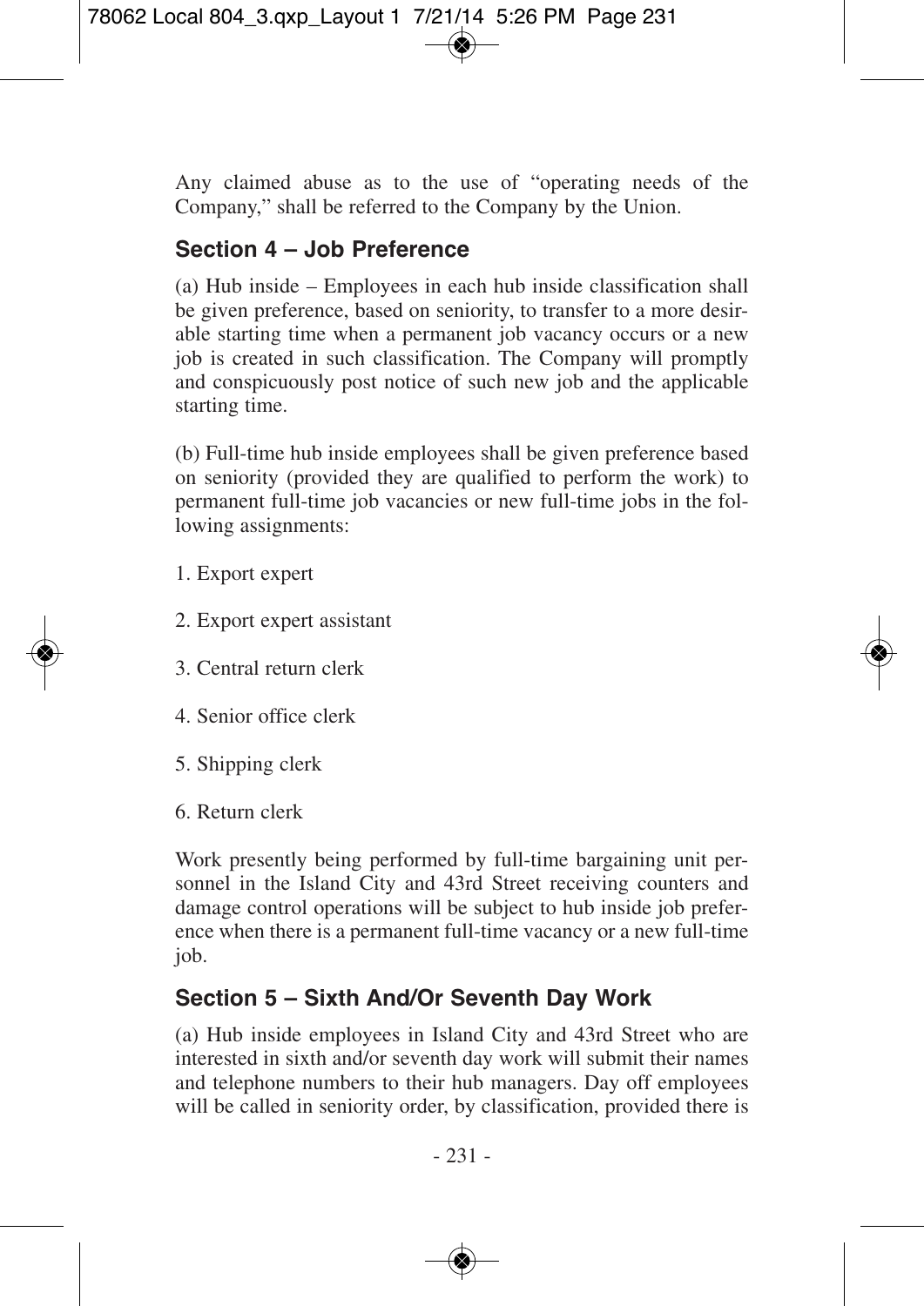Any claimed abuse as to the use of "operating needs of the Company," shall be referred to the Company by the Union.

## Section 4 – Job Preference

(a) Hub inside – Employees in each hub inside classification shall be given preference, based on seniority, to transfer to a more desirable starting time when a permanent job vacancy occurs or a new job is created in such classification. The Company will promptly and conspicuously post notice of such new job and the applicable starting time.

(b) Full-time hub inside employees shall be given preference based on seniority (provided they are qualified to perform the work) to permanent full-time job vacancies or new full-time jobs in the following assignments:

1. Export expert

2. Export expert assistant

3. Central return clerk

4. Senior office clerk

5. Shipping clerk

6. Return clerk

Work presently being performed by full-time bargaining unit personnel in the Island City and 43rd Street receiving counters and damage control operations will be subject to hub inside job preference when there is a permanent full-time vacancy or a new full-time job.

## Section 5 – Sixth And/Or Seventh Day Work

(a) Hub inside employees in Island City and 43rd Street who are interested in sixth and/or seventh day work will submit their names and telephone numbers to their hub managers. Day off employees will be called in seniority order, by classification, provided there is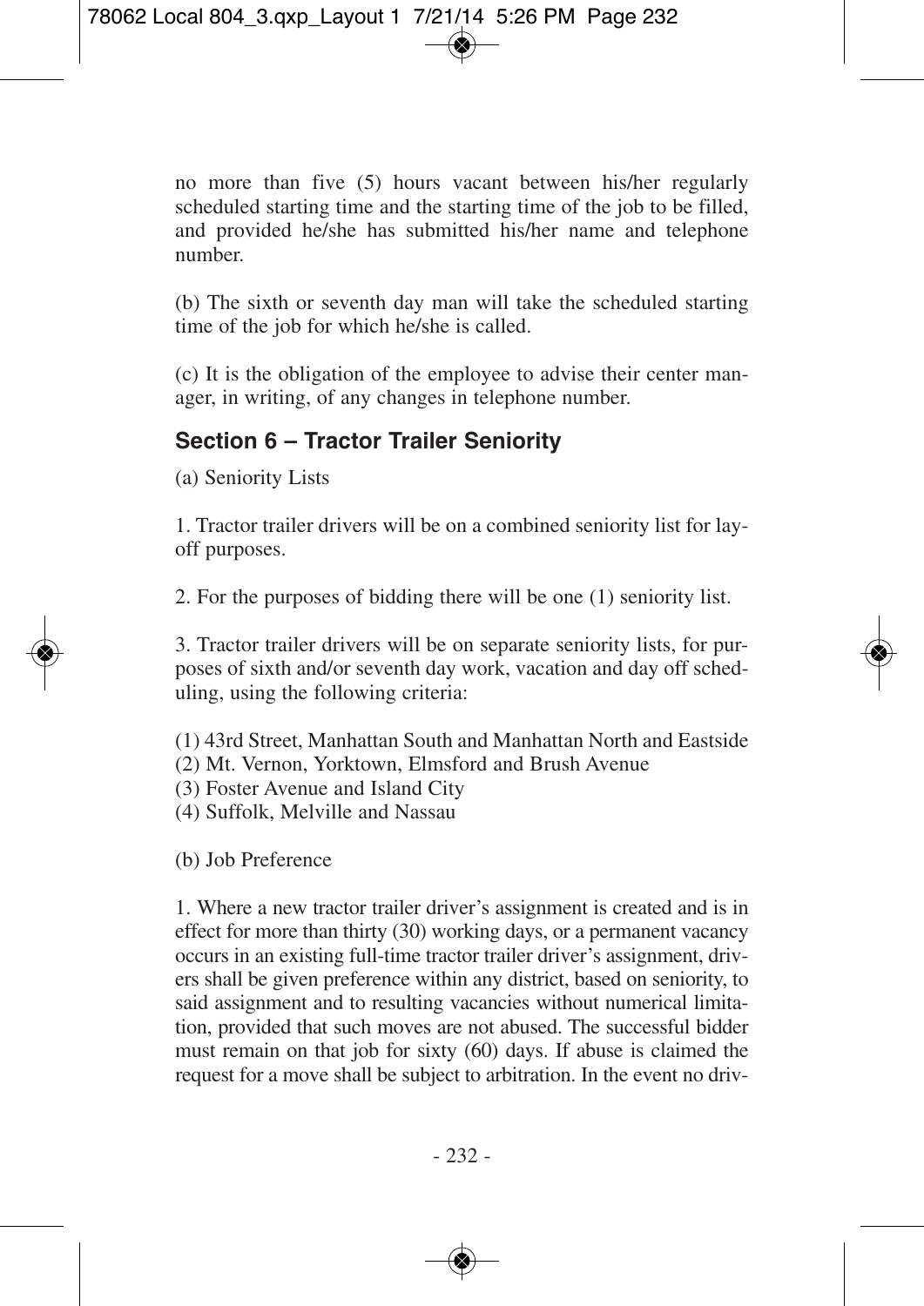no more than five (5) hours vacant between his/her regularly scheduled starting time and the starting time of the job to be filled, and provided he/she has submitted his/her name and telephone number.

(b) The sixth or seventh day man will take the scheduled starting time of the job for which he/she is called.

(c) It is the obligation of the employee to advise their center manager, in writing, of any changes in telephone number.

## Section 6 – Tractor Trailer Seniority

(a) Seniority Lists

1. Tractor trailer drivers will be on a combined seniority list for layoff purposes.

2. For the purposes of bidding there will be one (1) seniority list.

3. Tractor trailer drivers will be on separate seniority lists, for purposes of sixth and/or seventh day work, vacation and day off scheduling, using the following criteria:

(1) 43rd Street, Manhattan South and Manhattan North and Eastside
(2) Mt. Vernon, Yorktown, Elmsford and Brush Avenue
(3) Foster Avenue and Island City
(4) Suffolk, Melville and Nassau

(b) Job Preference

1. Where a new tractor trailer driver's assignment is created and is in effect for more than thirty (30) working days, or a permanent vacancy occurs in an existing full-time tractor trailer driver's assignment, drivers shall be given preference within any district, based on seniority, to said assignment and to resulting vacancies without numerical limitation, provided that such moves are not abused. The successful bidder must remain on that job for sixty (60) days. If abuse is claimed the request for a move shall be subject to arbitration. In the event no driv-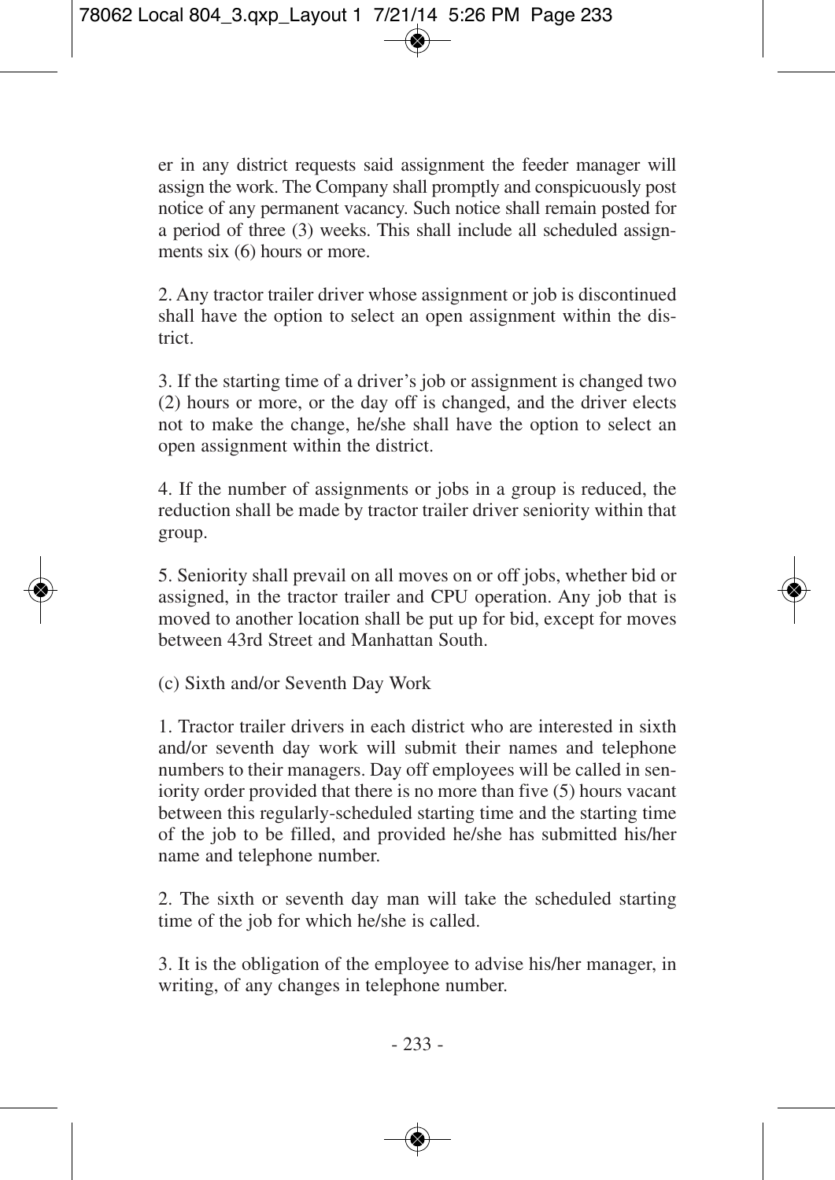er in any district requests said assignment the feeder manager will assign the work. The Company shall promptly and conspicuously post notice of any permanent vacancy. Such notice shall remain posted for a period of three (3) weeks. This shall include all scheduled assignments six (6) hours or more.

2. Any tractor trailer driver whose assignment or job is discontinued shall have the option to select an open assignment within the district.

3. If the starting time of a driver's job or assignment is changed two (2) hours or more, or the day off is changed, and the driver elects not to make the change, he/she shall have the option to select an open assignment within the district.

4. If the number of assignments or jobs in a group is reduced, the reduction shall be made by tractor trailer driver seniority within that group.

5. Seniority shall prevail on all moves on or off jobs, whether bid or assigned, in the tractor trailer and CPU operation. Any job that is moved to another location shall be put up for bid, except for moves between 43rd Street and Manhattan South.

(c) Sixth and/or Seventh Day Work

1. Tractor trailer drivers in each district who are interested in sixth and/or seventh day work will submit their names and telephone numbers to their managers. Day off employees will be called in seniority order provided that there is no more than five (5) hours vacant between this regularly-scheduled starting time and the starting time of the job to be filled, and provided he/she has submitted his/her name and telephone number.

2. The sixth or seventh day man will take the scheduled starting time of the job for which he/she is called.

3. It is the obligation of the employee to advise his/her manager, in writing, of any changes in telephone number.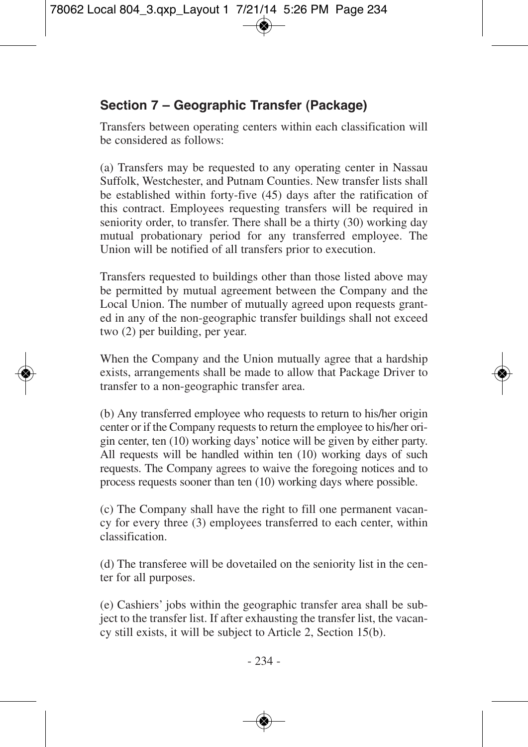## Section 7 – Geographic Transfer (Package)

Transfers between operating centers within each classification will be considered as follows:

(a) Transfers may be requested to any operating center in Nassau Suffolk, Westchester, and Putnam Counties. New transfer lists shall be established within forty-five (45) days after the ratification of this contract. Employees requesting transfers will be required in seniority order, to transfer. There shall be a thirty (30) working day mutual probationary period for any transferred employee. The Union will be notified of all transfers prior to execution.

Transfers requested to buildings other than those listed above may be permitted by mutual agreement between the Company and the Local Union. The number of mutually agreed upon requests granted in any of the non-geographic transfer buildings shall not exceed two (2) per building, per year.

When the Company and the Union mutually agree that a hardship exists, arrangements shall be made to allow that Package Driver to transfer to a non-geographic transfer area.

(b) Any transferred employee who requests to return to his/her origin center or if the Company requests to return the employee to his/her origin center, ten (10) working days' notice will be given by either party. All requests will be handled within ten (10) working days of such requests. The Company agrees to waive the foregoing notices and to process requests sooner than ten (10) working days where possible.

(c) The Company shall have the right to fill one permanent vacancy for every three (3) employees transferred to each center, within classification.

(d) The transferee will be dovetailed on the seniority list in the center for all purposes.

(e) Cashiers' jobs within the geographic transfer area shall be subject to the transfer list. If after exhausting the transfer list, the vacancy still exists, it will be subject to Article 2, Section 15(b).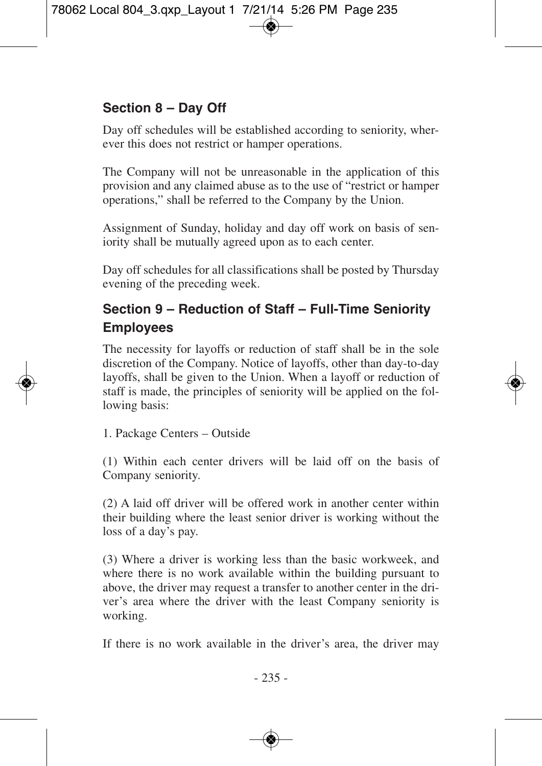## Section 8 – Day Off

Day off schedules will be established according to seniority, wherever this does not restrict or hamper operations.

The Company will not be unreasonable in the application of this provision and any claimed abuse as to the use of "restrict or hamper operations," shall be referred to the Company by the Union.

Assignment of Sunday, holiday and day off work on basis of seniority shall be mutually agreed upon as to each center.

Day off schedules for all classifications shall be posted by Thursday evening of the preceding week.

## Section 9 – Reduction of Staff – Full-Time Seniority Employees

The necessity for layoffs or reduction of staff shall be in the sole discretion of the Company. Notice of layoffs, other than day-to-day layoffs, shall be given to the Union. When a layoff or reduction of staff is made, the principles of seniority will be applied on the following basis:

1. Package Centers – Outside

(1) Within each center drivers will be laid off on the basis of Company seniority.

(2) A laid off driver will be offered work in another center within their building where the least senior driver is working without the loss of a day's pay.

(3) Where a driver is working less than the basic workweek, and where there is no work available within the building pursuant to above, the driver may request a transfer to another center in the driver's area where the driver with the least Company seniority is working.

If there is no work available in the driver's area, the driver may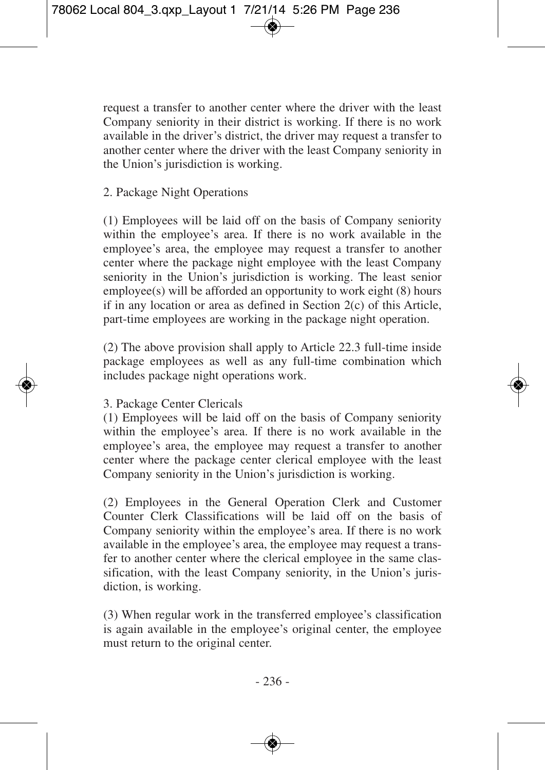request a transfer to another center where the driver with the least Company seniority in their district is working. If there is no work available in the driver's district, the driver may request a transfer to another center where the driver with the least Company seniority in the Union's jurisdiction is working.

2. Package Night Operations

(1) Employees will be laid off on the basis of Company seniority within the employee's area. If there is no work available in the employee's area, the employee may request a transfer to another center where the package night employee with the least Company seniority in the Union's jurisdiction is working. The least senior employee(s) will be afforded an opportunity to work eight (8) hours if in any location or area as defined in Section 2(c) of this Article, part-time employees are working in the package night operation.

(2) The above provision shall apply to Article 22.3 full-time inside package employees as well as any full-time combination which includes package night operations work.

3. Package Center Clericals

(1) Employees will be laid off on the basis of Company seniority within the employee's area. If there is no work available in the employee's area, the employee may request a transfer to another center where the package center clerical employee with the least Company seniority in the Union's jurisdiction is working.

(2) Employees in the General Operation Clerk and Customer Counter Clerk Classifications will be laid off on the basis of Company seniority within the employee's area. If there is no work available in the employee's area, the employee may request a transfer to another center where the clerical employee in the same classification, with the least Company seniority, in the Union's jurisdiction, is working.

(3) When regular work in the transferred employee's classification is again available in the employee's original center, the employee must return to the original center.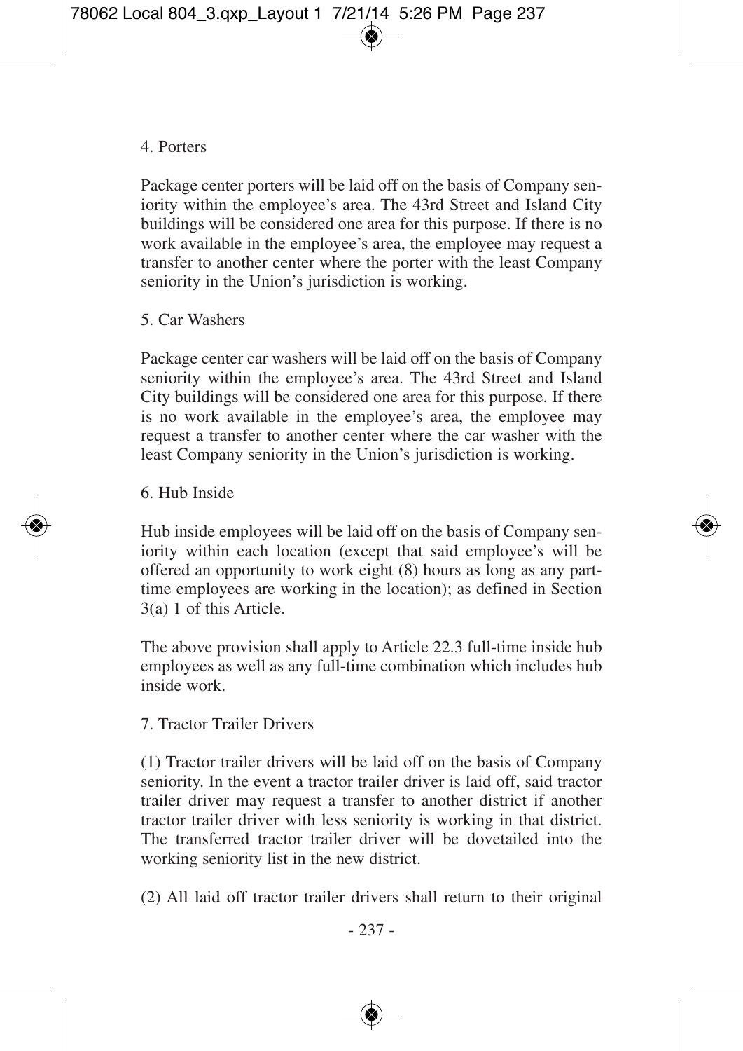4. Porters

Package center porters will be laid off on the basis of Company seniority within the employee's area. The 43rd Street and Island City buildings will be considered one area for this purpose. If there is no work available in the employee's area, the employee may request a transfer to another center where the porter with the least Company seniority in the Union's jurisdiction is working.

5. Car Washers

Package center car washers will be laid off on the basis of Company seniority within the employee's area. The 43rd Street and Island City buildings will be considered one area for this purpose. If there is no work available in the employee's area, the employee may request a transfer to another center where the car washer with the least Company seniority in the Union's jurisdiction is working.

6. Hub Inside

Hub inside employees will be laid off on the basis of Company seniority within each location (except that said employee's will be offered an opportunity to work eight (8) hours as long as any part-time employees are working in the location); as defined in Section 3(a) 1 of this Article.

The above provision shall apply to Article 22.3 full-time inside hub employees as well as any full-time combination which includes hub inside work.

7. Tractor Trailer Drivers

(1) Tractor trailer drivers will be laid off on the basis of Company seniority. In the event a tractor trailer driver is laid off, said tractor trailer driver may request a transfer to another district if another tractor trailer driver with less seniority is working in that district. The transferred tractor trailer driver will be dovetailed into the working seniority list in the new district.

(2) All laid off tractor trailer drivers shall return to their original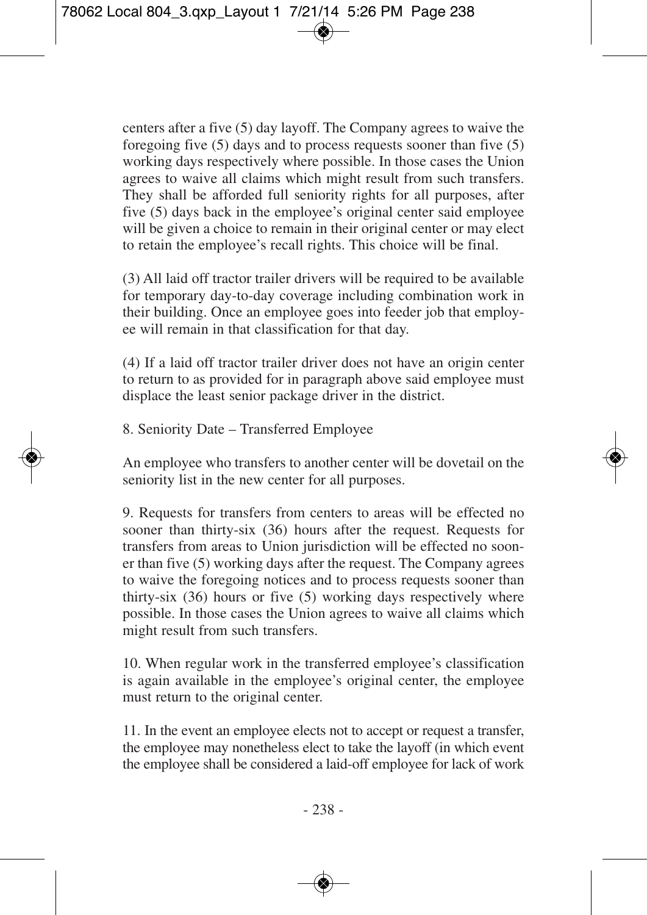centers after a five (5) day layoff. The Company agrees to waive the foregoing five (5) days and to process requests sooner than five (5) working days respectively where possible. In those cases the Union agrees to waive all claims which might result from such transfers. They shall be afforded full seniority rights for all purposes, after five (5) days back in the employee's original center said employee will be given a choice to remain in their original center or may elect to retain the employee's recall rights. This choice will be final.

(3) All laid off tractor trailer drivers will be required to be available for temporary day-to-day coverage including combination work in their building. Once an employee goes into feeder job that employee will remain in that classification for that day.

(4) If a laid off tractor trailer driver does not have an origin center to return to as provided for in paragraph above said employee must displace the least senior package driver in the district.

8. Seniority Date – Transferred Employee

An employee who transfers to another center will be dovetail on the seniority list in the new center for all purposes.

9. Requests for transfers from centers to areas will be effected no sooner than thirty-six (36) hours after the request. Requests for transfers from areas to Union jurisdiction will be effected no sooner than five (5) working days after the request. The Company agrees to waive the foregoing notices and to process requests sooner than thirty-six (36) hours or five (5) working days respectively where possible. In those cases the Union agrees to waive all claims which might result from such transfers.

10. When regular work in the transferred employee's classification is again available in the employee's original center, the employee must return to the original center.

11. In the event an employee elects not to accept or request a transfer, the employee may nonetheless elect to take the layoff (in which event the employee shall be considered a laid-off employee for lack of work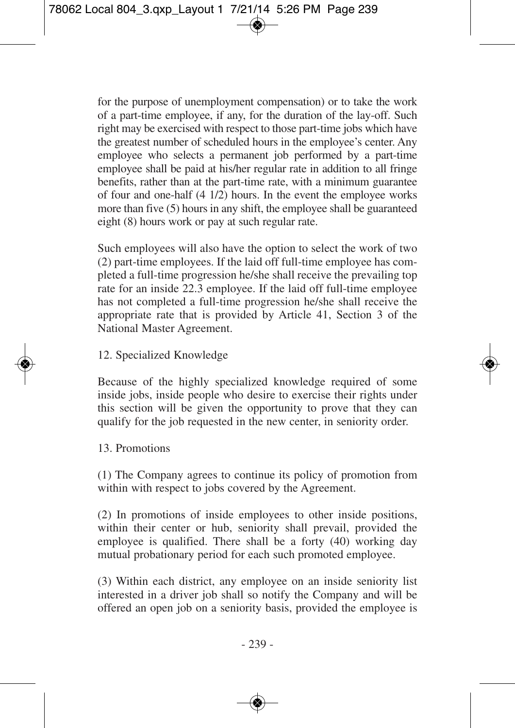for the purpose of unemployment compensation) or to take the work of a part-time employee, if any, for the duration of the lay-off. Such right may be exercised with respect to those part-time jobs which have the greatest number of scheduled hours in the employee's center. Any employee who selects a permanent job performed by a part-time employee shall be paid at his/her regular rate in addition to all fringe benefits, rather than at the part-time rate, with a minimum guarantee of four and one-half (4 1/2) hours. In the event the employee works more than five (5) hours in any shift, the employee shall be guaranteed eight (8) hours work or pay at such regular rate.

Such employees will also have the option to select the work of two (2) part-time employees. If the laid off full-time employee has completed a full-time progression he/she shall receive the prevailing top rate for an inside 22.3 employee. If the laid off full-time employee has not completed a full-time progression he/she shall receive the appropriate rate that is provided by Article 41, Section 3 of the National Master Agreement.

12. Specialized Knowledge

Because of the highly specialized knowledge required of some inside jobs, inside people who desire to exercise their rights under this section will be given the opportunity to prove that they can qualify for the job requested in the new center, in seniority order.

13. Promotions

(1) The Company agrees to continue its policy of promotion from within with respect to jobs covered by the Agreement.

(2) In promotions of inside employees to other inside positions, within their center or hub, seniority shall prevail, provided the employee is qualified. There shall be a forty (40) working day mutual probationary period for each such promoted employee.

(3) Within each district, any employee on an inside seniority list interested in a driver job shall so notify the Company and will be offered an open job on a seniority basis, provided the employee is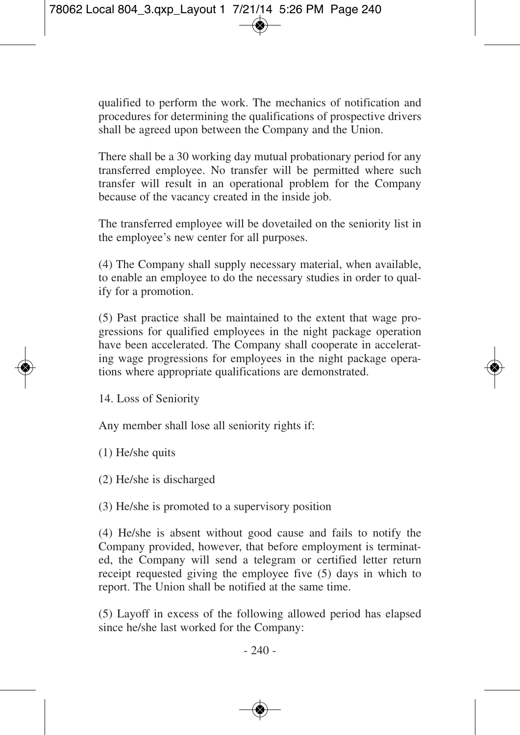qualified to perform the work. The mechanics of notification and procedures for determining the qualifications of prospective drivers shall be agreed upon between the Company and the Union.

There shall be a 30 working day mutual probationary period for any transferred employee. No transfer will be permitted where such transfer will result in an operational problem for the Company because of the vacancy created in the inside job.

The transferred employee will be dovetailed on the seniority list in the employee's new center for all purposes.

(4) The Company shall supply necessary material, when available, to enable an employee to do the necessary studies in order to qualify for a promotion.

(5) Past practice shall be maintained to the extent that wage progressions for qualified employees in the night package operation have been accelerated. The Company shall cooperate in accelerating wage progressions for employees in the night package operations where appropriate qualifications are demonstrated.

14. Loss of Seniority

Any member shall lose all seniority rights if:

(1) He/she quits

(2) He/she is discharged

(3) He/she is promoted to a supervisory position

(4) He/she is absent without good cause and fails to notify the Company provided, however, that before employment is terminated, the Company will send a telegram or certified letter return receipt requested giving the employee five (5) days in which to report. The Union shall be notified at the same time.

(5) Layoff in excess of the following allowed period has elapsed since he/she last worked for the Company: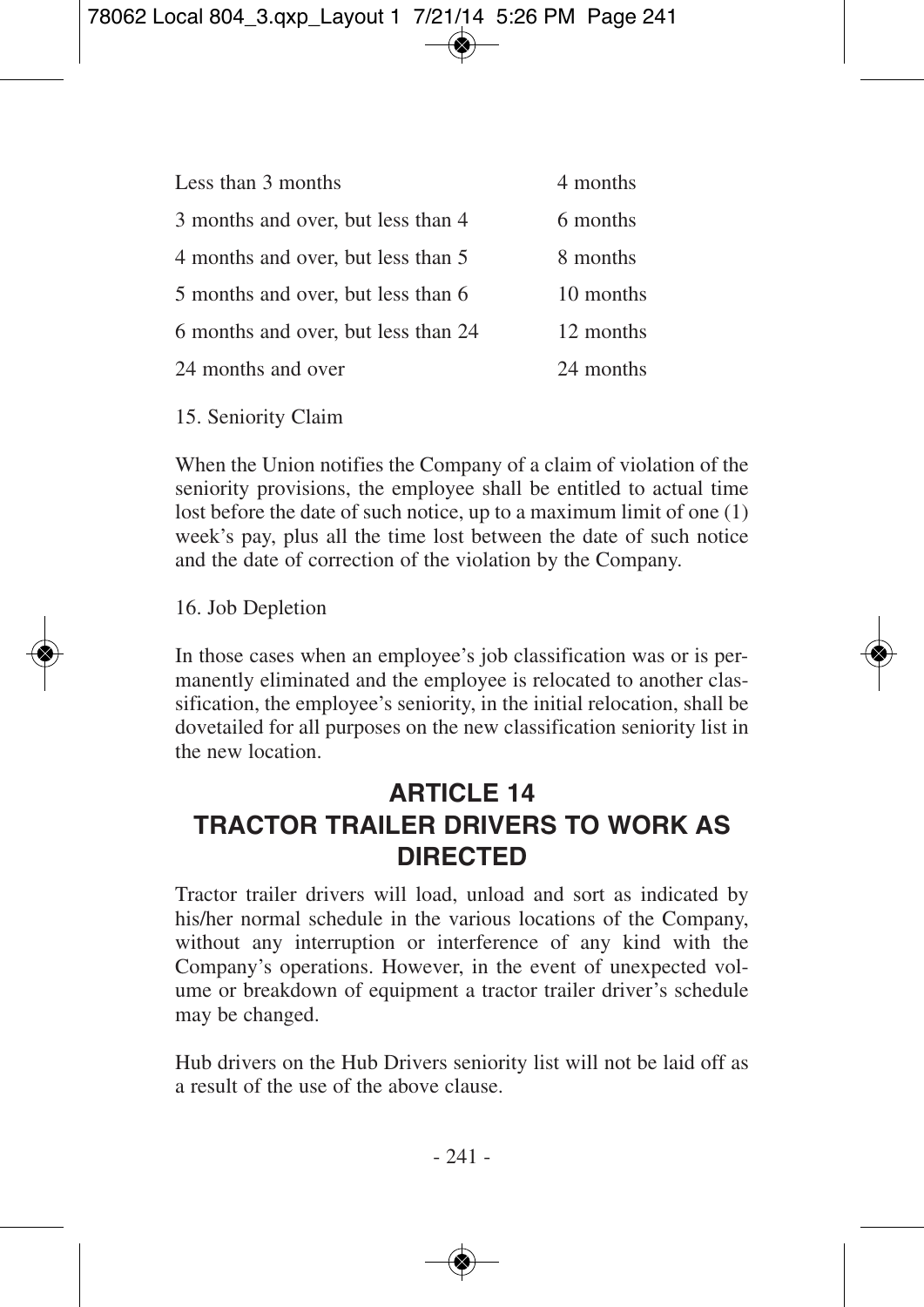| | |
|---|---|
| Less than 3 months | 4 months |
| 3 months and over, but less than 4 | 6 months |
| 4 months and over, but less than 5 | 8 months |
| 5 months and over, but less than 6 | 10 months |
| 6 months and over, but less than 24 | 12 months |
| 24 months and over | 24 months |

15. Seniority Claim

When the Union notifies the Company of a claim of violation of the seniority provisions, the employee shall be entitled to actual time lost before the date of such notice, up to a maximum limit of one (1) week's pay, plus all the time lost between the date of such notice and the date of correction of the violation by the Company.

16. Job Depletion

In those cases when an employee's job classification was or is permanently eliminated and the employee is relocated to another classification, the employee's seniority, in the initial relocation, shall be dovetailed for all purposes on the new classification seniority list in the new location.

## ARTICLE 14
## TRACTOR TRAILER DRIVERS TO WORK AS DIRECTED

Tractor trailer drivers will load, unload and sort as indicated by his/her normal schedule in the various locations of the Company, without any interruption or interference of any kind with the Company's operations. However, in the event of unexpected volume or breakdown of equipment a tractor trailer driver's schedule may be changed.

Hub drivers on the Hub Drivers seniority list will not be laid off as a result of the use of the above clause.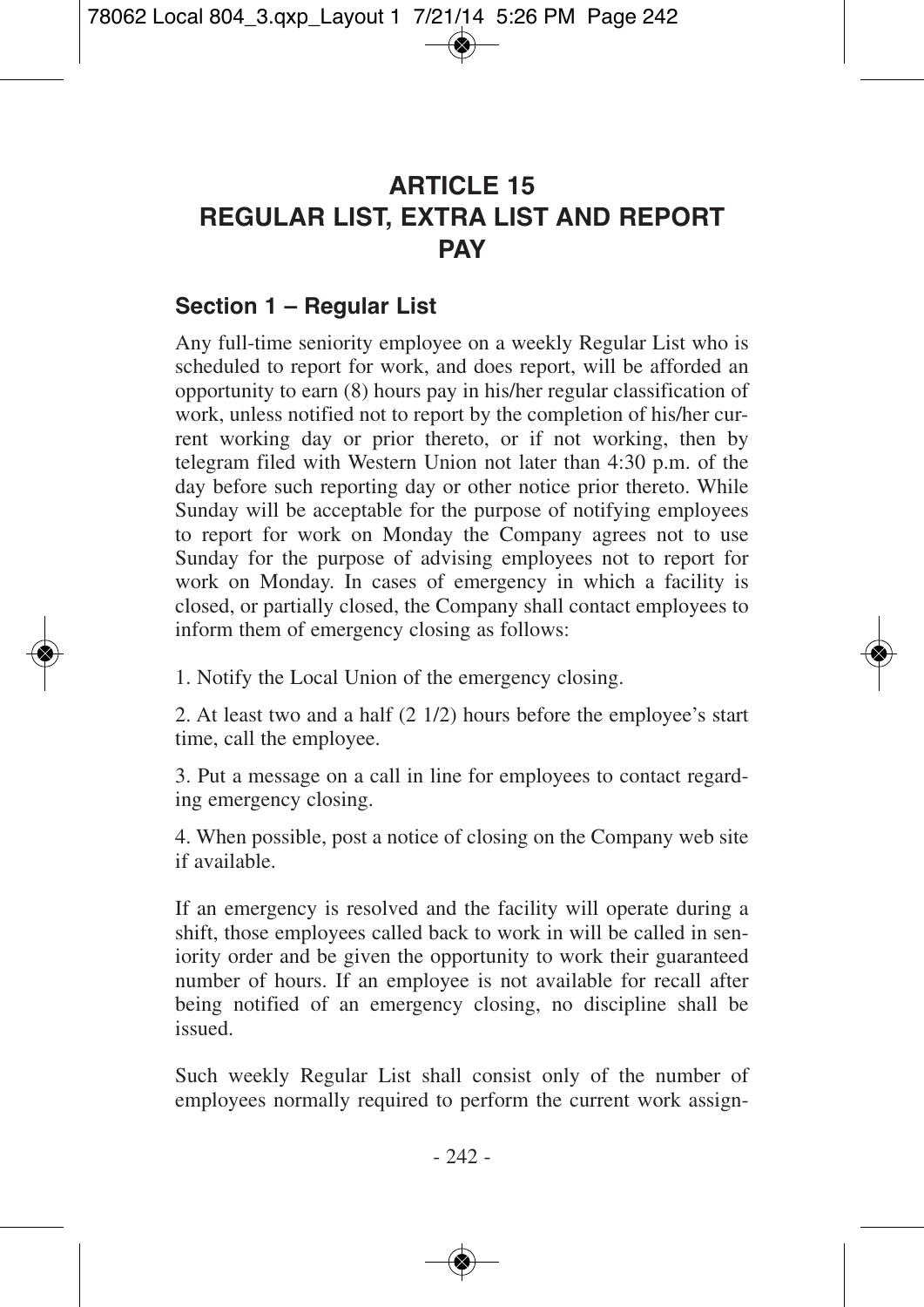# ARTICLE 15
# REGULAR LIST, EXTRA LIST AND REPORT PAY

## Section 1 – Regular List

Any full-time seniority employee on a weekly Regular List who is scheduled to report for work, and does report, will be afforded an opportunity to earn (8) hours pay in his/her regular classification of work, unless notified not to report by the completion of his/her current working day or prior thereto, or if not working, then by telegram filed with Western Union not later than 4:30 p.m. of the day before such reporting day or other notice prior thereto. While Sunday will be acceptable for the purpose of notifying employees to report for work on Monday the Company agrees not to use Sunday for the purpose of advising employees not to report for work on Monday. In cases of emergency in which a facility is closed, or partially closed, the Company shall contact employees to inform them of emergency closing as follows:

1. Notify the Local Union of the emergency closing.

2. At least two and a half (2 1/2) hours before the employee's start time, call the employee.

3. Put a message on a call in line for employees to contact regarding emergency closing.

4. When possible, post a notice of closing on the Company web site if available.

If an emergency is resolved and the facility will operate during a shift, those employees called back to work in will be called in seniority order and be given the opportunity to work their guaranteed number of hours. If an employee is not available for recall after being notified of an emergency closing, no discipline shall be issued.

Such weekly Regular List shall consist only of the number of employees normally required to perform the current work assign-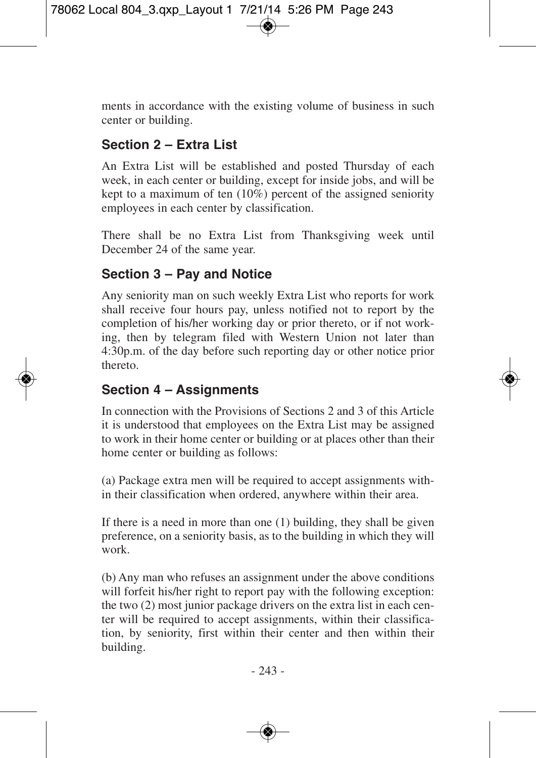ments in accordance with the existing volume of business in such center or building.

## Section 2 – Extra List

An Extra List will be established and posted Thursday of each week, in each center or building, except for inside jobs, and will be kept to a maximum of ten (10%) percent of the assigned seniority employees in each center by classification.

There shall be no Extra List from Thanksgiving week until December 24 of the same year.

## Section 3 – Pay and Notice

Any seniority man on such weekly Extra List who reports for work shall receive four hours pay, unless notified not to report by the completion of his/her working day or prior thereto, or if not working, then by telegram filed with Western Union not later than 4:30p.m. of the day before such reporting day or other notice prior thereto.

## Section 4 – Assignments

In connection with the Provisions of Sections 2 and 3 of this Article it is understood that employees on the Extra List may be assigned to work in their home center or building or at places other than their home center or building as follows:

(a) Package extra men will be required to accept assignments within their classification when ordered, anywhere within their area.

If there is a need in more than one (1) building, they shall be given preference, on a seniority basis, as to the building in which they will work.

(b) Any man who refuses an assignment under the above conditions will forfeit his/her right to report pay with the following exception: the two (2) most junior package drivers on the extra list in each center will be required to accept assignments, within their classification, by seniority, first within their center and then within their building.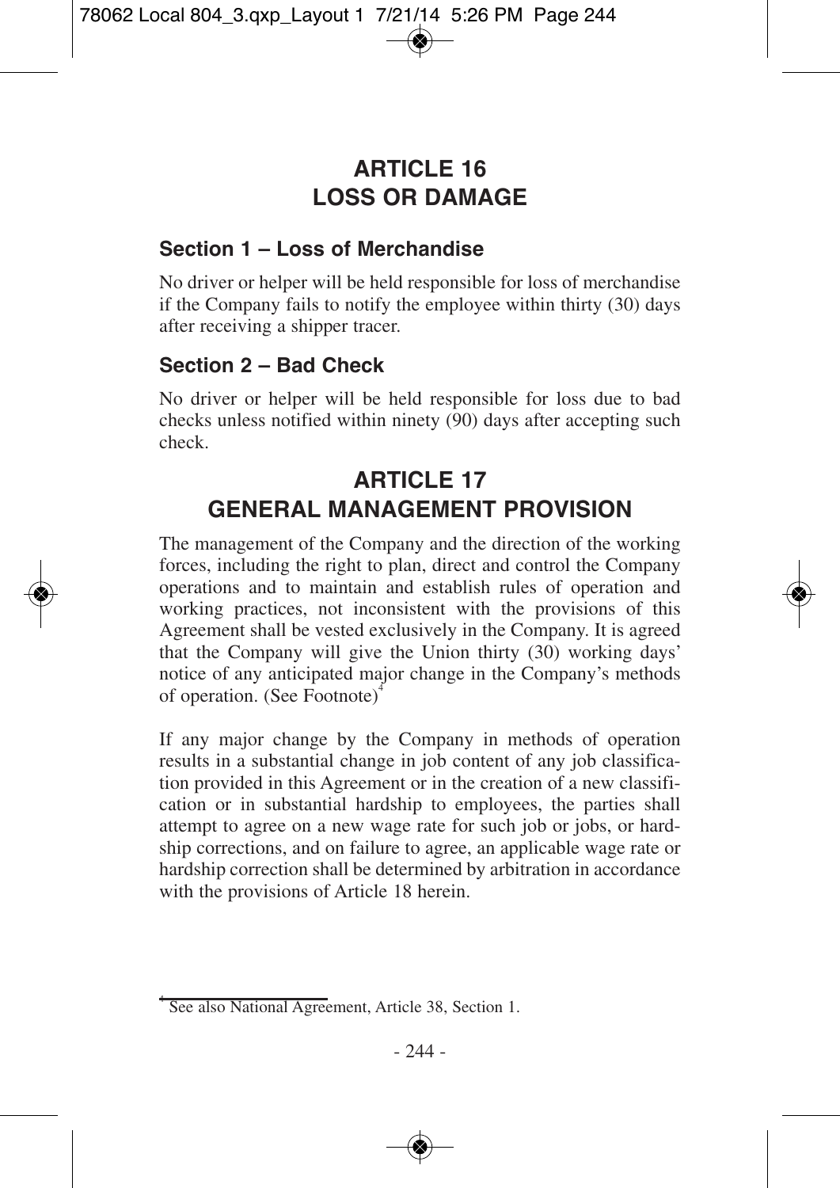# ARTICLE 16
# LOSS OR DAMAGE

### Section 1 – Loss of Merchandise

No driver or helper will be held responsible for loss of merchandise if the Company fails to notify the employee within thirty (30) days after receiving a shipper tracer.

### Section 2 – Bad Check

No driver or helper will be held responsible for loss due to bad checks unless notified within ninety (90) days after accepting such check.

# ARTICLE 17
# GENERAL MANAGEMENT PROVISION

The management of the Company and the direction of the working forces, including the right to plan, direct and control the Company operations and to maintain and establish rules of operation and working practices, not inconsistent with the provisions of this Agreement shall be vested exclusively in the Company. It is agreed that the Company will give the Union thirty (30) working days' notice of any anticipated major change in the Company's methods of operation. (See Footnote)[4]

If any major change by the Company in methods of operation results in a substantial change in job content of any job classification provided in this Agreement or in the creation of a new classification or in substantial hardship to employees, the parties shall attempt to agree on a new wage rate for such job or jobs, or hardship corrections, and on failure to agree, an applicable wage rate or hardship correction shall be determined by arbitration in accordance with the provisions of Article 18 herein.

[4] See also National Agreement, Article 38, Section 1.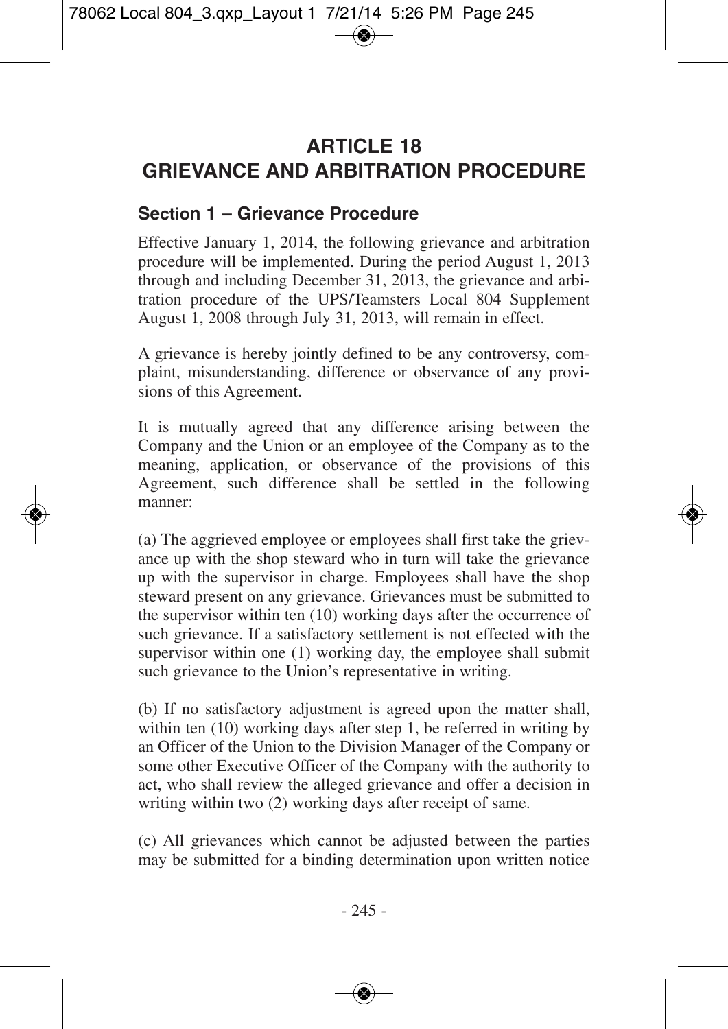# ARTICLE 18
# GRIEVANCE AND ARBITRATION PROCEDURE

## Section 1 – Grievance Procedure

Effective January 1, 2014, the following grievance and arbitration procedure will be implemented. During the period August 1, 2013 through and including December 31, 2013, the grievance and arbitration procedure of the UPS/Teamsters Local 804 Supplement August 1, 2008 through July 31, 2013, will remain in effect.

A grievance is hereby jointly defined to be any controversy, complaint, misunderstanding, difference or observance of any provisions of this Agreement.

It is mutually agreed that any difference arising between the Company and the Union or an employee of the Company as to the meaning, application, or observance of the provisions of this Agreement, such difference shall be settled in the following manner:

(a) The aggrieved employee or employees shall first take the grievance up with the shop steward who in turn will take the grievance up with the supervisor in charge. Employees shall have the shop steward present on any grievance. Grievances must be submitted to the supervisor within ten (10) working days after the occurrence of such grievance. If a satisfactory settlement is not effected with the supervisor within one (1) working day, the employee shall submit such grievance to the Union's representative in writing.

(b) If no satisfactory adjustment is agreed upon the matter shall, within ten (10) working days after step 1, be referred in writing by an Officer of the Union to the Division Manager of the Company or some other Executive Officer of the Company with the authority to act, who shall review the alleged grievance and offer a decision in writing within two (2) working days after receipt of same.

(c) All grievances which cannot be adjusted between the parties may be submitted for a binding determination upon written notice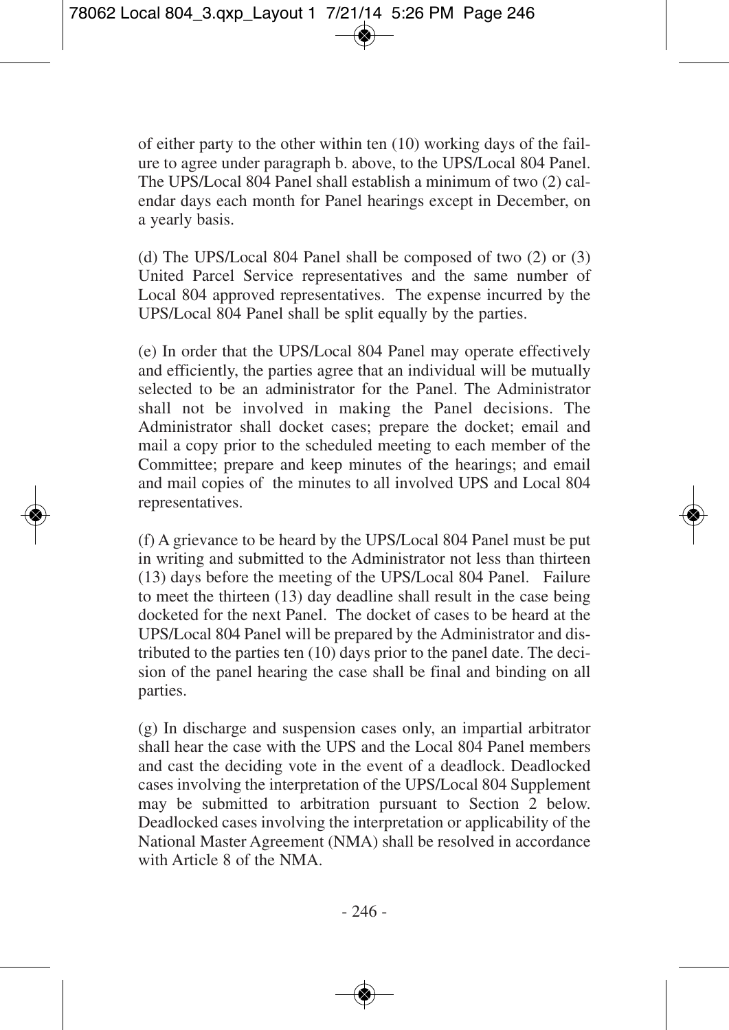of either party to the other within ten (10) working days of the failure to agree under paragraph b. above, to the UPS/Local 804 Panel. The UPS/Local 804 Panel shall establish a minimum of two (2) calendar days each month for Panel hearings except in December, on a yearly basis.

(d) The UPS/Local 804 Panel shall be composed of two (2) or (3) United Parcel Service representatives and the same number of Local 804 approved representatives. The expense incurred by the UPS/Local 804 Panel shall be split equally by the parties.

(e) In order that the UPS/Local 804 Panel may operate effectively and efficiently, the parties agree that an individual will be mutually selected to be an administrator for the Panel. The Administrator shall not be involved in making the Panel decisions. The Administrator shall docket cases; prepare the docket; email and mail a copy prior to the scheduled meeting to each member of the Committee; prepare and keep minutes of the hearings; and email and mail copies of the minutes to all involved UPS and Local 804 representatives.

(f) A grievance to be heard by the UPS/Local 804 Panel must be put in writing and submitted to the Administrator not less than thirteen (13) days before the meeting of the UPS/Local 804 Panel. Failure to meet the thirteen (13) day deadline shall result in the case being docketed for the next Panel. The docket of cases to be heard at the UPS/Local 804 Panel will be prepared by the Administrator and distributed to the parties ten (10) days prior to the panel date. The decision of the panel hearing the case shall be final and binding on all parties.

(g) In discharge and suspension cases only, an impartial arbitrator shall hear the case with the UPS and the Local 804 Panel members and cast the deciding vote in the event of a deadlock. Deadlocked cases involving the interpretation of the UPS/Local 804 Supplement may be submitted to arbitration pursuant to Section 2 below. Deadlocked cases involving the interpretation or applicability of the National Master Agreement (NMA) shall be resolved in accordance with Article 8 of the NMA.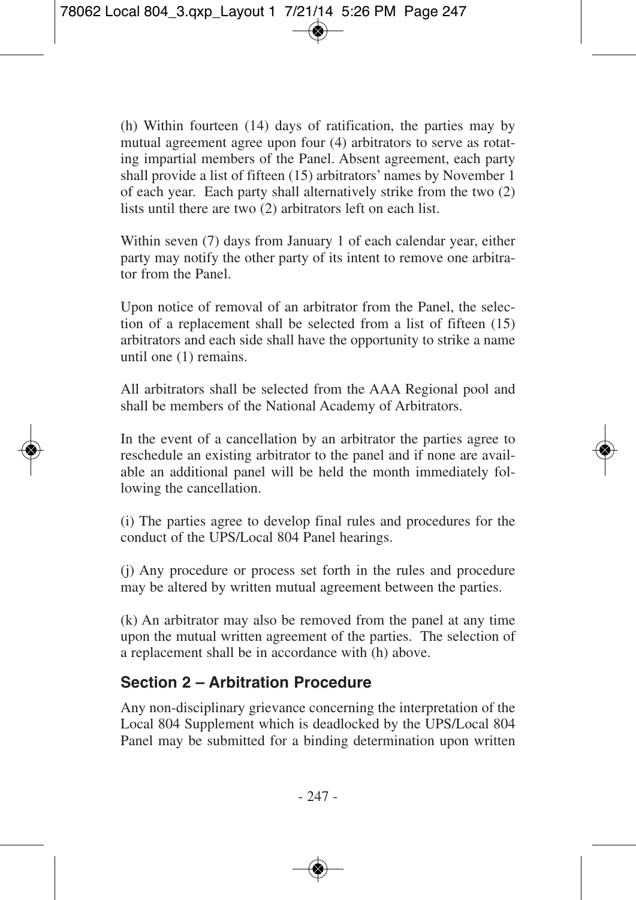(h) Within fourteen (14) days of ratification, the parties may by mutual agreement agree upon four (4) arbitrators to serve as rotating impartial members of the Panel. Absent agreement, each party shall provide a list of fifteen (15) arbitrators' names by November 1 of each year. Each party shall alternatively strike from the two (2) lists until there are two (2) arbitrators left on each list.

Within seven (7) days from January 1 of each calendar year, either party may notify the other party of its intent to remove one arbitrator from the Panel.

Upon notice of removal of an arbitrator from the Panel, the selection of a replacement shall be selected from a list of fifteen (15) arbitrators and each side shall have the opportunity to strike a name until one (1) remains.

All arbitrators shall be selected from the AAA Regional pool and shall be members of the National Academy of Arbitrators.

In the event of a cancellation by an arbitrator the parties agree to reschedule an existing arbitrator to the panel and if none are available an additional panel will be held the month immediately following the cancellation.

(i) The parties agree to develop final rules and procedures for the conduct of the UPS/Local 804 Panel hearings.

(j) Any procedure or process set forth in the rules and procedure may be altered by written mutual agreement between the parties.

(k) An arbitrator may also be removed from the panel at any time upon the mutual written agreement of the parties. The selection of a replacement shall be in accordance with (h) above.

## Section 2 – Arbitration Procedure

Any non-disciplinary grievance concerning the interpretation of the Local 804 Supplement which is deadlocked by the UPS/Local 804 Panel may be submitted for a binding determination upon written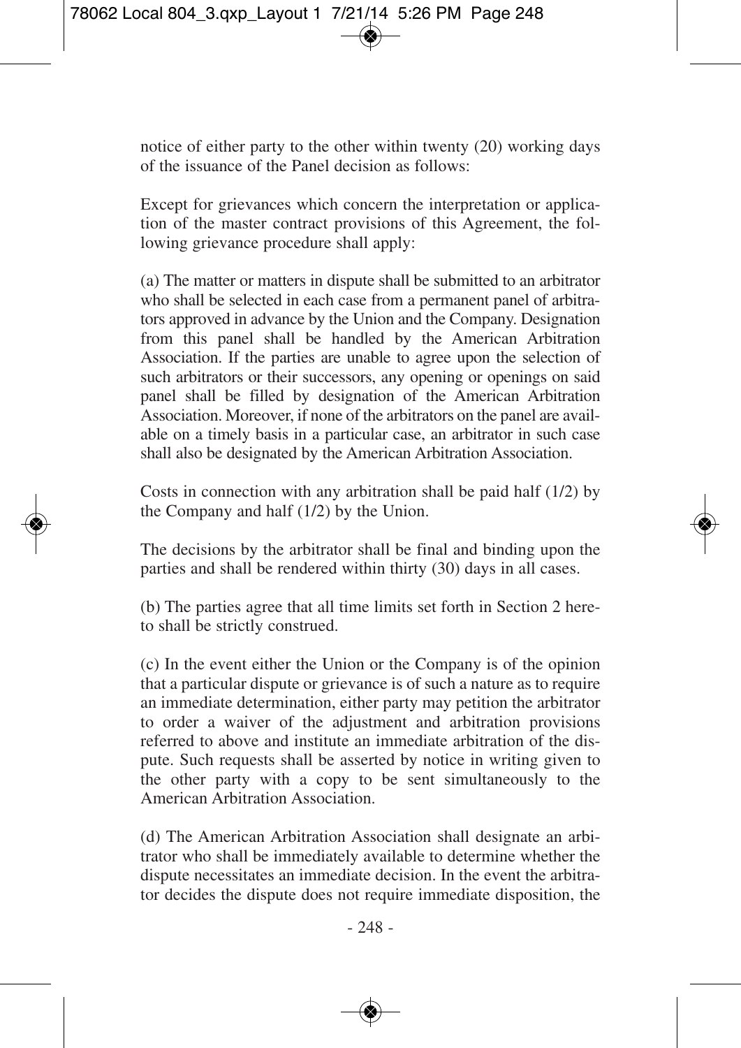notice of either party to the other within twenty (20) working days of the issuance of the Panel decision as follows:

Except for grievances which concern the interpretation or application of the master contract provisions of this Agreement, the following grievance procedure shall apply:

(a) The matter or matters in dispute shall be submitted to an arbitrator who shall be selected in each case from a permanent panel of arbitrators approved in advance by the Union and the Company. Designation from this panel shall be handled by the American Arbitration Association. If the parties are unable to agree upon the selection of such arbitrators or their successors, any opening or openings on said panel shall be filled by designation of the American Arbitration Association. Moreover, if none of the arbitrators on the panel are available on a timely basis in a particular case, an arbitrator in such case shall also be designated by the American Arbitration Association.

Costs in connection with any arbitration shall be paid half (1/2) by the Company and half (1/2) by the Union.

The decisions by the arbitrator shall be final and binding upon the parties and shall be rendered within thirty (30) days in all cases.

(b) The parties agree that all time limits set forth in Section 2 hereto shall be strictly construed.

(c) In the event either the Union or the Company is of the opinion that a particular dispute or grievance is of such a nature as to require an immediate determination, either party may petition the arbitrator to order a waiver of the adjustment and arbitration provisions referred to above and institute an immediate arbitration of the dispute. Such requests shall be asserted by notice in writing given to the other party with a copy to be sent simultaneously to the American Arbitration Association.

(d) The American Arbitration Association shall designate an arbitrator who shall be immediately available to determine whether the dispute necessitates an immediate decision. In the event the arbitrator decides the dispute does not require immediate disposition, the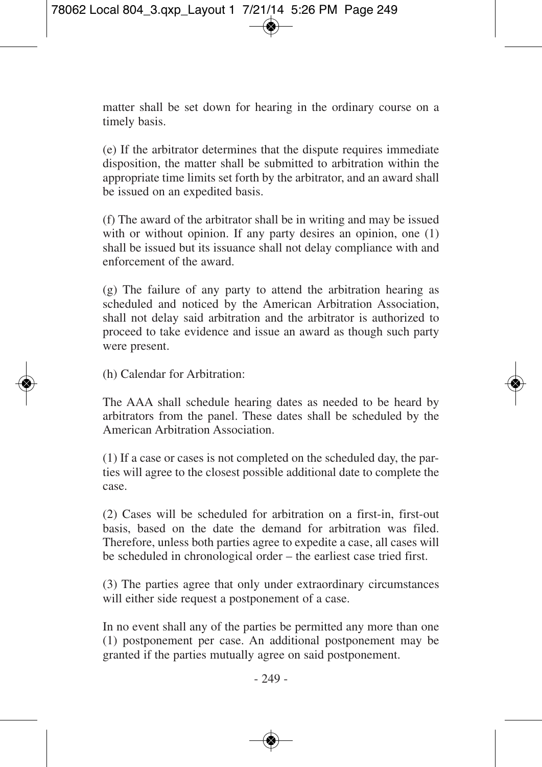matter shall be set down for hearing in the ordinary course on a timely basis.

(e) If the arbitrator determines that the dispute requires immediate disposition, the matter shall be submitted to arbitration within the appropriate time limits set forth by the arbitrator, and an award shall be issued on an expedited basis.

(f) The award of the arbitrator shall be in writing and may be issued with or without opinion. If any party desires an opinion, one (1) shall be issued but its issuance shall not delay compliance with and enforcement of the award.

(g) The failure of any party to attend the arbitration hearing as scheduled and noticed by the American Arbitration Association, shall not delay said arbitration and the arbitrator is authorized to proceed to take evidence and issue an award as though such party were present.

(h) Calendar for Arbitration:

The AAA shall schedule hearing dates as needed to be heard by arbitrators from the panel. These dates shall be scheduled by the American Arbitration Association.

(1) If a case or cases is not completed on the scheduled day, the parties will agree to the closest possible additional date to complete the case.

(2) Cases will be scheduled for arbitration on a first-in, first-out basis, based on the date the demand for arbitration was filed. Therefore, unless both parties agree to expedite a case, all cases will be scheduled in chronological order – the earliest case tried first.

(3) The parties agree that only under extraordinary circumstances will either side request a postponement of a case.

In no event shall any of the parties be permitted any more than one (1) postponement per case. An additional postponement may be granted if the parties mutually agree on said postponement.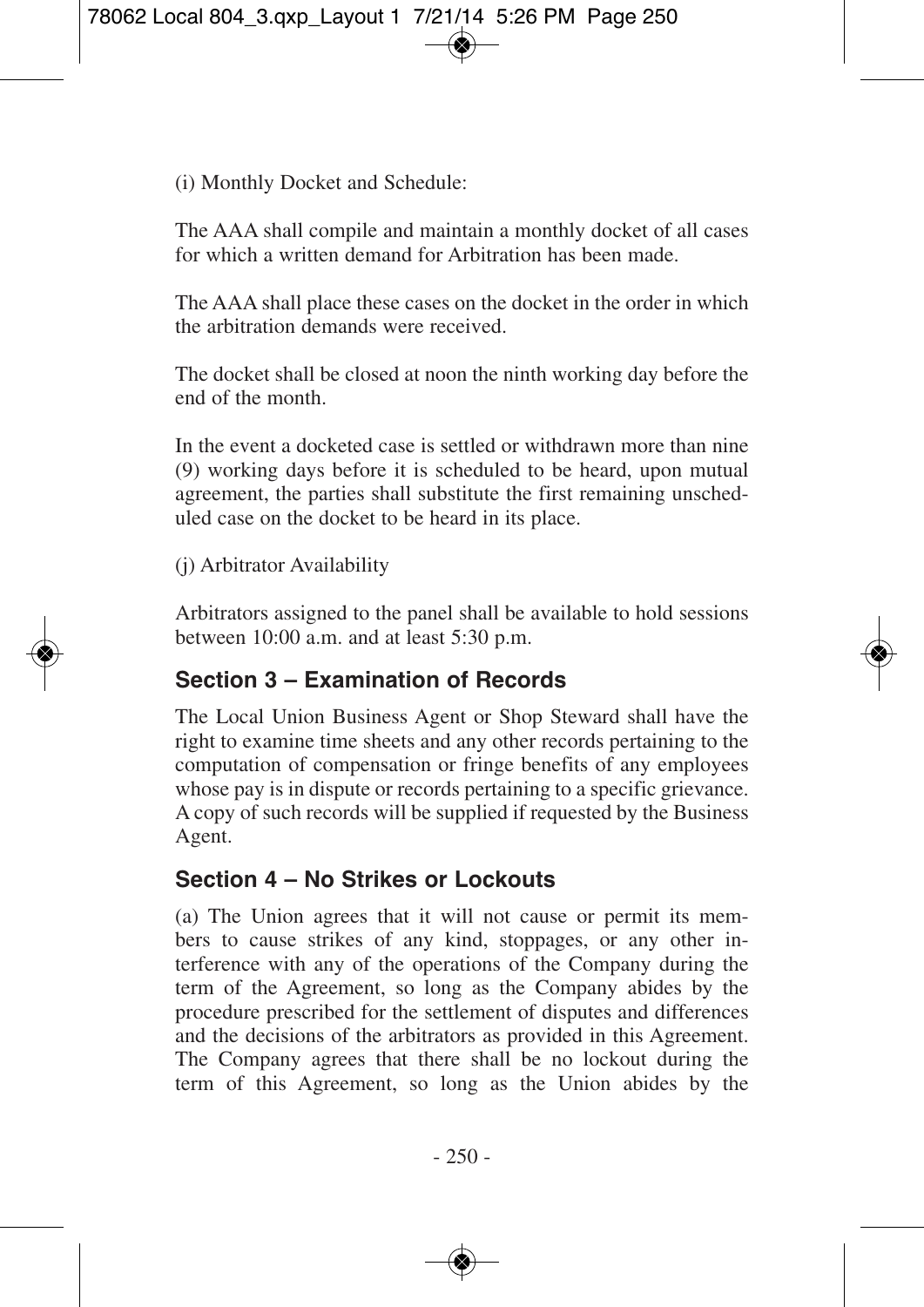(i) Monthly Docket and Schedule:

The AAA shall compile and maintain a monthly docket of all cases for which a written demand for Arbitration has been made.

The AAA shall place these cases on the docket in the order in which the arbitration demands were received.

The docket shall be closed at noon the ninth working day before the end of the month.

In the event a docketed case is settled or withdrawn more than nine (9) working days before it is scheduled to be heard, upon mutual agreement, the parties shall substitute the first remaining unscheduled case on the docket to be heard in its place.

(j) Arbitrator Availability

Arbitrators assigned to the panel shall be available to hold sessions between 10:00 a.m. and at least 5:30 p.m.

## Section 3 – Examination of Records

The Local Union Business Agent or Shop Steward shall have the right to examine time sheets and any other records pertaining to the computation of compensation or fringe benefits of any employees whose pay is in dispute or records pertaining to a specific grievance. A copy of such records will be supplied if requested by the Business Agent.

## Section 4 – No Strikes or Lockouts

(a) The Union agrees that it will not cause or permit its members to cause strikes of any kind, stoppages, or any other interference with any of the operations of the Company during the term of the Agreement, so long as the Company abides by the procedure prescribed for the settlement of disputes and differences and the decisions of the arbitrators as provided in this Agreement. The Company agrees that there shall be no lockout during the term of this Agreement, so long as the Union abides by the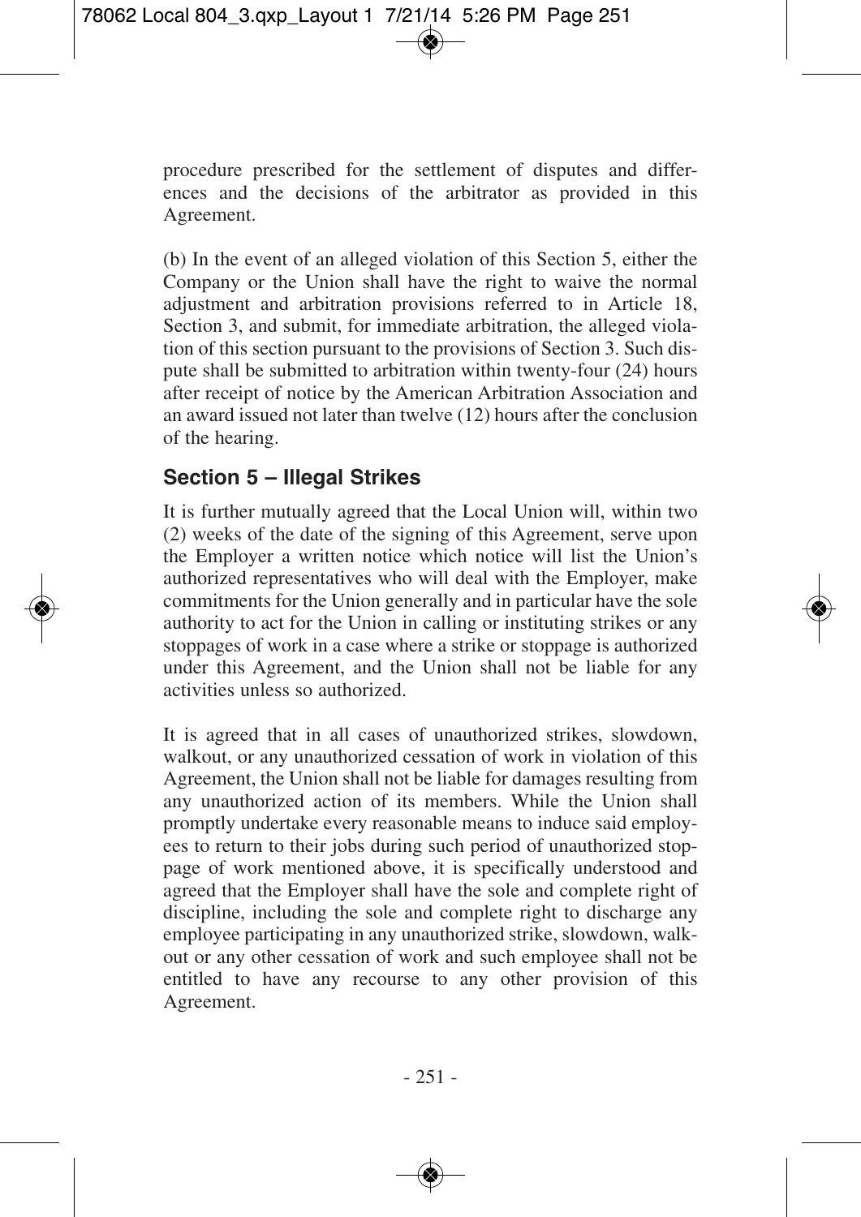procedure prescribed for the settlement of disputes and differences and the decisions of the arbitrator as provided in this Agreement.

(b) In the event of an alleged violation of this Section 5, either the Company or the Union shall have the right to waive the normal adjustment and arbitration provisions referred to in Article 18, Section 3, and submit, for immediate arbitration, the alleged violation of this section pursuant to the provisions of Section 3. Such dispute shall be submitted to arbitration within twenty-four (24) hours after receipt of notice by the American Arbitration Association and an award issued not later than twelve (12) hours after the conclusion of the hearing.

## Section 5 – Illegal Strikes

It is further mutually agreed that the Local Union will, within two (2) weeks of the date of the signing of this Agreement, serve upon the Employer a written notice which notice will list the Union's authorized representatives who will deal with the Employer, make commitments for the Union generally and in particular have the sole authority to act for the Union in calling or instituting strikes or any stoppages of work in a case where a strike or stoppage is authorized under this Agreement, and the Union shall not be liable for any activities unless so authorized.

It is agreed that in all cases of unauthorized strikes, slowdown, walkout, or any unauthorized cessation of work in violation of this Agreement, the Union shall not be liable for damages resulting from any unauthorized action of its members. While the Union shall promptly undertake every reasonable means to induce said employees to return to their jobs during such period of unauthorized stoppage of work mentioned above, it is specifically understood and agreed that the Employer shall have the sole and complete right of discipline, including the sole and complete right to discharge any employee participating in any unauthorized strike, slowdown, walkout or any other cessation of work and such employee shall not be entitled to have any recourse to any other provision of this Agreement.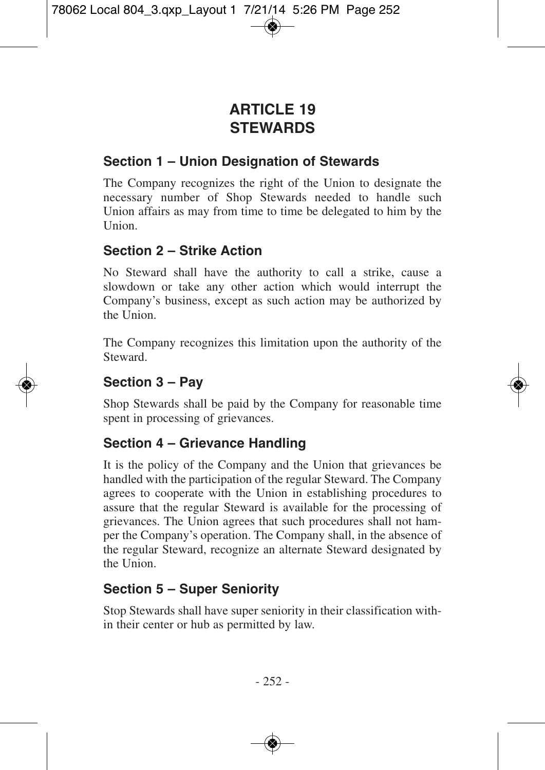# ARTICLE 19
# STEWARDS

## Section 1 – Union Designation of Stewards

The Company recognizes the right of the Union to designate the necessary number of Shop Stewards needed to handle such Union affairs as may from time to time be delegated to him by the Union.

## Section 2 – Strike Action

No Steward shall have the authority to call a strike, cause a slowdown or take any other action which would interrupt the Company's business, except as such action may be authorized by the Union.

The Company recognizes this limitation upon the authority of the Steward.

## Section 3 – Pay

Shop Stewards shall be paid by the Company for reasonable time spent in processing of grievances.

## Section 4 – Grievance Handling

It is the policy of the Company and the Union that grievances be handled with the participation of the regular Steward. The Company agrees to cooperate with the Union in establishing procedures to assure that the regular Steward is available for the processing of grievances. The Union agrees that such procedures shall not hamper the Company's operation. The Company shall, in the absence of the regular Steward, recognize an alternate Steward designated by the Union.

## Section 5 – Super Seniority

Stop Stewards shall have super seniority in their classification within their center or hub as permitted by law.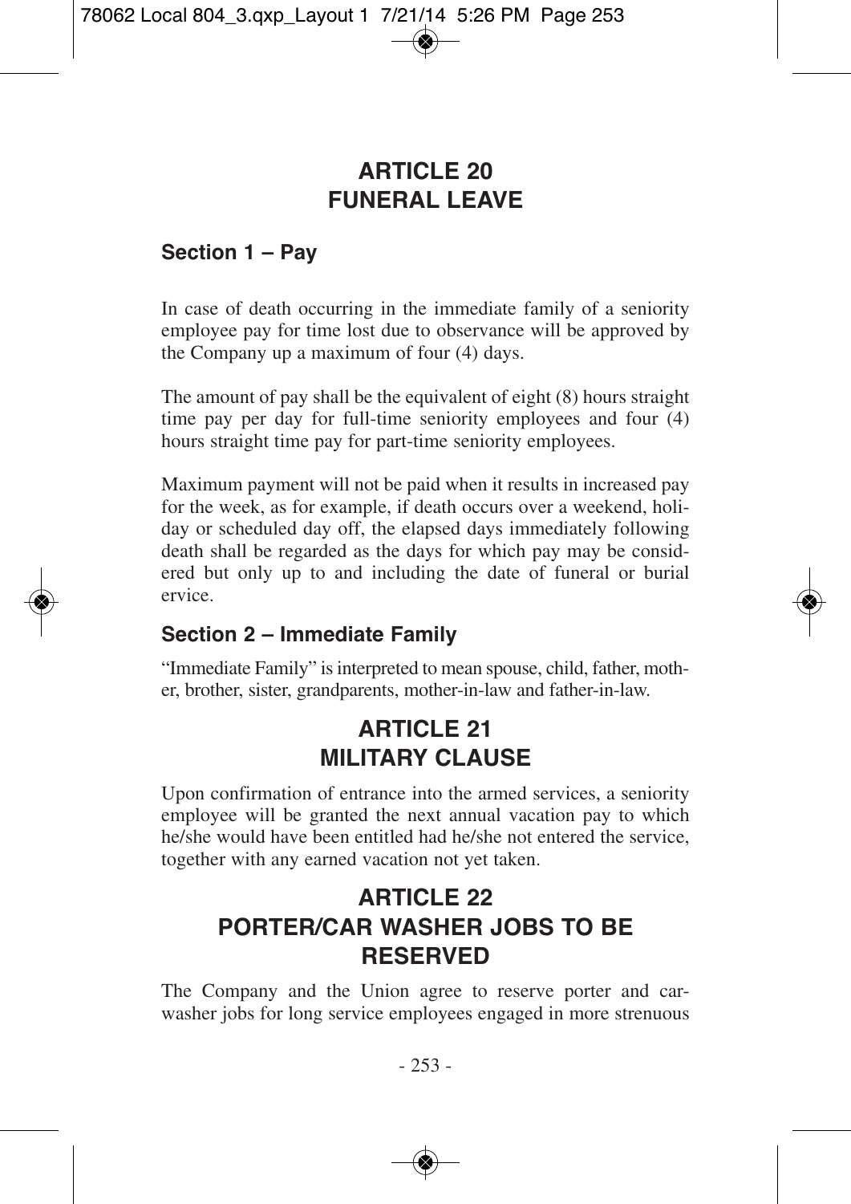# ARTICLE 20
# FUNERAL LEAVE

### Section 1 – Pay

In case of death occurring in the immediate family of a seniority employee pay for time lost due to observance will be approved by the Company up a maximum of four (4) days.

The amount of pay shall be the equivalent of eight (8) hours straight time pay per day for full-time seniority employees and four (4) hours straight time pay for part-time seniority employees.

Maximum payment will not be paid when it results in increased pay for the week, as for example, if death occurs over a weekend, holiday or scheduled day off, the elapsed days immediately following death shall be regarded as the days for which pay may be considered but only up to and including the date of funeral or burial ervice.

### Section 2 – Immediate Family

"Immediate Family" is interpreted to mean spouse, child, father, mother, brother, sister, grandparents, mother-in-law and father-in-law.

# ARTICLE 21
# MILITARY CLAUSE

Upon confirmation of entrance into the armed services, a seniority employee will be granted the next annual vacation pay to which he/she would have been entitled had he/she not entered the service, together with any earned vacation not yet taken.

# ARTICLE 22
# PORTER/CAR WASHER JOBS TO BE RESERVED

The Company and the Union agree to reserve porter and carwasher jobs for long service employees engaged in more strenuous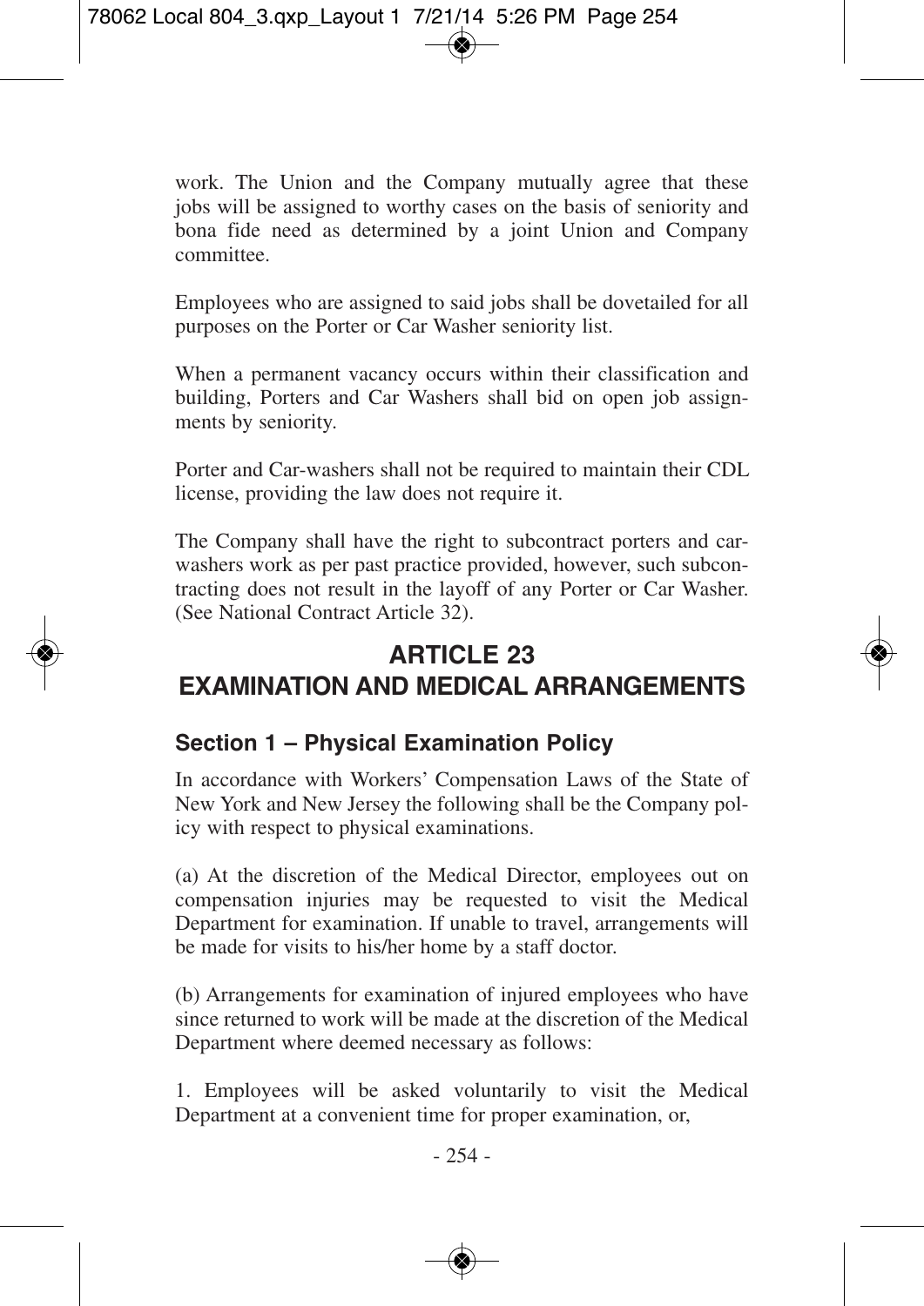work. The Union and the Company mutually agree that these jobs will be assigned to worthy cases on the basis of seniority and bona fide need as determined by a joint Union and Company committee.

Employees who are assigned to said jobs shall be dovetailed for all purposes on the Porter or Car Washer seniority list.

When a permanent vacancy occurs within their classification and building, Porters and Car Washers shall bid on open job assignments by seniority.

Porter and Car-washers shall not be required to maintain their CDL license, providing the law does not require it.

The Company shall have the right to subcontract porters and carwashers work as per past practice provided, however, such subcontracting does not result in the layoff of any Porter or Car Washer. (See National Contract Article 32).

# ARTICLE 23
# EXAMINATION AND MEDICAL ARRANGEMENTS

## Section 1 – Physical Examination Policy

In accordance with Workers' Compensation Laws of the State of New York and New Jersey the following shall be the Company policy with respect to physical examinations.

(a) At the discretion of the Medical Director, employees out on compensation injuries may be requested to visit the Medical Department for examination. If unable to travel, arrangements will be made for visits to his/her home by a staff doctor.

(b) Arrangements for examination of injured employees who have since returned to work will be made at the discretion of the Medical Department where deemed necessary as follows:

1. Employees will be asked voluntarily to visit the Medical Department at a convenient time for proper examination, or,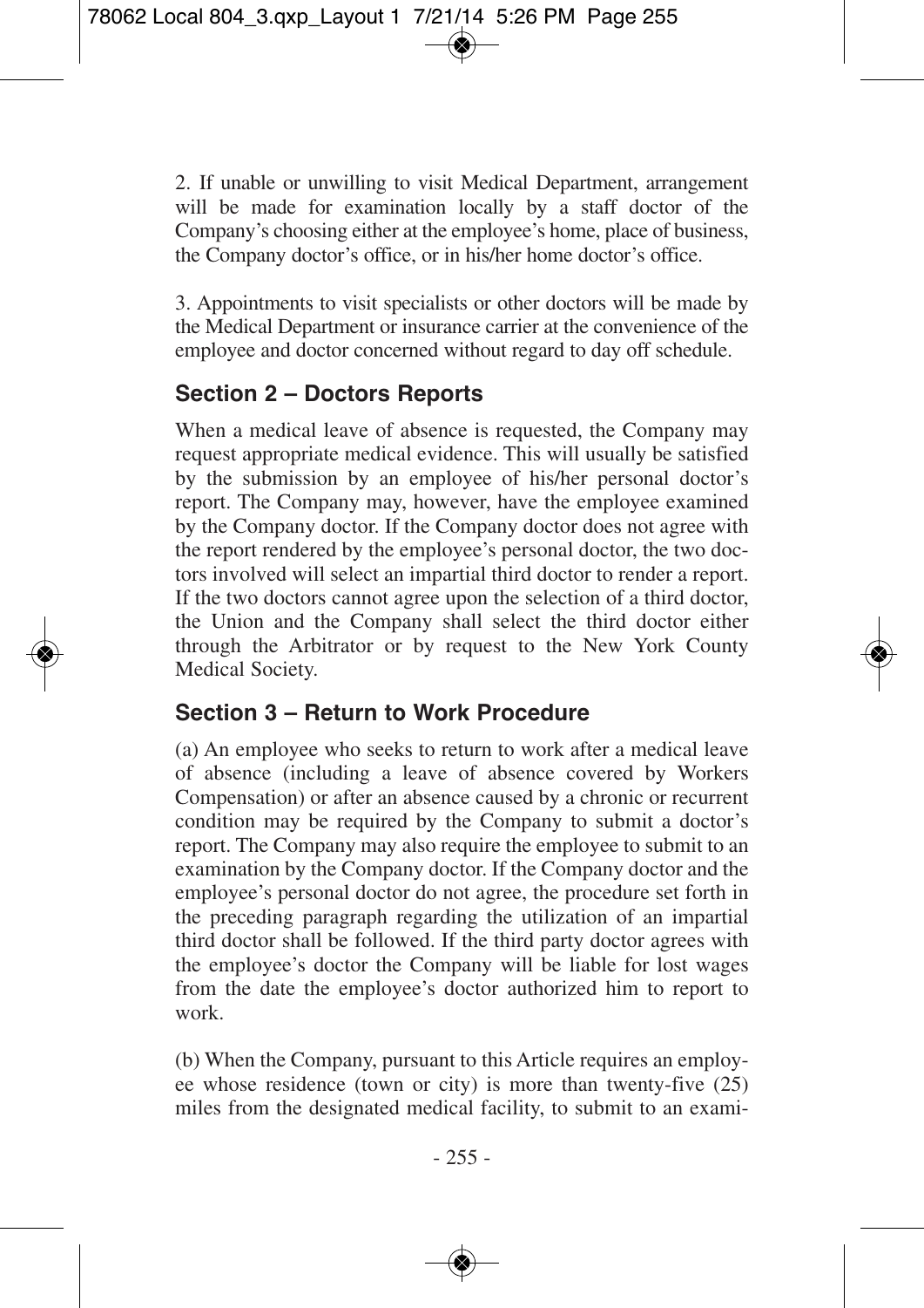2. If unable or unwilling to visit Medical Department, arrangement will be made for examination locally by a staff doctor of the Company's choosing either at the employee's home, place of business, the Company doctor's office, or in his/her home doctor's office.

3. Appointments to visit specialists or other doctors will be made by the Medical Department or insurance carrier at the convenience of the employee and doctor concerned without regard to day off schedule.

### Section 2 – Doctors Reports

When a medical leave of absence is requested, the Company may request appropriate medical evidence. This will usually be satisfied by the submission by an employee of his/her personal doctor's report. The Company may, however, have the employee examined by the Company doctor. If the Company doctor does not agree with the report rendered by the employee's personal doctor, the two doctors involved will select an impartial third doctor to render a report. If the two doctors cannot agree upon the selection of a third doctor, the Union and the Company shall select the third doctor either through the Arbitrator or by request to the New York County Medical Society.

### Section 3 – Return to Work Procedure

(a) An employee who seeks to return to work after a medical leave of absence (including a leave of absence covered by Workers Compensation) or after an absence caused by a chronic or recurrent condition may be required by the Company to submit a doctor's report. The Company may also require the employee to submit to an examination by the Company doctor. If the Company doctor and the employee's personal doctor do not agree, the procedure set forth in the preceding paragraph regarding the utilization of an impartial third doctor shall be followed. If the third party doctor agrees with the employee's doctor the Company will be liable for lost wages from the date the employee's doctor authorized him to report to work.

(b) When the Company, pursuant to this Article requires an employee whose residence (town or city) is more than twenty-five (25) miles from the designated medical facility, to submit to an exami-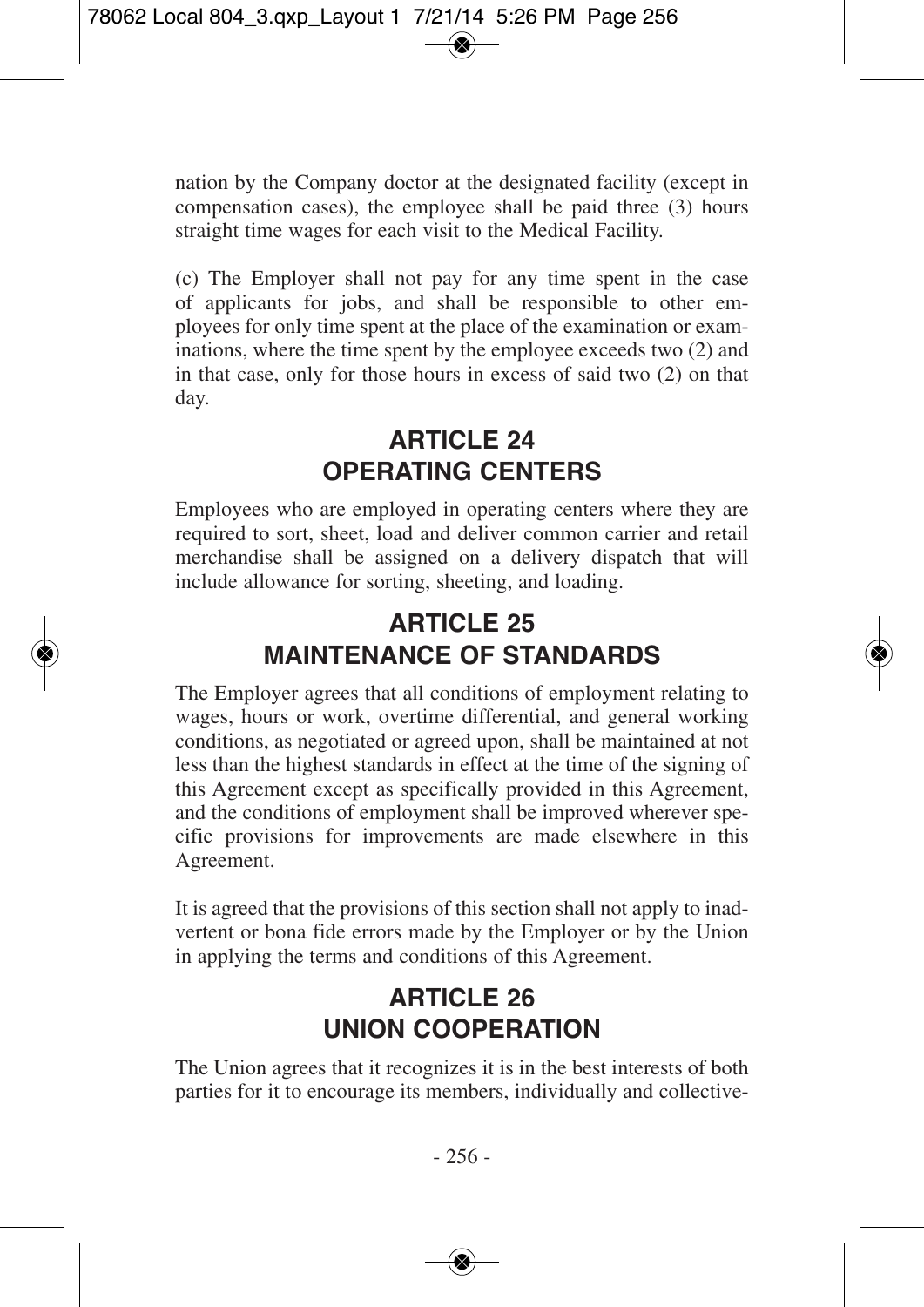nation by the Company doctor at the designated facility (except in compensation cases), the employee shall be paid three (3) hours straight time wages for each visit to the Medical Facility.

(c) The Employer shall not pay for any time spent in the case of applicants for jobs, and shall be responsible to other employees for only time spent at the place of the examination or examinations, where the time spent by the employee exceeds two (2) and in that case, only for those hours in excess of said two (2) on that day.

## ARTICLE 24
## OPERATING CENTERS

Employees who are employed in operating centers where they are required to sort, sheet, load and deliver common carrier and retail merchandise shall be assigned on a delivery dispatch that will include allowance for sorting, sheeting, and loading.

## ARTICLE 25
## MAINTENANCE OF STANDARDS

The Employer agrees that all conditions of employment relating to wages, hours or work, overtime differential, and general working conditions, as negotiated or agreed upon, shall be maintained at not less than the highest standards in effect at the time of the signing of this Agreement except as specifically provided in this Agreement, and the conditions of employment shall be improved wherever specific provisions for improvements are made elsewhere in this Agreement.

It is agreed that the provisions of this section shall not apply to inadvertent or bona fide errors made by the Employer or by the Union in applying the terms and conditions of this Agreement.

## ARTICLE 26
## UNION COOPERATION

The Union agrees that it recognizes it is in the best interests of both parties for it to encourage its members, individually and collective-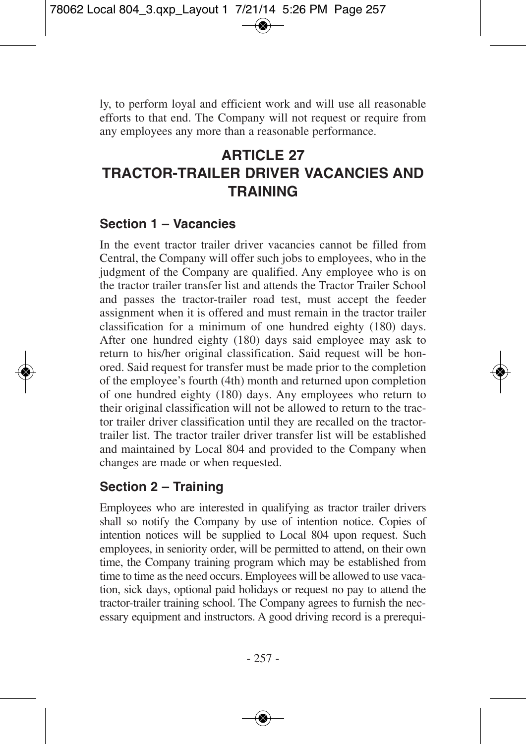ly, to perform loyal and efficient work and will use all reasonable efforts to that end. The Company will not request or require from any employees any more than a reasonable performance.

# ARTICLE 27
# TRACTOR-TRAILER DRIVER VACANCIES AND TRAINING

## Section 1 – Vacancies

In the event tractor trailer driver vacancies cannot be filled from Central, the Company will offer such jobs to employees, who in the judgment of the Company are qualified. Any employee who is on the tractor trailer transfer list and attends the Tractor Trailer School and passes the tractor-trailer road test, must accept the feeder assignment when it is offered and must remain in the tractor trailer classification for a minimum of one hundred eighty (180) days. After one hundred eighty (180) days said employee may ask to return to his/her original classification. Said request will be honored. Said request for transfer must be made prior to the completion of the employee's fourth (4th) month and returned upon completion of one hundred eighty (180) days. Any employees who return to their original classification will not be allowed to return to the tractor trailer driver classification until they are recalled on the tractor-trailer list. The tractor trailer driver transfer list will be established and maintained by Local 804 and provided to the Company when changes are made or when requested.

## Section 2 – Training

Employees who are interested in qualifying as tractor trailer drivers shall so notify the Company by use of intention notice. Copies of intention notices will be supplied to Local 804 upon request. Such employees, in seniority order, will be permitted to attend, on their own time, the Company training program which may be established from time to time as the need occurs. Employees will be allowed to use vacation, sick days, optional paid holidays or request no pay to attend the tractor-trailer training school. The Company agrees to furnish the necessary equipment and instructors. A good driving record is a prerequi-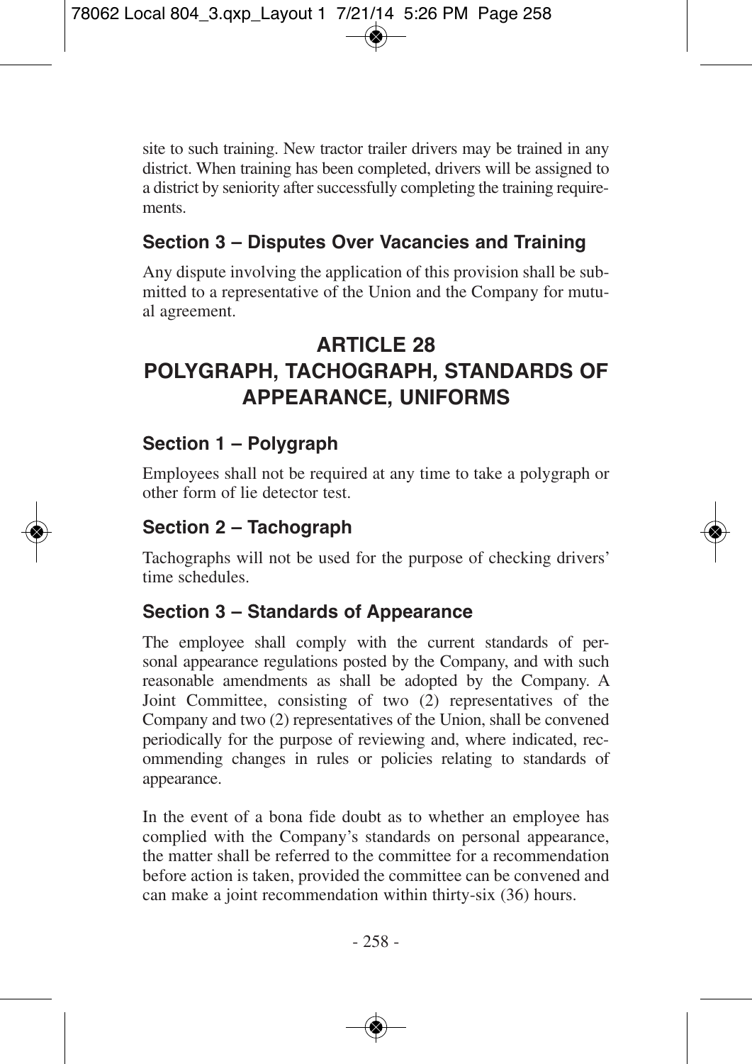site to such training. New tractor trailer drivers may be trained in any district. When training has been completed, drivers will be assigned to a district by seniority after successfully completing the training requirements.

### Section 3 – Disputes Over Vacancies and Training

Any dispute involving the application of this provision shall be submitted to a representative of the Union and the Company for mutual agreement.

## ARTICLE 28
## POLYGRAPH, TACHOGRAPH, STANDARDS OF APPEARANCE, UNIFORMS

### Section 1 – Polygraph

Employees shall not be required at any time to take a polygraph or other form of lie detector test.

### Section 2 – Tachograph

Tachographs will not be used for the purpose of checking drivers' time schedules.

### Section 3 – Standards of Appearance

The employee shall comply with the current standards of personal appearance regulations posted by the Company, and with such reasonable amendments as shall be adopted by the Company. A Joint Committee, consisting of two (2) representatives of the Company and two (2) representatives of the Union, shall be convened periodically for the purpose of reviewing and, where indicated, recommending changes in rules or policies relating to standards of appearance.

In the event of a bona fide doubt as to whether an employee has complied with the Company's standards on personal appearance, the matter shall be referred to the committee for a recommendation before action is taken, provided the committee can be convened and can make a joint recommendation within thirty-six (36) hours.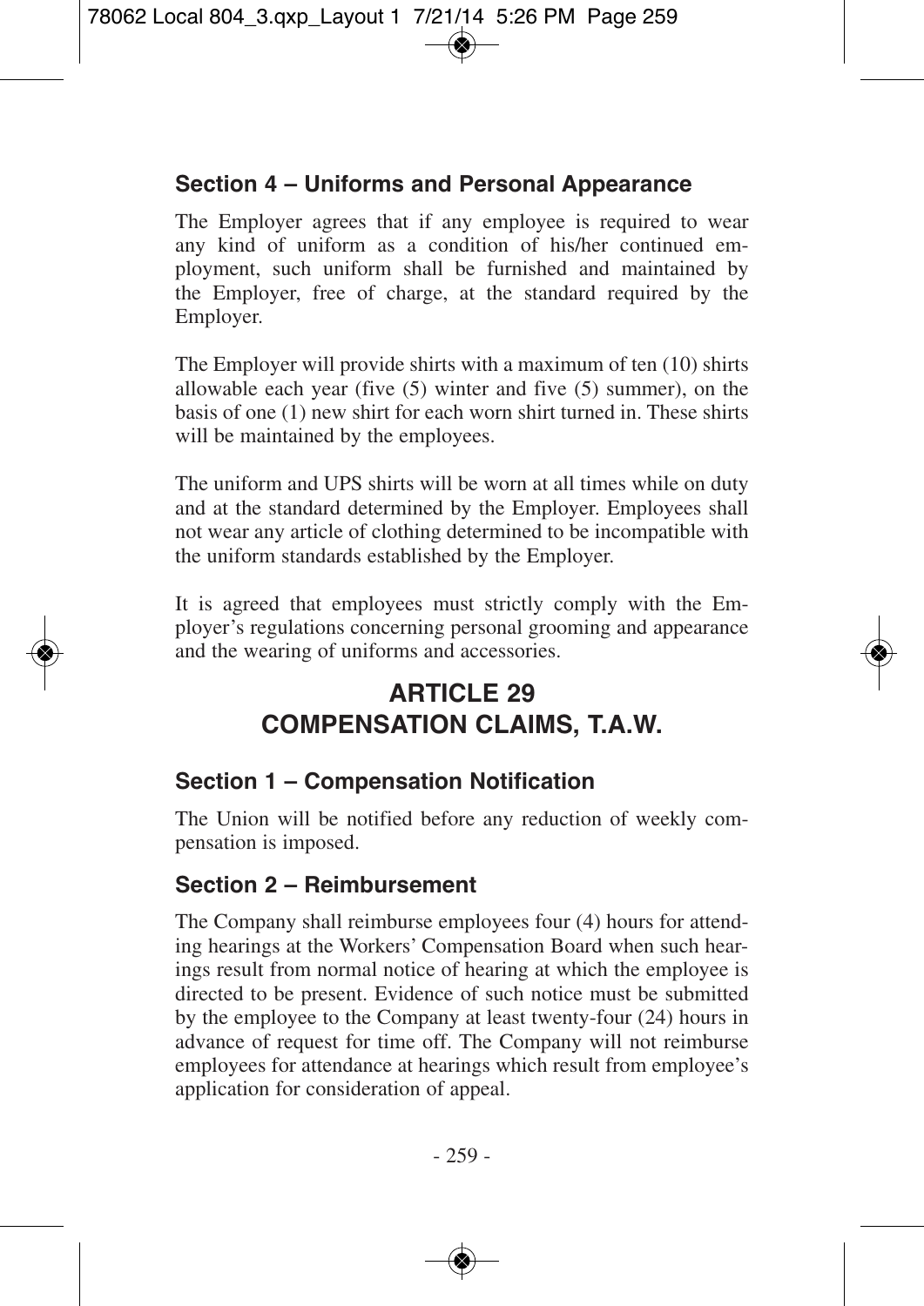### Section 4 – Uniforms and Personal Appearance

The Employer agrees that if any employee is required to wear any kind of uniform as a condition of his/her continued employment, such uniform shall be furnished and maintained by the Employer, free of charge, at the standard required by the Employer.

The Employer will provide shirts with a maximum of ten (10) shirts allowable each year (five (5) winter and five (5) summer), on the basis of one (1) new shirt for each worn shirt turned in. These shirts will be maintained by the employees.

The uniform and UPS shirts will be worn at all times while on duty and at the standard determined by the Employer. Employees shall not wear any article of clothing determined to be incompatible with the uniform standards established by the Employer.

It is agreed that employees must strictly comply with the Employer's regulations concerning personal grooming and appearance and the wearing of uniforms and accessories.

## ARTICLE 29
## COMPENSATION CLAIMS, T.A.W.

### Section 1 – Compensation Notification

The Union will be notified before any reduction of weekly compensation is imposed.

### Section 2 – Reimbursement

The Company shall reimburse employees four (4) hours for attending hearings at the Workers' Compensation Board when such hearings result from normal notice of hearing at which the employee is directed to be present. Evidence of such notice must be submitted by the employee to the Company at least twenty-four (24) hours in advance of request for time off. The Company will not reimburse employees for attendance at hearings which result from employee's application for consideration of appeal.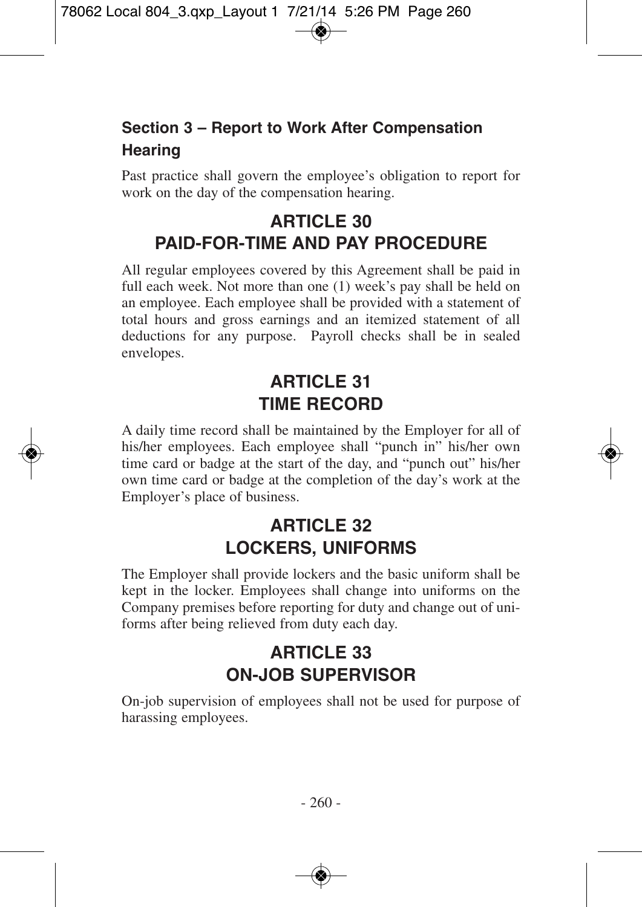### Section 3 – Report to Work After Compensation Hearing

Past practice shall govern the employee's obligation to report for work on the day of the compensation hearing.

## ARTICLE 30
## PAID-FOR-TIME AND PAY PROCEDURE

All regular employees covered by this Agreement shall be paid in full each week. Not more than one (1) week's pay shall be held on an employee. Each employee shall be provided with a statement of total hours and gross earnings and an itemized statement of all deductions for any purpose. Payroll checks shall be in sealed envelopes.

## ARTICLE 31
## TIME RECORD

A daily time record shall be maintained by the Employer for all of his/her employees. Each employee shall "punch in" his/her own time card or badge at the start of the day, and "punch out" his/her own time card or badge at the completion of the day's work at the Employer's place of business.

## ARTICLE 32
## LOCKERS, UNIFORMS

The Employer shall provide lockers and the basic uniform shall be kept in the locker. Employees shall change into uniforms on the Company premises before reporting for duty and change out of uniforms after being relieved from duty each day.

## ARTICLE 33
## ON-JOB SUPERVISOR

On-job supervision of employees shall not be used for purpose of harassing employees.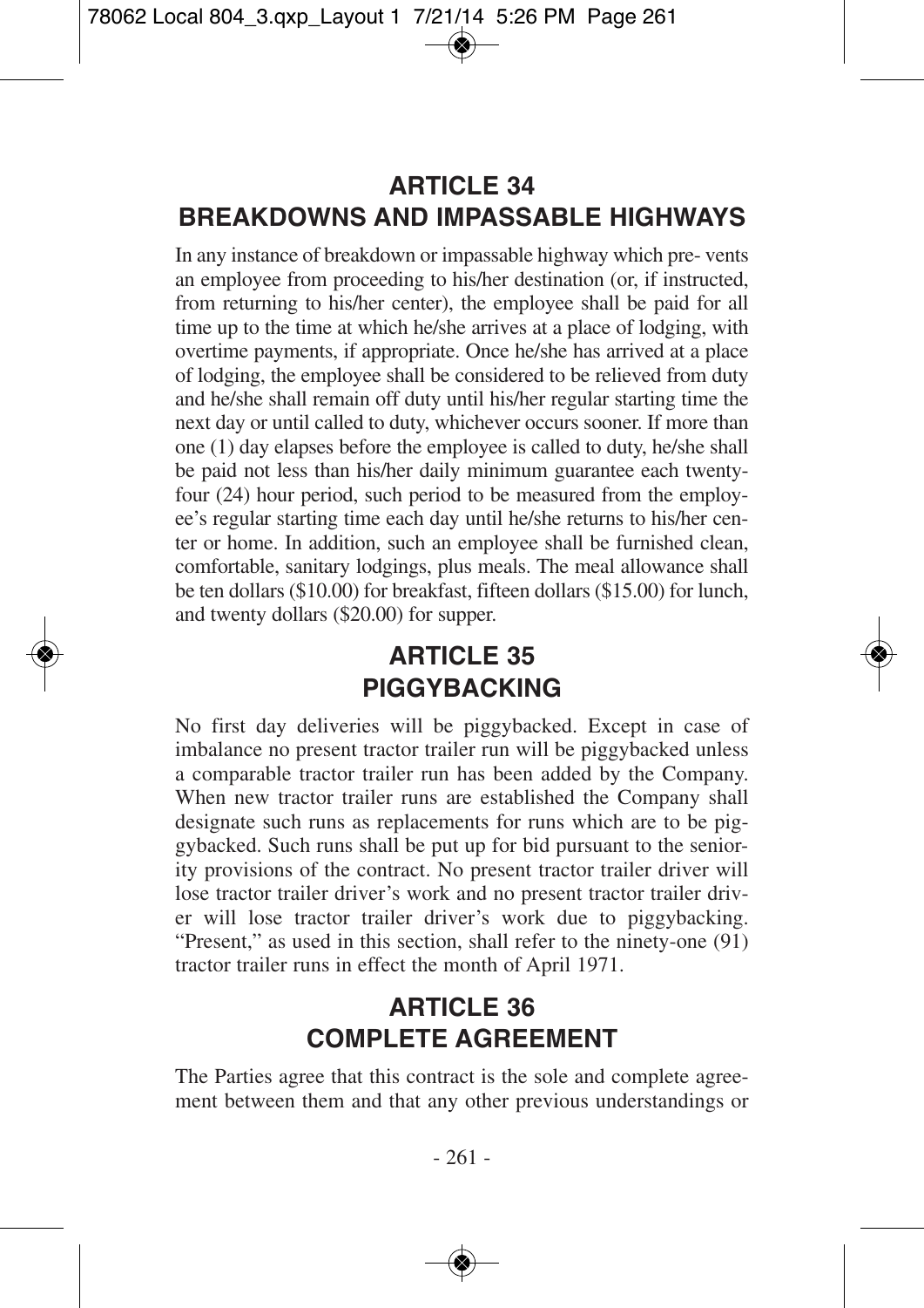## ARTICLE 34
## BREAKDOWNS AND IMPASSABLE HIGHWAYS

In any instance of breakdown or impassable highway which prevents an employee from proceeding to his/her destination (or, if instructed, from returning to his/her center), the employee shall be paid for all time up to the time at which he/she arrives at a place of lodging, with overtime payments, if appropriate. Once he/she has arrived at a place of lodging, the employee shall be considered to be relieved from duty and he/she shall remain off duty until his/her regular starting time the next day or until called to duty, whichever occurs sooner. If more than one (1) day elapses before the employee is called to duty, he/she shall be paid not less than his/her daily minimum guarantee each twenty-four (24) hour period, such period to be measured from the employee's regular starting time each day until he/she returns to his/her center or home. In addition, such an employee shall be furnished clean, comfortable, sanitary lodgings, plus meals. The meal allowance shall be ten dollars ($10.00) for breakfast, fifteen dollars ($15.00) for lunch, and twenty dollars ($20.00) for supper.

## ARTICLE 35
## PIGGYBACKING

No first day deliveries will be piggybacked. Except in case of imbalance no present tractor trailer run will be piggybacked unless a comparable tractor trailer run has been added by the Company. When new tractor trailer runs are established the Company shall designate such runs as replacements for runs which are to be piggybacked. Such runs shall be put up for bid pursuant to the seniority provisions of the contract. No present tractor trailer driver will lose tractor trailer driver's work and no present tractor trailer driver will lose tractor trailer driver's work due to piggybacking. "Present," as used in this section, shall refer to the ninety-one (91) tractor trailer runs in effect the month of April 1971.

## ARTICLE 36
## COMPLETE AGREEMENT

The Parties agree that this contract is the sole and complete agreement between them and that any other previous understandings or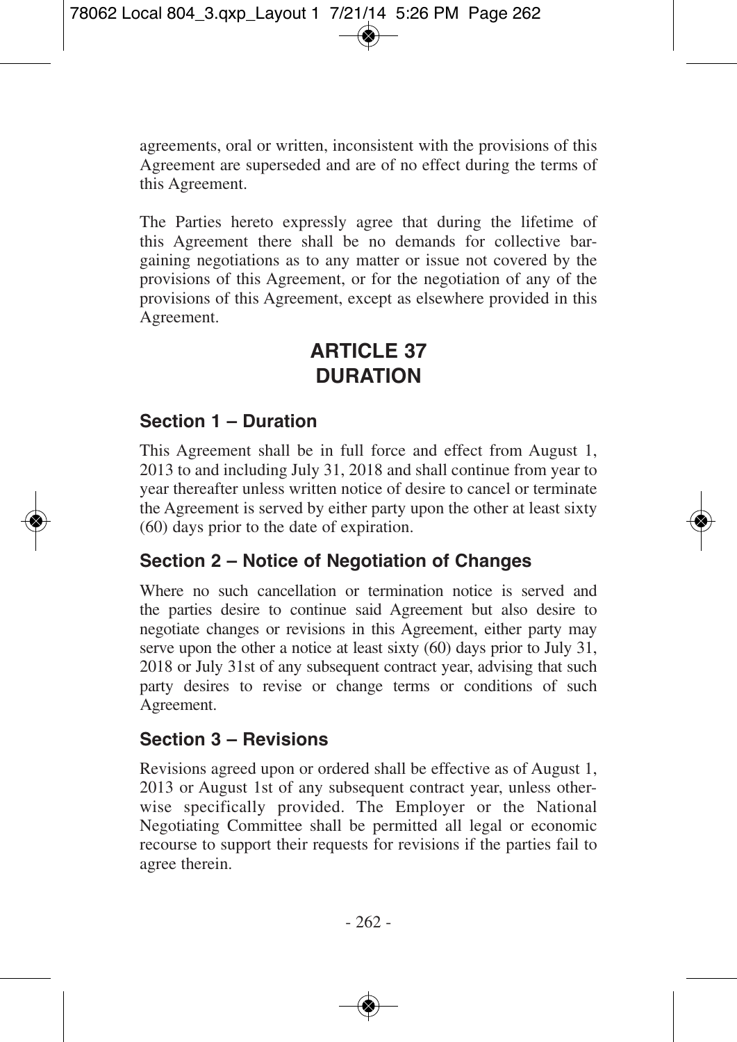agreements, oral or written, inconsistent with the provisions of this Agreement are superseded and are of no effect during the terms of this Agreement.

The Parties hereto expressly agree that during the lifetime of this Agreement there shall be no demands for collective bargaining negotiations as to any matter or issue not covered by the provisions of this Agreement, or for the negotiation of any of the provisions of this Agreement, except as elsewhere provided in this Agreement.

# ARTICLE 37
# DURATION

## Section 1 – Duration

This Agreement shall be in full force and effect from August 1, 2013 to and including July 31, 2018 and shall continue from year to year thereafter unless written notice of desire to cancel or terminate the Agreement is served by either party upon the other at least sixty (60) days prior to the date of expiration.

## Section 2 – Notice of Negotiation of Changes

Where no such cancellation or termination notice is served and the parties desire to continue said Agreement but also desire to negotiate changes or revisions in this Agreement, either party may serve upon the other a notice at least sixty (60) days prior to July 31, 2018 or July 31st of any subsequent contract year, advising that such party desires to revise or change terms or conditions of such Agreement.

## Section 3 – Revisions

Revisions agreed upon or ordered shall be effective as of August 1, 2013 or August 1st of any subsequent contract year, unless otherwise specifically provided. The Employer or the National Negotiating Committee shall be permitted all legal or economic recourse to support their requests for revisions if the parties fail to agree therein.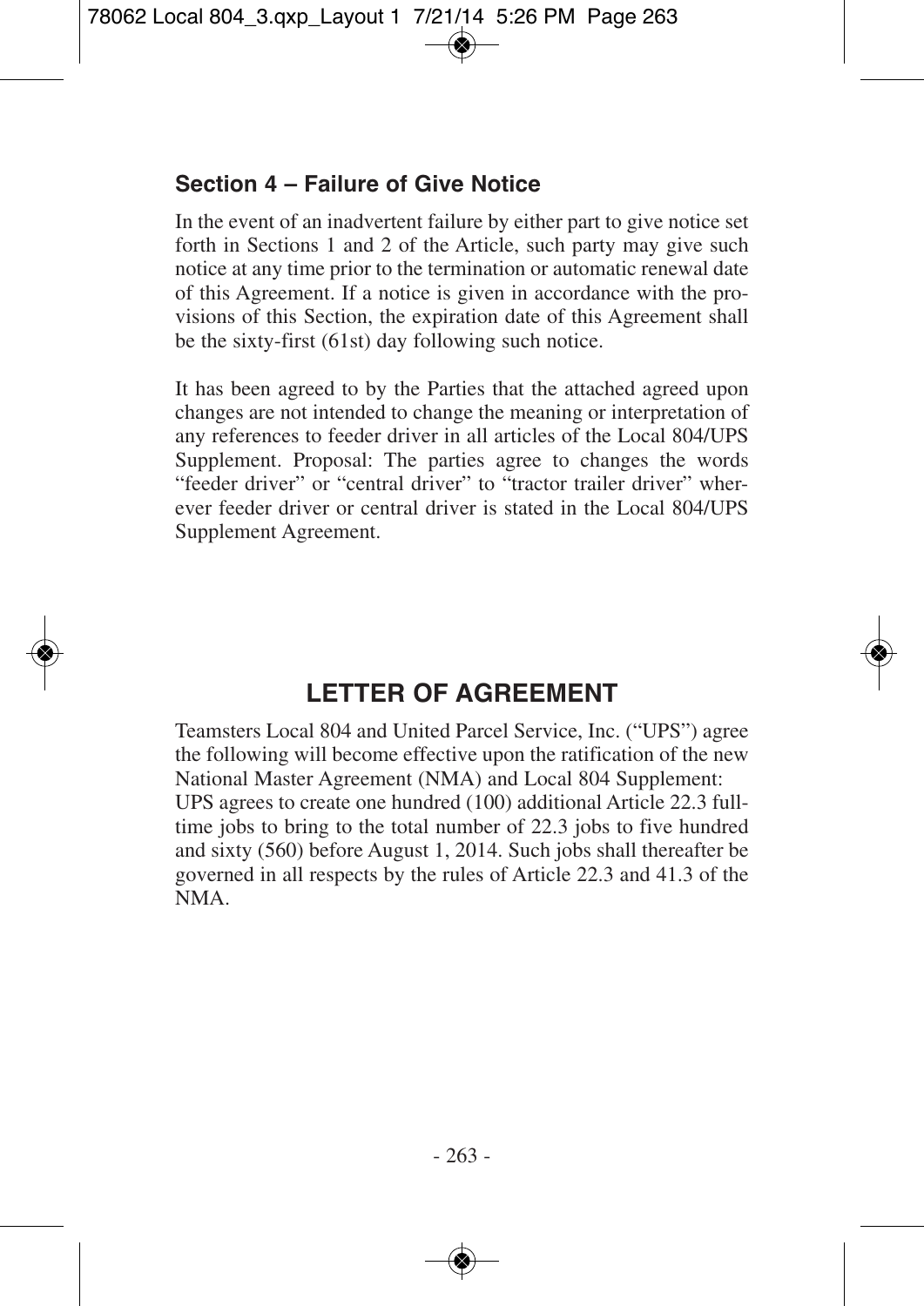### Section 4 – Failure of Give Notice

In the event of an inadvertent failure by either part to give notice set forth in Sections 1 and 2 of the Article, such party may give such notice at any time prior to the termination or automatic renewal date of this Agreement. If a notice is given in accordance with the provisions of this Section, the expiration date of this Agreement shall be the sixty-first (61st) day following such notice.

It has been agreed to by the Parties that the attached agreed upon changes are not intended to change the meaning or interpretation of any references to feeder driver in all articles of the Local 804/UPS Supplement. Proposal: The parties agree to changes the words "feeder driver" or "central driver" to "tractor trailer driver" wherever feeder driver or central driver is stated in the Local 804/UPS Supplement Agreement.

## LETTER OF AGREEMENT

Teamsters Local 804 and United Parcel Service, Inc. ("UPS") agree the following will become effective upon the ratification of the new National Master Agreement (NMA) and Local 804 Supplement:
UPS agrees to create one hundred (100) additional Article 22.3 full-time jobs to bring to the total number of 22.3 jobs to five hundred and sixty (560) before August 1, 2014. Such jobs shall thereafter be governed in all respects by the rules of Article 22.3 and 41.3 of the NMA.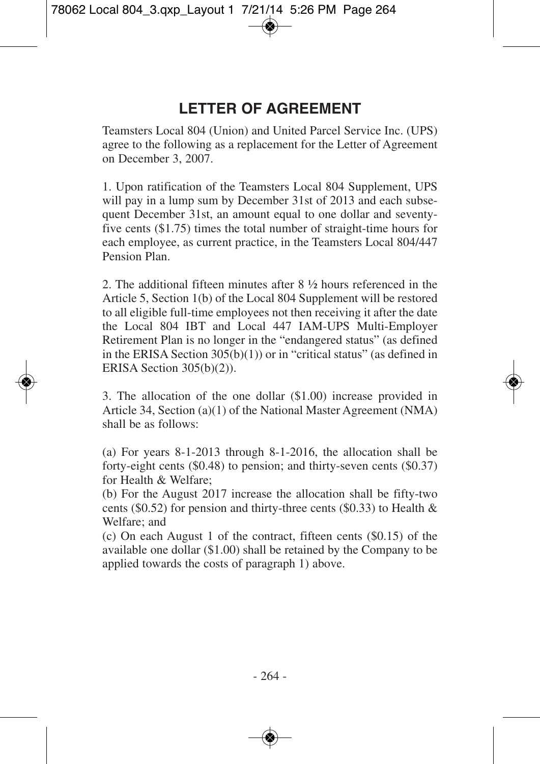# LETTER OF AGREEMENT

Teamsters Local 804 (Union) and United Parcel Service Inc. (UPS) agree to the following as a replacement for the Letter of Agreement on December 3, 2007.

1. Upon ratification of the Teamsters Local 804 Supplement, UPS will pay in a lump sum by December 31st of 2013 and each subsequent December 31st, an amount equal to one dollar and seventy-five cents ($1.75) times the total number of straight-time hours for each employee, as current practice, in the Teamsters Local 804/447 Pension Plan.

2. The additional fifteen minutes after 8 ½ hours referenced in the Article 5, Section 1(b) of the Local 804 Supplement will be restored to all eligible full-time employees not then receiving it after the date the Local 804 IBT and Local 447 IAM-UPS Multi-Employer Retirement Plan is no longer in the "endangered status" (as defined in the ERISA Section 305(b)(1)) or in "critical status" (as defined in ERISA Section 305(b)(2)).

3. The allocation of the one dollar ($1.00) increase provided in Article 34, Section (a)(1) of the National Master Agreement (NMA) shall be as follows:

(a) For years 8-1-2013 through 8-1-2016, the allocation shall be forty-eight cents ($0.48) to pension; and thirty-seven cents ($0.37) for Health & Welfare;
(b) For the August 2017 increase the allocation shall be fifty-two cents ($0.52) for pension and thirty-three cents ($0.33) to Health & Welfare; and
(c) On each August 1 of the contract, fifteen cents ($0.15) of the available one dollar ($1.00) shall be retained by the Company to be applied towards the costs of paragraph 1) above.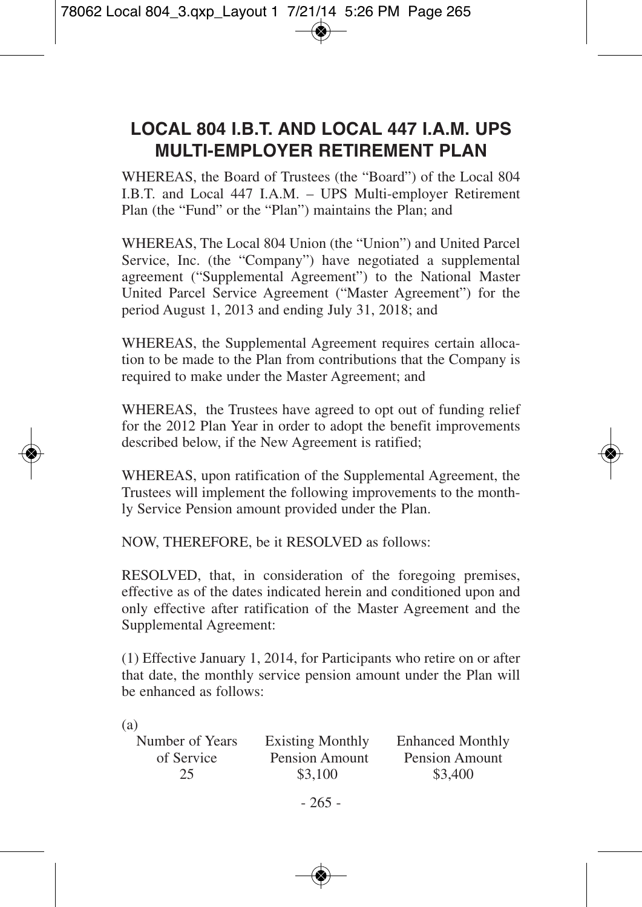# LOCAL 804 I.B.T. AND LOCAL 447 I.A.M. UPS MULTI-EMPLOYER RETIREMENT PLAN

WHEREAS, the Board of Trustees (the "Board") of the Local 804 I.B.T. and Local 447 I.A.M. – UPS Multi-employer Retirement Plan (the "Fund" or the "Plan") maintains the Plan; and

WHEREAS, The Local 804 Union (the "Union") and United Parcel Service, Inc. (the "Company") have negotiated a supplemental agreement ("Supplemental Agreement") to the National Master United Parcel Service Agreement ("Master Agreement") for the period August 1, 2013 and ending July 31, 2018; and

WHEREAS, the Supplemental Agreement requires certain allocation to be made to the Plan from contributions that the Company is required to make under the Master Agreement; and

WHEREAS, the Trustees have agreed to opt out of funding relief for the 2012 Plan Year in order to adopt the benefit improvements described below, if the New Agreement is ratified;

WHEREAS, upon ratification of the Supplemental Agreement, the Trustees will implement the following improvements to the monthly Service Pension amount provided under the Plan.

NOW, THEREFORE, be it RESOLVED as follows:

RESOLVED, that, in consideration of the foregoing premises, effective as of the dates indicated herein and conditioned upon and only effective after ratification of the Master Agreement and the Supplemental Agreement:

(1) Effective January 1, 2014, for Participants who retire on or after that date, the monthly service pension amount under the Plan will be enhanced as follows:

(a)

| Number of Years of Service | Existing Monthly Pension Amount | Enhanced Monthly Pension Amount |
|---|---|---|
| 25 | $3,100 | $3,400 |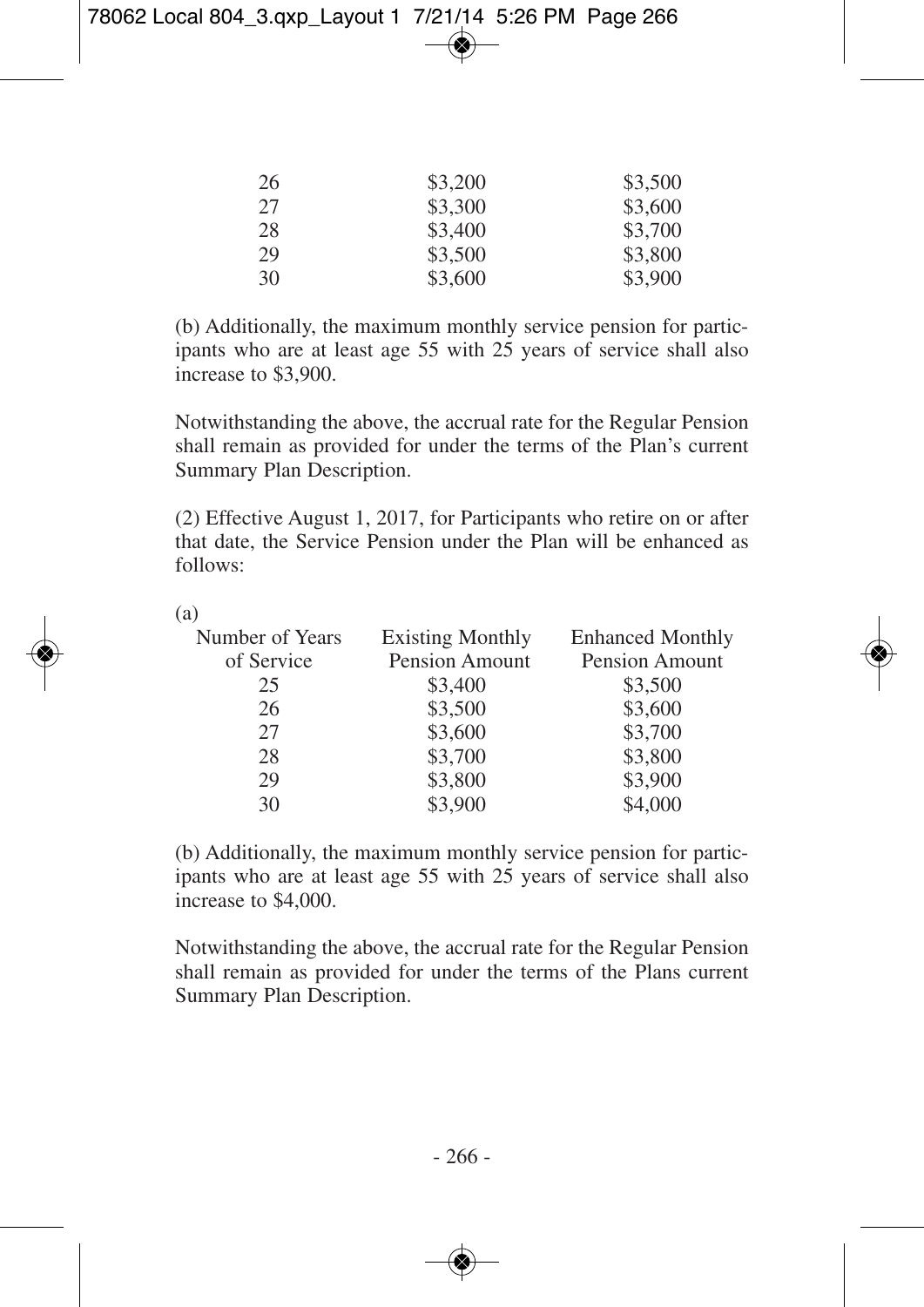| | | |
|---|---|---|
| 26 | $3,200 | $3,500 |
| 27 | $3,300 | $3,600 |
| 28 | $3,400 | $3,700 |
| 29 | $3,500 | $3,800 |
| 30 | $3,600 | $3,900 |

(b) Additionally, the maximum monthly service pension for participants who are at least age 55 with 25 years of service shall also increase to $3,900.

Notwithstanding the above, the accrual rate for the Regular Pension shall remain as provided for under the terms of the Plan's current Summary Plan Description.

(2) Effective August 1, 2017, for Participants who retire on or after that date, the Service Pension under the Plan will be enhanced as follows:

(a)

| Number of Years of Service | Existing Monthly Pension Amount | Enhanced Monthly Pension Amount |
|---|---|---|
| 25 | $3,400 | $3,500 |
| 26 | $3,500 | $3,600 |
| 27 | $3,600 | $3,700 |
| 28 | $3,700 | $3,800 |
| 29 | $3,800 | $3,900 |
| 30 | $3,900 | $4,000 |

(b) Additionally, the maximum monthly service pension for participants who are at least age 55 with 25 years of service shall also increase to $4,000.

Notwithstanding the above, the accrual rate for the Regular Pension shall remain as provided for under the terms of the Plans current Summary Plan Description.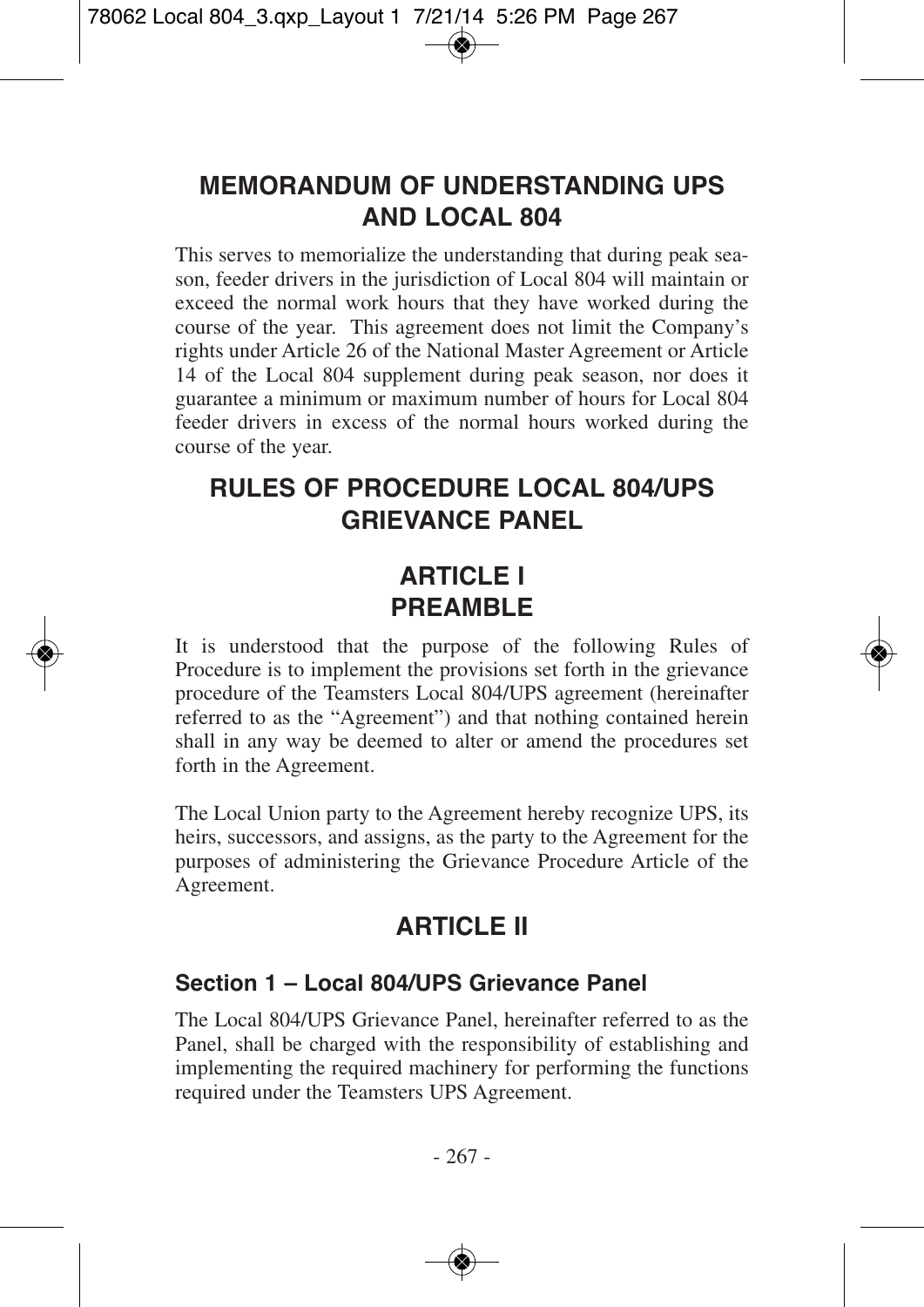## MEMORANDUM OF UNDERSTANDING UPS AND LOCAL 804

This serves to memorialize the understanding that during peak season, feeder drivers in the jurisdiction of Local 804 will maintain or exceed the normal work hours that they have worked during the course of the year. This agreement does not limit the Company's rights under Article 26 of the National Master Agreement or Article 14 of the Local 804 supplement during peak season, nor does it guarantee a minimum or maximum number of hours for Local 804 feeder drivers in excess of the normal hours worked during the course of the year.

## RULES OF PROCEDURE LOCAL 804/UPS GRIEVANCE PANEL

## ARTICLE I PREAMBLE

It is understood that the purpose of the following Rules of Procedure is to implement the provisions set forth in the grievance procedure of the Teamsters Local 804/UPS agreement (hereinafter referred to as the "Agreement") and that nothing contained herein shall in any way be deemed to alter or amend the procedures set forth in the Agreement.

The Local Union party to the Agreement hereby recognize UPS, its heirs, successors, and assigns, as the party to the Agreement for the purposes of administering the Grievance Procedure Article of the Agreement.

## ARTICLE II

### Section 1 – Local 804/UPS Grievance Panel

The Local 804/UPS Grievance Panel, hereinafter referred to as the Panel, shall be charged with the responsibility of establishing and implementing the required machinery for performing the functions required under the Teamsters UPS Agreement.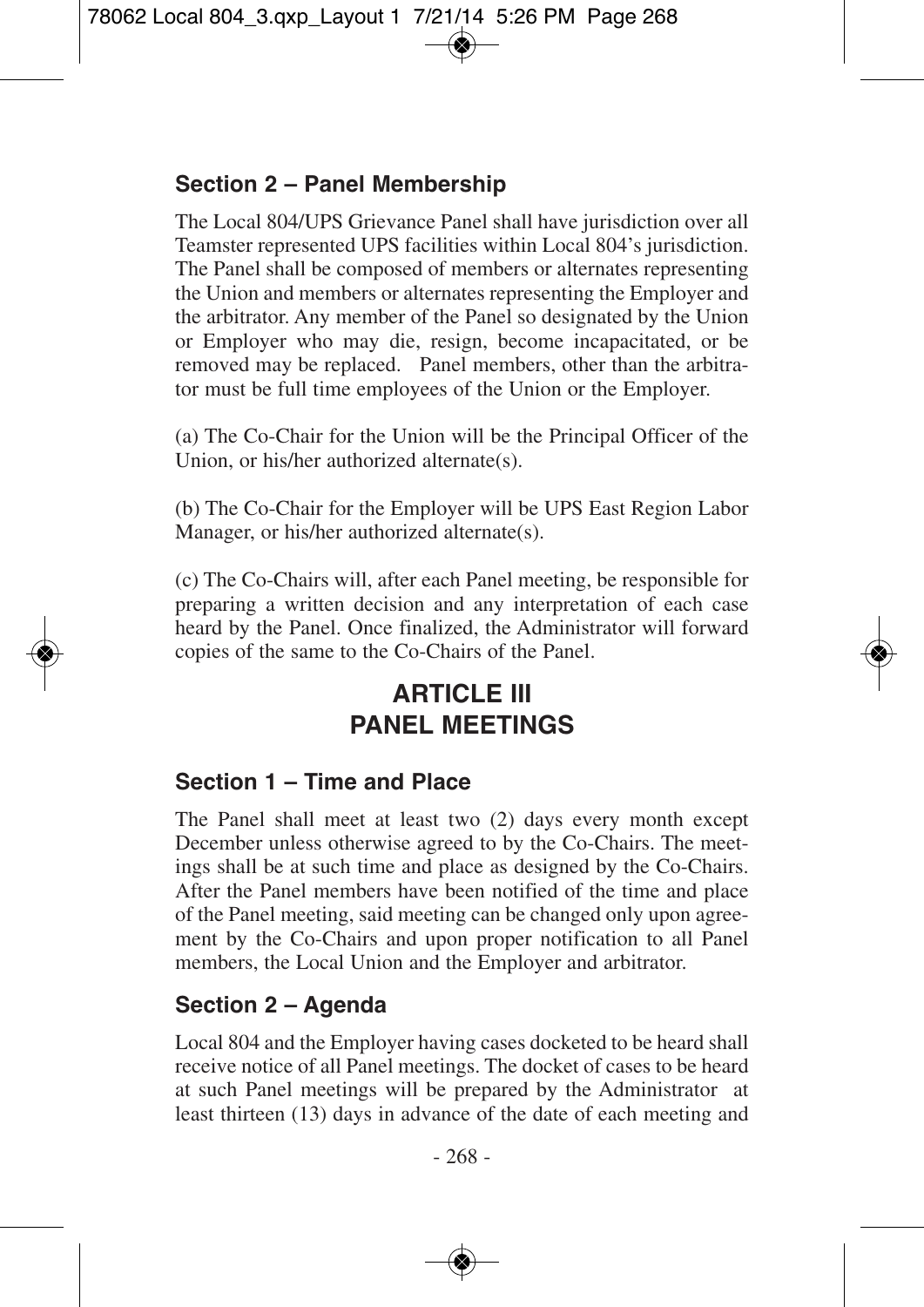### Section 2 – Panel Membership

The Local 804/UPS Grievance Panel shall have jurisdiction over all Teamster represented UPS facilities within Local 804's jurisdiction. The Panel shall be composed of members or alternates representing the Union and members or alternates representing the Employer and the arbitrator. Any member of the Panel so designated by the Union or Employer who may die, resign, become incapacitated, or be removed may be replaced. Panel members, other than the arbitrator must be full time employees of the Union or the Employer.

(a) The Co-Chair for the Union will be the Principal Officer of the Union, or his/her authorized alternate(s).

(b) The Co-Chair for the Employer will be UPS East Region Labor Manager, or his/her authorized alternate(s).

(c) The Co-Chairs will, after each Panel meeting, be responsible for preparing a written decision and any interpretation of each case heard by the Panel. Once finalized, the Administrator will forward copies of the same to the Co-Chairs of the Panel.

## ARTICLE III
## PANEL MEETINGS

### Section 1 – Time and Place

The Panel shall meet at least two (2) days every month except December unless otherwise agreed to by the Co-Chairs. The meetings shall be at such time and place as designed by the Co-Chairs. After the Panel members have been notified of the time and place of the Panel meeting, said meeting can be changed only upon agreement by the Co-Chairs and upon proper notification to all Panel members, the Local Union and the Employer and arbitrator.

### Section 2 – Agenda

Local 804 and the Employer having cases docketed to be heard shall receive notice of all Panel meetings. The docket of cases to be heard at such Panel meetings will be prepared by the Administrator at least thirteen (13) days in advance of the date of each meeting and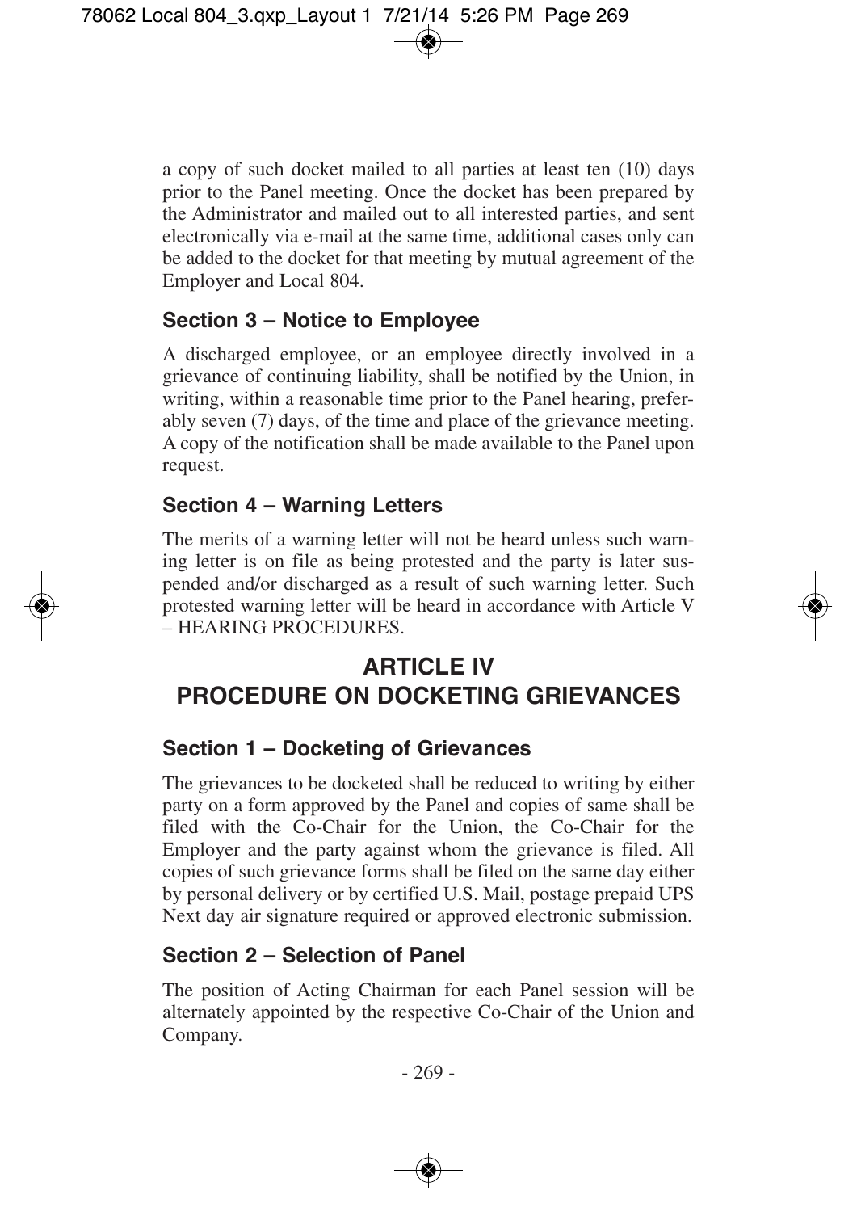a copy of such docket mailed to all parties at least ten (10) days prior to the Panel meeting. Once the docket has been prepared by the Administrator and mailed out to all interested parties, and sent electronically via e-mail at the same time, additional cases only can be added to the docket for that meeting by mutual agreement of the Employer and Local 804.

### Section 3 – Notice to Employee

A discharged employee, or an employee directly involved in a grievance of continuing liability, shall be notified by the Union, in writing, within a reasonable time prior to the Panel hearing, preferably seven (7) days, of the time and place of the grievance meeting. A copy of the notification shall be made available to the Panel upon request.

### Section 4 – Warning Letters

The merits of a warning letter will not be heard unless such warning letter is on file as being protested and the party is later suspended and/or discharged as a result of such warning letter. Such protested warning letter will be heard in accordance with Article V – HEARING PROCEDURES.

## ARTICLE IV
## PROCEDURE ON DOCKETING GRIEVANCES

### Section 1 – Docketing of Grievances

The grievances to be docketed shall be reduced to writing by either party on a form approved by the Panel and copies of same shall be filed with the Co-Chair for the Union, the Co-Chair for the Employer and the party against whom the grievance is filed. All copies of such grievance forms shall be filed on the same day either by personal delivery or by certified U.S. Mail, postage prepaid UPS Next day air signature required or approved electronic submission.

### Section 2 – Selection of Panel

The position of Acting Chairman for each Panel session will be alternately appointed by the respective Co-Chair of the Union and Company.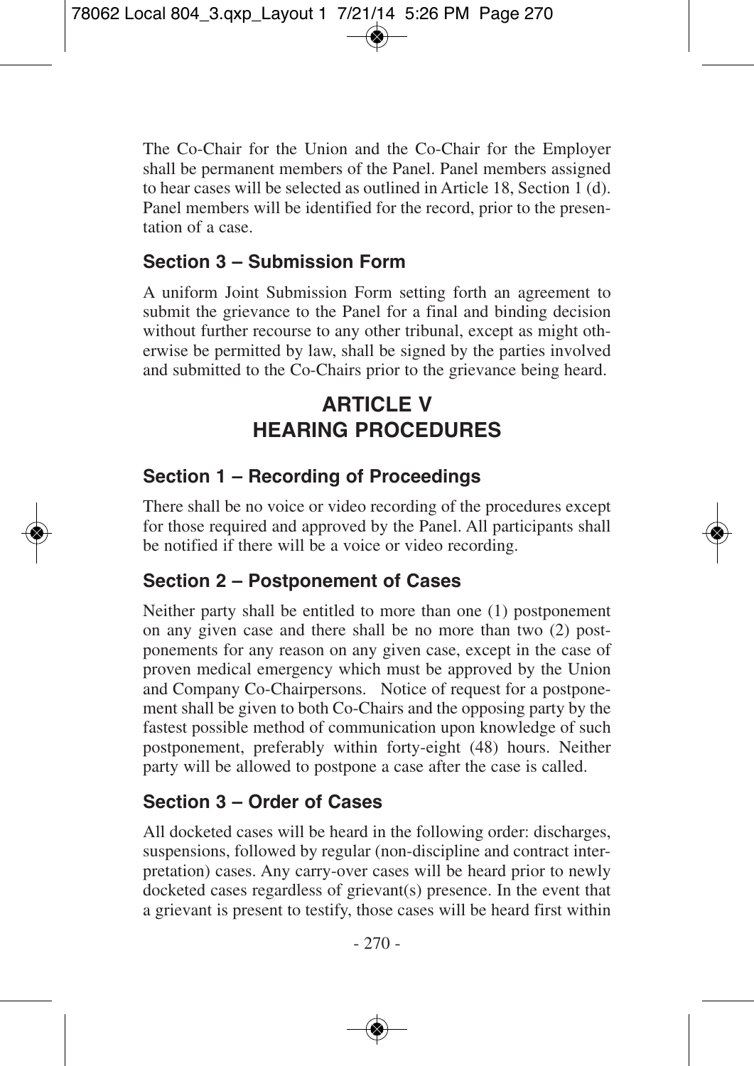The Co-Chair for the Union and the Co-Chair for the Employer shall be permanent members of the Panel. Panel members assigned to hear cases will be selected as outlined in Article 18, Section 1 (d). Panel members will be identified for the record, prior to the presentation of a case.

### Section 3 – Submission Form

A uniform Joint Submission Form setting forth an agreement to submit the grievance to the Panel for a final and binding decision without further recourse to any other tribunal, except as might otherwise be permitted by law, shall be signed by the parties involved and submitted to the Co-Chairs prior to the grievance being heard.

## ARTICLE V
## HEARING PROCEDURES

### Section 1 – Recording of Proceedings

There shall be no voice or video recording of the procedures except for those required and approved by the Panel. All participants shall be notified if there will be a voice or video recording.

### Section 2 – Postponement of Cases

Neither party shall be entitled to more than one (1) postponement on any given case and there shall be no more than two (2) postponements for any reason on any given case, except in the case of proven medical emergency which must be approved by the Union and Company Co-Chairpersons. Notice of request for a postponement shall be given to both Co-Chairs and the opposing party by the fastest possible method of communication upon knowledge of such postponement, preferably within forty-eight (48) hours. Neither party will be allowed to postpone a case after the case is called.

### Section 3 – Order of Cases

All docketed cases will be heard in the following order: discharges, suspensions, followed by regular (non-discipline and contract interpretation) cases. Any carry-over cases will be heard prior to newly docketed cases regardless of grievant(s) presence. In the event that a grievant is present to testify, those cases will be heard first within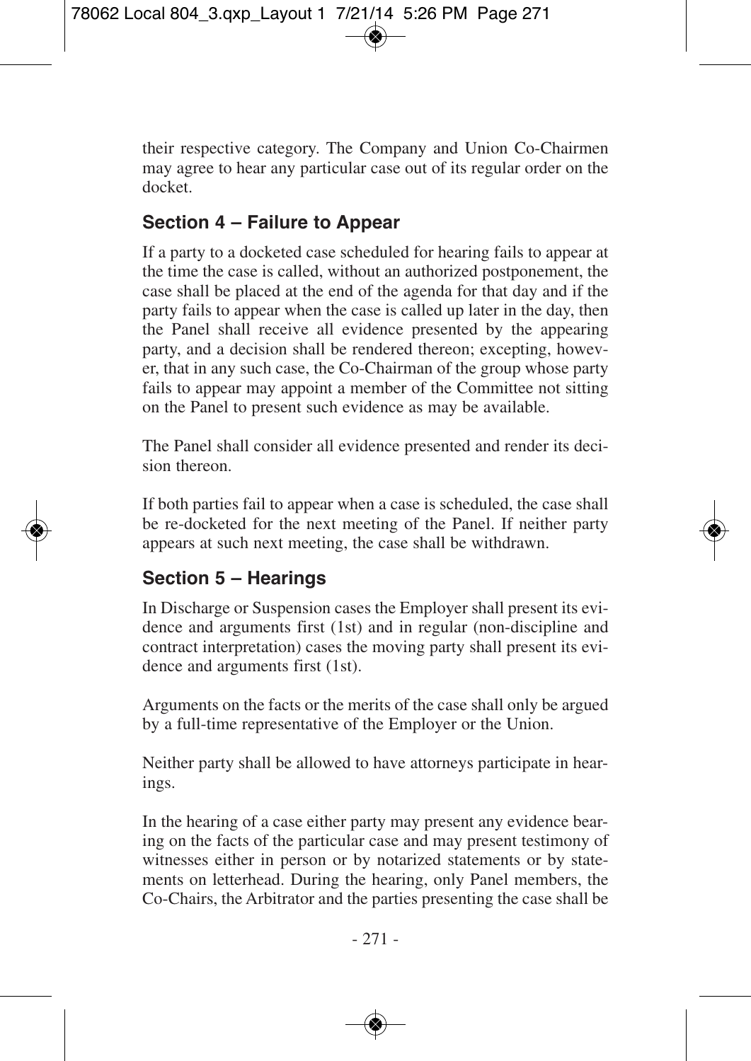their respective category. The Company and Union Co-Chairmen may agree to hear any particular case out of its regular order on the docket.

### Section 4 – Failure to Appear

If a party to a docketed case scheduled for hearing fails to appear at the time the case is called, without an authorized postponement, the case shall be placed at the end of the agenda for that day and if the party fails to appear when the case is called up later in the day, then the Panel shall receive all evidence presented by the appearing party, and a decision shall be rendered thereon; excepting, however, that in any such case, the Co-Chairman of the group whose party fails to appear may appoint a member of the Committee not sitting on the Panel to present such evidence as may be available.

The Panel shall consider all evidence presented and render its decision thereon.

If both parties fail to appear when a case is scheduled, the case shall be re-docketed for the next meeting of the Panel. If neither party appears at such next meeting, the case shall be withdrawn.

### Section 5 – Hearings

In Discharge or Suspension cases the Employer shall present its evidence and arguments first (1st) and in regular (non-discipline and contract interpretation) cases the moving party shall present its evidence and arguments first (1st).

Arguments on the facts or the merits of the case shall only be argued by a full-time representative of the Employer or the Union.

Neither party shall be allowed to have attorneys participate in hearings.

In the hearing of a case either party may present any evidence bearing on the facts of the particular case and may present testimony of witnesses either in person or by notarized statements or by statements on letterhead. During the hearing, only Panel members, the Co-Chairs, the Arbitrator and the parties presenting the case shall be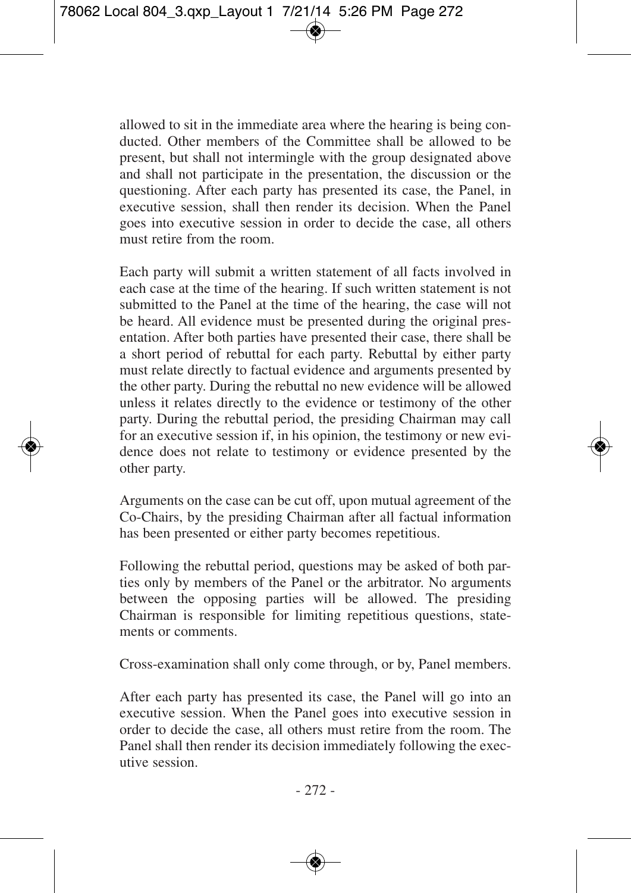allowed to sit in the immediate area where the hearing is being conducted. Other members of the Committee shall be allowed to be present, but shall not intermingle with the group designated above and shall not participate in the presentation, the discussion or the questioning. After each party has presented its case, the Panel, in executive session, shall then render its decision. When the Panel goes into executive session in order to decide the case, all others must retire from the room.

Each party will submit a written statement of all facts involved in each case at the time of the hearing. If such written statement is not submitted to the Panel at the time of the hearing, the case will not be heard. All evidence must be presented during the original presentation. After both parties have presented their case, there shall be a short period of rebuttal for each party. Rebuttal by either party must relate directly to factual evidence and arguments presented by the other party. During the rebuttal no new evidence will be allowed unless it relates directly to the evidence or testimony of the other party. During the rebuttal period, the presiding Chairman may call for an executive session if, in his opinion, the testimony or new evidence does not relate to testimony or evidence presented by the other party.

Arguments on the case can be cut off, upon mutual agreement of the Co-Chairs, by the presiding Chairman after all factual information has been presented or either party becomes repetitious.

Following the rebuttal period, questions may be asked of both parties only by members of the Panel or the arbitrator. No arguments between the opposing parties will be allowed. The presiding Chairman is responsible for limiting repetitious questions, statements or comments.

Cross-examination shall only come through, or by, Panel members.

After each party has presented its case, the Panel will go into an executive session. When the Panel goes into executive session in order to decide the case, all others must retire from the room. The Panel shall then render its decision immediately following the executive session.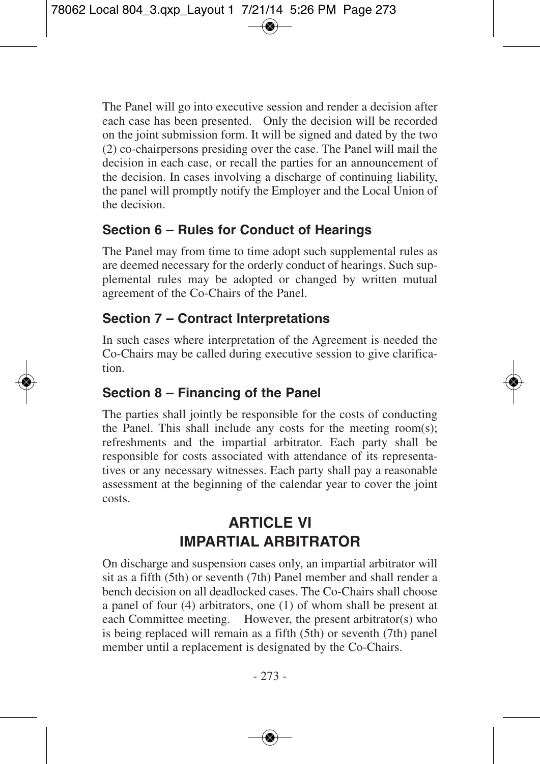The Panel will go into executive session and render a decision after each case has been presented. Only the decision will be recorded on the joint submission form. It will be signed and dated by the two (2) co-chairpersons presiding over the case. The Panel will mail the decision in each case, or recall the parties for an announcement of the decision. In cases involving a discharge of continuing liability, the panel will promptly notify the Employer and the Local Union of the decision.

### Section 6 – Rules for Conduct of Hearings

The Panel may from time to time adopt such supplemental rules as are deemed necessary for the orderly conduct of hearings. Such supplemental rules may be adopted or changed by written mutual agreement of the Co-Chairs of the Panel.

### Section 7 – Contract Interpretations

In such cases where interpretation of the Agreement is needed the Co-Chairs may be called during executive session to give clarification.

### Section 8 – Financing of the Panel

The parties shall jointly be responsible for the costs of conducting the Panel. This shall include any costs for the meeting room(s); refreshments and the impartial arbitrator. Each party shall be responsible for costs associated with attendance of its representatives or any necessary witnesses. Each party shall pay a reasonable assessment at the beginning of the calendar year to cover the joint costs.

## ARTICLE VI
## IMPARTIAL ARBITRATOR

On discharge and suspension cases only, an impartial arbitrator will sit as a fifth (5th) or seventh (7th) Panel member and shall render a bench decision on all deadlocked cases. The Co-Chairs shall choose a panel of four (4) arbitrators, one (1) of whom shall be present at each Committee meeting. However, the present arbitrator(s) who is being replaced will remain as a fifth (5th) or seventh (7th) panel member until a replacement is designated by the Co-Chairs.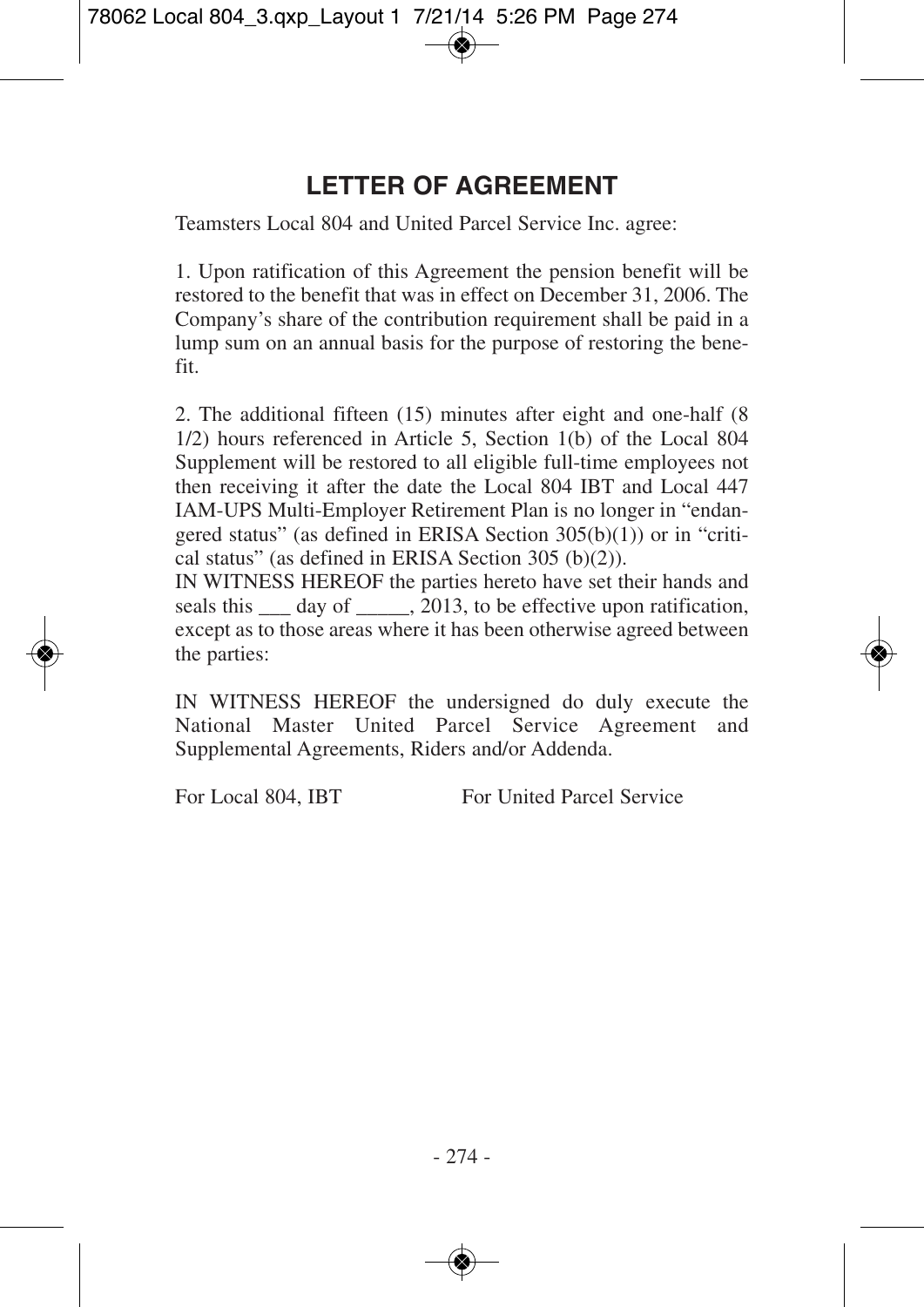# LETTER OF AGREEMENT

Teamsters Local 804 and United Parcel Service Inc. agree:

1. Upon ratification of this Agreement the pension benefit will be restored to the benefit that was in effect on December 31, 2006. The Company's share of the contribution requirement shall be paid in a lump sum on an annual basis for the purpose of restoring the benefit.

2. The additional fifteen (15) minutes after eight and one-half (8 1/2) hours referenced in Article 5, Section 1(b) of the Local 804 Supplement will be restored to all eligible full-time employees not then receiving it after the date the Local 804 IBT and Local 447 IAM-UPS Multi-Employer Retirement Plan is no longer in "endangered status" (as defined in ERISA Section 305(b)(1)) or in "critical status" (as defined in ERISA Section 305 (b)(2)).

IN WITNESS HEREOF the parties hereto have set their hands and seals this ___ day of _____, 2013, to be effective upon ratification, except as to those areas where it has been otherwise agreed between the parties:

IN WITNESS HEREOF the undersigned do duly execute the National Master United Parcel Service Agreement and Supplemental Agreements, Riders and/or Addenda.

For Local 804, IBT For United Parcel Service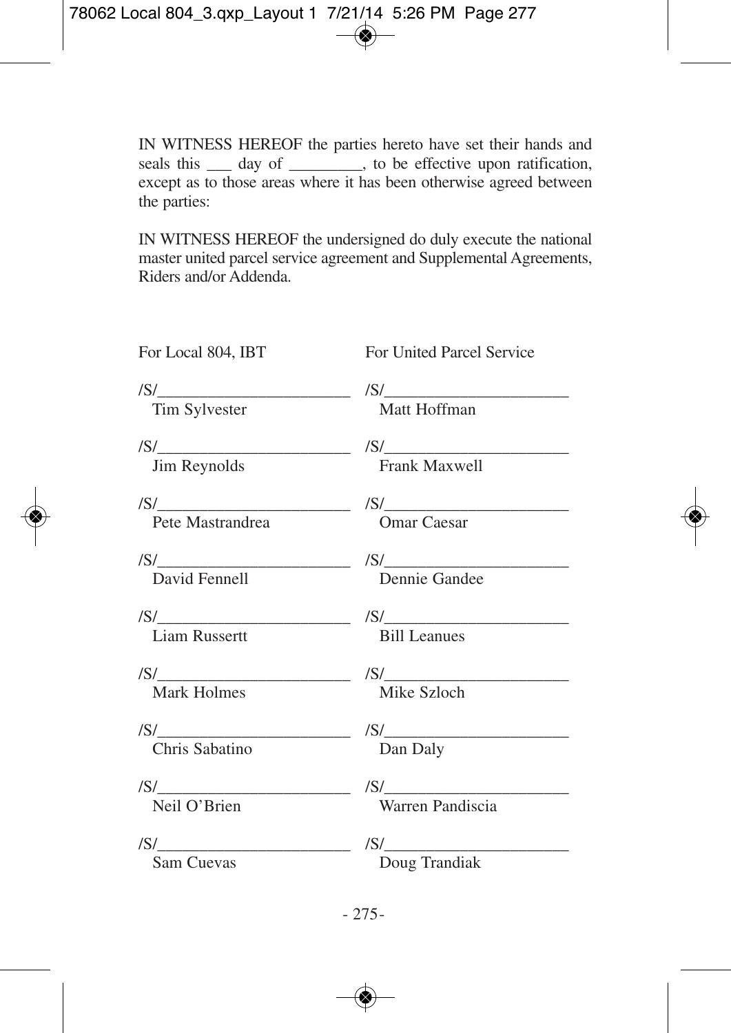IN WITNESS HEREOF the parties hereto have set their hands and seals this ___ day of _________, to be effective upon ratification, except as to those areas where it has been otherwise agreed between the parties:

IN WITNESS HEREOF the undersigned do duly execute the national master united parcel service agreement and Supplemental Agreements, Riders and/or Addenda.

| For Local 804, IBT | For United Parcel Service |
|---|---|
| /S/________________________ Tim Sylvester | /S/______________________ Matt Hoffman |
| /S/________________________ Jim Reynolds | /S/______________________ Frank Maxwell |
| /S/________________________ Pete Mastrandrea | /S/______________________ Omar Caesar |
| /S/________________________ David Fennell | /S/______________________ Dennie Gandee |
| /S/________________________ Liam Russertt | /S/______________________ Bill Leanues |
| /S/________________________ Mark Holmes | /S/______________________ Mike Szloch |
| /S/________________________ Chris Sabatino | /S/______________________ Dan Daly |
| /S/________________________ Neil O’Brien | /S/______________________ Warren Pandiscia |
| /S/________________________ Sam Cuevas | /S/______________________ Doug Trandiak |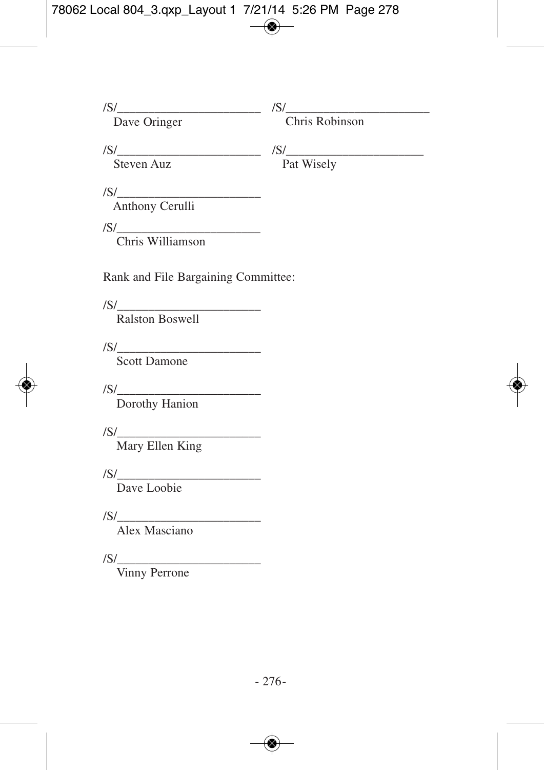/S/________________________
Dave Oringer

/S/________________________
Chris Robinson

/S/________________________
Steven Auz

/S/________________________
Pat Wisely

/S/________________________
Anthony Cerulli

/S/________________________
Chris Williamson

Rank and File Bargaining Committee:

/S/________________________
Ralston Boswell

/S/________________________
Scott Damone

/S/________________________
Dorothy Hanion

/S/________________________
Mary Ellen King

/S/________________________
Dave Loobie

/S/________________________
Alex Masciano

/S/________________________
Vinny Perrone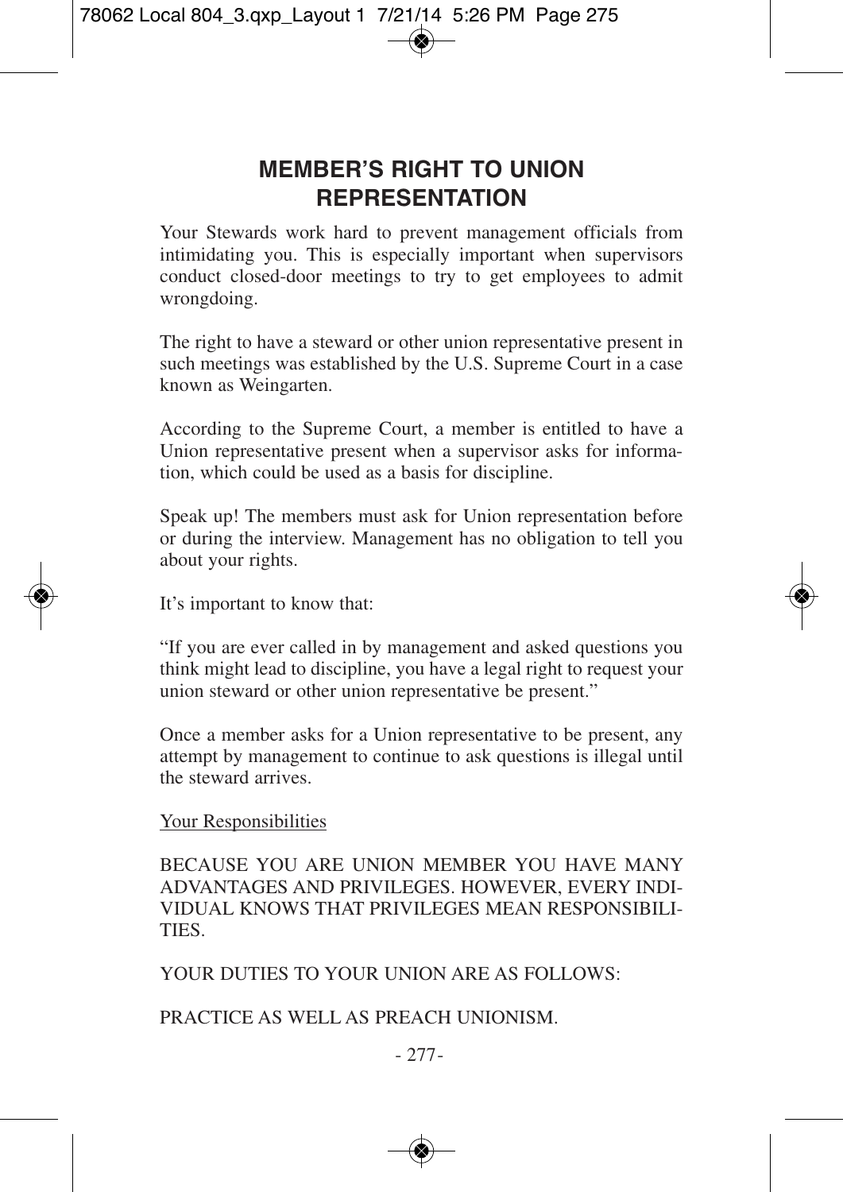# MEMBER'S RIGHT TO UNION REPRESENTATION

Your Stewards work hard to prevent management officials from intimidating you. This is especially important when supervisors conduct closed-door meetings to try to get employees to admit wrongdoing.

The right to have a steward or other union representative present in such meetings was established by the U.S. Supreme Court in a case known as Weingarten.

According to the Supreme Court, a member is entitled to have a Union representative present when a supervisor asks for information, which could be used as a basis for discipline.

Speak up! The members must ask for Union representation before or during the interview. Management has no obligation to tell you about your rights.

It's important to know that:

"If you are ever called in by management and asked questions you think might lead to discipline, you have a legal right to request your union steward or other union representative be present."

Once a member asks for a Union representative to be present, any attempt by management to continue to ask questions is illegal until the steward arrives.

<u>Your Responsibilities</u>

BECAUSE YOU ARE UNION MEMBER YOU HAVE MANY ADVANTAGES AND PRIVILEGES. HOWEVER, EVERY INDIVIDUAL KNOWS THAT PRIVILEGES MEAN RESPONSIBILITIES.

YOUR DUTIES TO YOUR UNION ARE AS FOLLOWS:

PRACTICE AS WELL AS PREACH UNIONISM.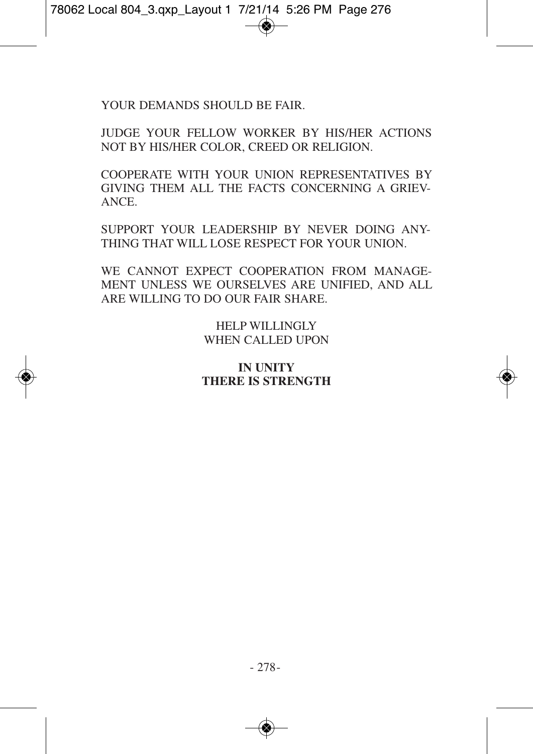YOUR DEMANDS SHOULD BE FAIR.

JUDGE YOUR FELLOW WORKER BY HIS/HER ACTIONS NOT BY HIS/HER COLOR, CREED OR RELIGION.

COOPERATE WITH YOUR UNION REPRESENTATIVES BY GIVING THEM ALL THE FACTS CONCERNING A GRIEVANCE.

SUPPORT YOUR LEADERSHIP BY NEVER DOING ANYTHING THAT WILL LOSE RESPECT FOR YOUR UNION.

WE CANNOT EXPECT COOPERATION FROM MANAGEMENT UNLESS WE OURSELVES ARE UNIFIED, AND ALL ARE WILLING TO DO OUR FAIR SHARE.

HELP WILLINGLY
WHEN CALLED UPON

**IN UNITY**
**THERE IS STRENGTH**